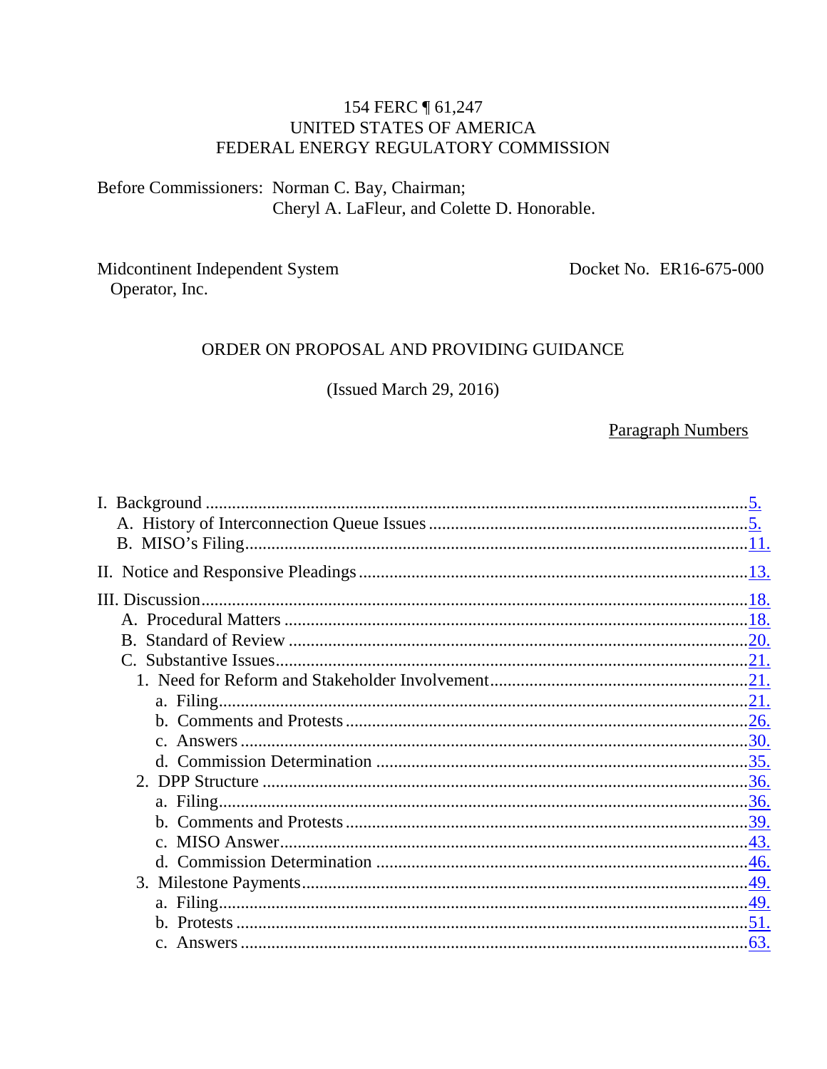154 FERC ¶ 61,247
UNITED STATES OF AMERICA
FEDERAL ENERGY REGULATORY COMMISSION

Before Commissioners: Norman C. Bay, Chairman;
Cheryl A. LaFleur, and Colette D. Honorable.

Midcontinent Independent System Operator, Inc. — Docket No. ER16-675-000

ORDER ON PROPOSAL AND PROVIDING GUIDANCE

(Issued March 29, 2016)

Paragraph Numbers

I. Background ........................................................ 5.
  A. History of Interconnection Queue Issues ........................................................ 5.
  B. MISO's Filing ........................................................ 11.

II. Notice and Responsive Pleadings ........................................................ 13.

III. Discussion ........................................................ 18.
  A. Procedural Matters ........................................................ 18.
  B. Standard of Review ........................................................ 20.
  C. Substantive Issues ........................................................ 21.
    1. Need for Reform and Stakeholder Involvement ........................................................ 21.
      a. Filing ........................................................ 21.
      b. Comments and Protests ........................................................ 26.
      c. Answers ........................................................ 30.
      d. Commission Determination ........................................................ 35.
    2. DPP Structure ........................................................ 36.
      a. Filing ........................................................ 36.
      b. Comments and Protests ........................................................ 39.
      c. MISO Answer ........................................................ 43.
      d. Commission Determination ........................................................ 46.
    3. Milestone Payments ........................................................ 49.
      a. Filing ........................................................ 49.
      b. Protests ........................................................ 51.
      c. Answers ........................................................ 63.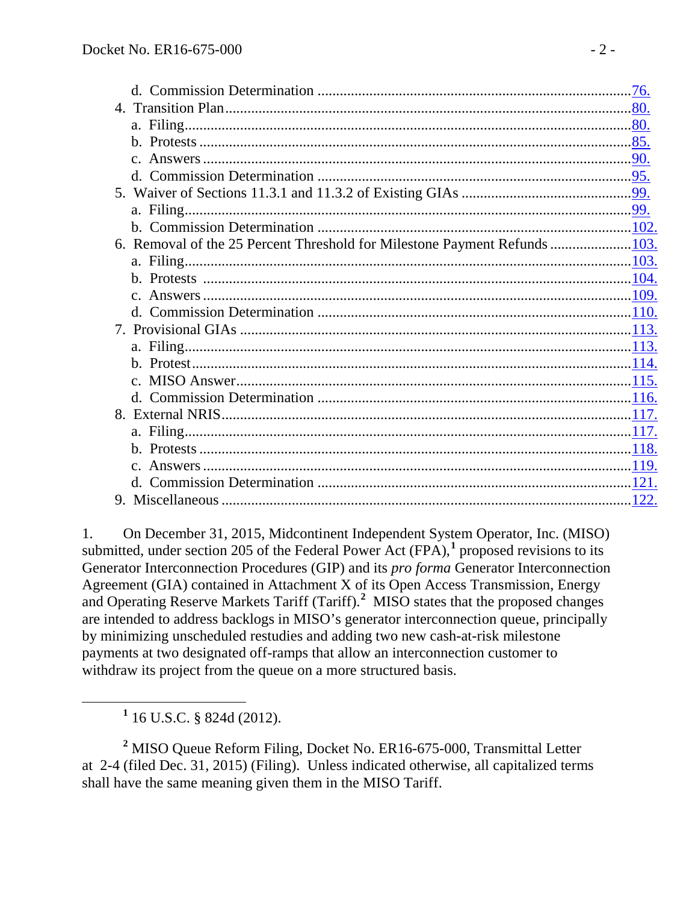d. Commission Determination ....................................................................................76.

4. Transition Plan.............................................................................................................80.

a. Filing.......................................................................................................................80.

b. Protests ..................................................................................................................85.

c. Answers ..................................................................................................................90.

d. Commission Determination ....................................................................................95.

5. Waiver of Sections 11.3.1 and 11.3.2 of Existing GIAs ..............................................99.

a. Filing.......................................................................................................................99.

b. Commission Determination ....................................................................................102.

6. Removal of the 25 Percent Threshold for Milestone Payment Refunds .....................103.

a. Filing.......................................................................................................................103.

b. Protests ..................................................................................................................104.

c. Answers ..................................................................................................................109.

d. Commission Determination ....................................................................................110.

7. Provisional GIAs .........................................................................................................113.

a. Filing.......................................................................................................................113.

b. Protest.....................................................................................................................114.

c. MISO Answer..........................................................................................................115.

d. Commission Determination ....................................................................................116.

8. External NRIS...............................................................................................................117.

a. Filing.......................................................................................................................117.

b. Protests ..................................................................................................................118.

c. Answers ..................................................................................................................119.

d. Commission Determination ....................................................................................121.

9. Miscellaneous ...............................................................................................................122.

1. On December 31, 2015, Midcontinent Independent System Operator, Inc. (MISO) submitted, under section 205 of the Federal Power Act (FPA),[1] proposed revisions to its Generator Interconnection Procedures (GIP) and its *pro forma* Generator Interconnection Agreement (GIA) contained in Attachment X of its Open Access Transmission, Energy and Operating Reserve Markets Tariff (Tariff).[2] MISO states that the proposed changes are intended to address backlogs in MISO's generator interconnection queue, principally by minimizing unscheduled restudies and adding two new cash-at-risk milestone payments at two designated off-ramps that allow an interconnection customer to withdraw its project from the queue on a more structured basis.

[1] 16 U.S.C. § 824d (2012).

[2] MISO Queue Reform Filing, Docket No. ER16-675-000, Transmittal Letter at 2-4 (filed Dec. 31, 2015) (Filing). Unless indicated otherwise, all capitalized terms shall have the same meaning given them in the MISO Tariff.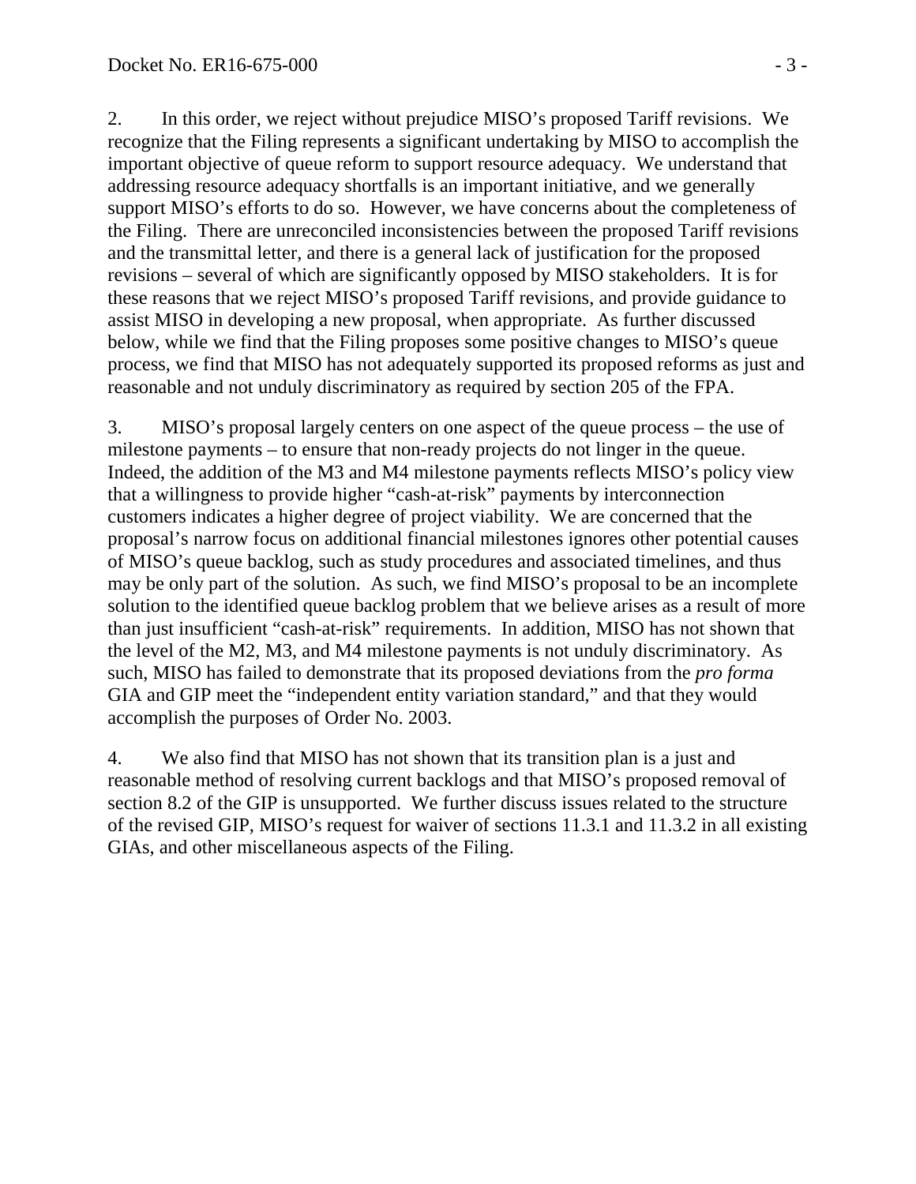2. In this order, we reject without prejudice MISO's proposed Tariff revisions. We recognize that the Filing represents a significant undertaking by MISO to accomplish the important objective of queue reform to support resource adequacy. We understand that addressing resource adequacy shortfalls is an important initiative, and we generally support MISO's efforts to do so. However, we have concerns about the completeness of the Filing. There are unreconciled inconsistencies between the proposed Tariff revisions and the transmittal letter, and there is a general lack of justification for the proposed revisions – several of which are significantly opposed by MISO stakeholders. It is for these reasons that we reject MISO's proposed Tariff revisions, and provide guidance to assist MISO in developing a new proposal, when appropriate. As further discussed below, while we find that the Filing proposes some positive changes to MISO's queue process, we find that MISO has not adequately supported its proposed reforms as just and reasonable and not unduly discriminatory as required by section 205 of the FPA.

3. MISO's proposal largely centers on one aspect of the queue process – the use of milestone payments – to ensure that non-ready projects do not linger in the queue. Indeed, the addition of the M3 and M4 milestone payments reflects MISO's policy view that a willingness to provide higher "cash-at-risk" payments by interconnection customers indicates a higher degree of project viability. We are concerned that the proposal's narrow focus on additional financial milestones ignores other potential causes of MISO's queue backlog, such as study procedures and associated timelines, and thus may be only part of the solution. As such, we find MISO's proposal to be an incomplete solution to the identified queue backlog problem that we believe arises as a result of more than just insufficient "cash-at-risk" requirements. In addition, MISO has not shown that the level of the M2, M3, and M4 milestone payments is not unduly discriminatory. As such, MISO has failed to demonstrate that its proposed deviations from the *pro forma* GIA and GIP meet the "independent entity variation standard," and that they would accomplish the purposes of Order No. 2003.

4. We also find that MISO has not shown that its transition plan is a just and reasonable method of resolving current backlogs and that MISO's proposed removal of section 8.2 of the GIP is unsupported. We further discuss issues related to the structure of the revised GIP, MISO's request for waiver of sections 11.3.1 and 11.3.2 in all existing GIAs, and other miscellaneous aspects of the Filing.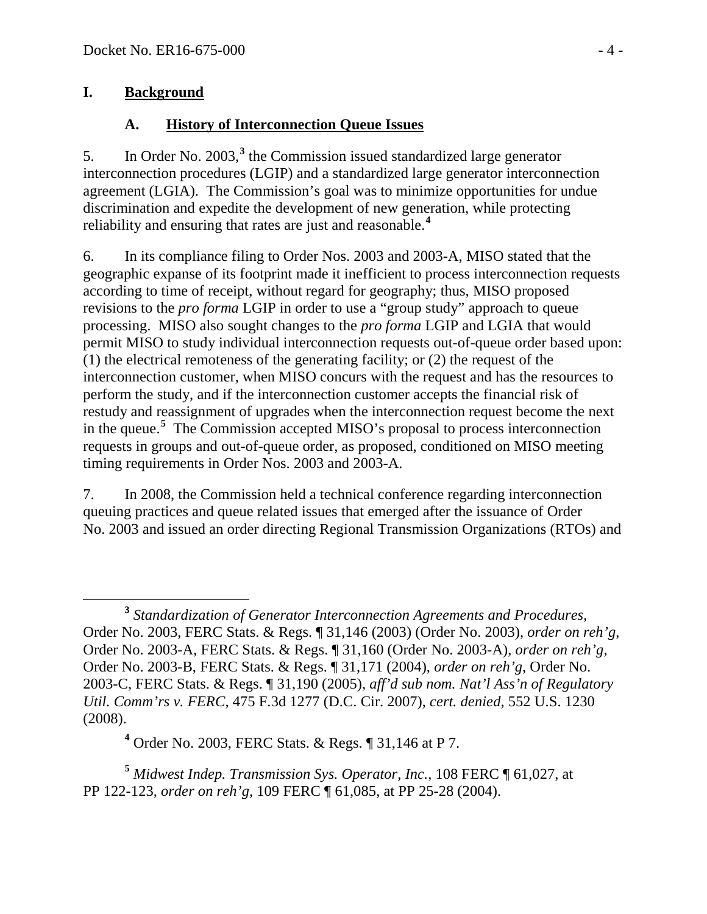## I. Background

### A. History of Interconnection Queue Issues

5. In Order No. 2003,[3] the Commission issued standardized large generator interconnection procedures (LGIP) and a standardized large generator interconnection agreement (LGIA). The Commission's goal was to minimize opportunities for undue discrimination and expedite the development of new generation, while protecting reliability and ensuring that rates are just and reasonable.[4]

6. In its compliance filing to Order Nos. 2003 and 2003-A, MISO stated that the geographic expanse of its footprint made it inefficient to process interconnection requests according to time of receipt, without regard for geography; thus, MISO proposed revisions to the *pro forma* LGIP in order to use a "group study" approach to queue processing. MISO also sought changes to the *pro forma* LGIP and LGIA that would permit MISO to study individual interconnection requests out-of-queue order based upon: (1) the electrical remoteness of the generating facility; or (2) the request of the interconnection customer, when MISO concurs with the request and has the resources to perform the study, and if the interconnection customer accepts the financial risk of restudy and reassignment of upgrades when the interconnection request become the next in the queue.[5] The Commission accepted MISO's proposal to process interconnection requests in groups and out-of-queue order, as proposed, conditioned on MISO meeting timing requirements in Order Nos. 2003 and 2003-A.

7. In 2008, the Commission held a technical conference regarding interconnection queuing practices and queue related issues that emerged after the issuance of Order No. 2003 and issued an order directing Regional Transmission Organizations (RTOs) and

---

[3] *Standardization of Generator Interconnection Agreements and Procedures*, Order No. 2003, FERC Stats. & Regs. ¶ 31,146 (2003) (Order No. 2003), *order on reh'g*, Order No. 2003-A, FERC Stats. & Regs. ¶ 31,160 (Order No. 2003-A), *order on reh'g*, Order No. 2003-B, FERC Stats. & Regs. ¶ 31,171 (2004), *order on reh'g*, Order No. 2003-C, FERC Stats. & Regs. ¶ 31,190 (2005), *aff'd sub nom. Nat'l Ass'n of Regulatory Util. Comm'rs v. FERC*, 475 F.3d 1277 (D.C. Cir. 2007), *cert. denied*, 552 U.S. 1230 (2008).

[4] Order No. 2003, FERC Stats. & Regs. ¶ 31,146 at P 7.

[5] *Midwest Indep. Transmission Sys. Operator, Inc.*, 108 FERC ¶ 61,027, at PP 122-123, *order on reh'g*, 109 FERC ¶ 61,085, at PP 25-28 (2004).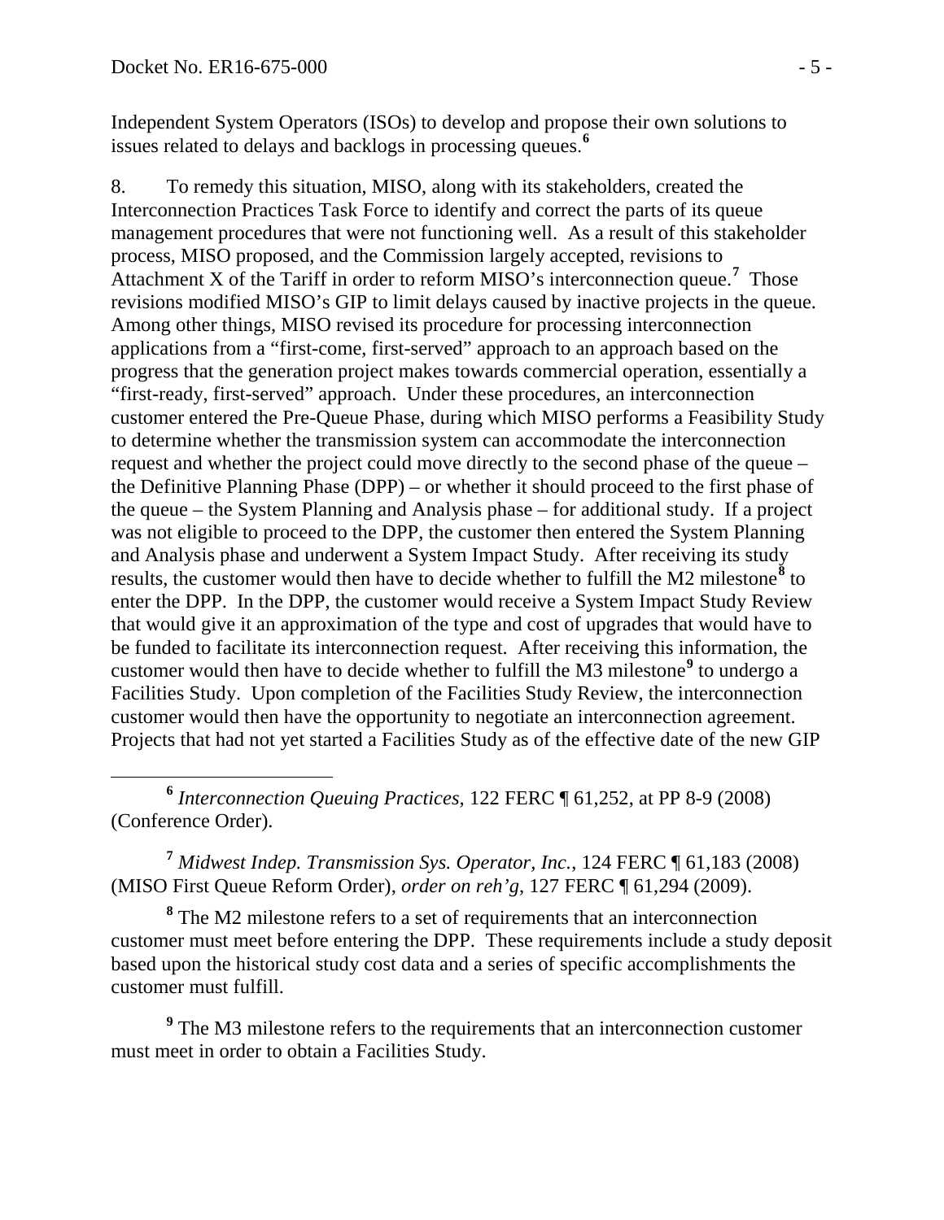Independent System Operators (ISOs) to develop and propose their own solutions to issues related to delays and backlogs in processing queues.[6]

8. To remedy this situation, MISO, along with its stakeholders, created the Interconnection Practices Task Force to identify and correct the parts of its queue management procedures that were not functioning well. As a result of this stakeholder process, MISO proposed, and the Commission largely accepted, revisions to Attachment X of the Tariff in order to reform MISO's interconnection queue.[7] Those revisions modified MISO's GIP to limit delays caused by inactive projects in the queue. Among other things, MISO revised its procedure for processing interconnection applications from a "first-come, first-served" approach to an approach based on the progress that the generation project makes towards commercial operation, essentially a "first-ready, first-served" approach. Under these procedures, an interconnection customer entered the Pre-Queue Phase, during which MISO performs a Feasibility Study to determine whether the transmission system can accommodate the interconnection request and whether the project could move directly to the second phase of the queue – the Definitive Planning Phase (DPP) – or whether it should proceed to the first phase of the queue – the System Planning and Analysis phase – for additional study. If a project was not eligible to proceed to the DPP, the customer then entered the System Planning and Analysis phase and underwent a System Impact Study. After receiving its study results, the customer would then have to decide whether to fulfill the M2 milestone[8] to enter the DPP. In the DPP, the customer would receive a System Impact Study Review that would give it an approximation of the type and cost of upgrades that would have to be funded to facilitate its interconnection request. After receiving this information, the customer would then have to decide whether to fulfill the M3 milestone[9] to undergo a Facilities Study. Upon completion of the Facilities Study Review, the interconnection customer would then have the opportunity to negotiate an interconnection agreement. Projects that had not yet started a Facilities Study as of the effective date of the new GIP

---

[6] *Interconnection Queuing Practices,* 122 FERC ¶ 61,252, at PP 8-9 (2008) (Conference Order).

[7] *Midwest Indep. Transmission Sys. Operator, Inc.*, 124 FERC ¶ 61,183 (2008) (MISO First Queue Reform Order), *order on reh'g*, 127 FERC ¶ 61,294 (2009).

[8] The M2 milestone refers to a set of requirements that an interconnection customer must meet before entering the DPP. These requirements include a study deposit based upon the historical study cost data and a series of specific accomplishments the customer must fulfill.

[9] The M3 milestone refers to the requirements that an interconnection customer must meet in order to obtain a Facilities Study.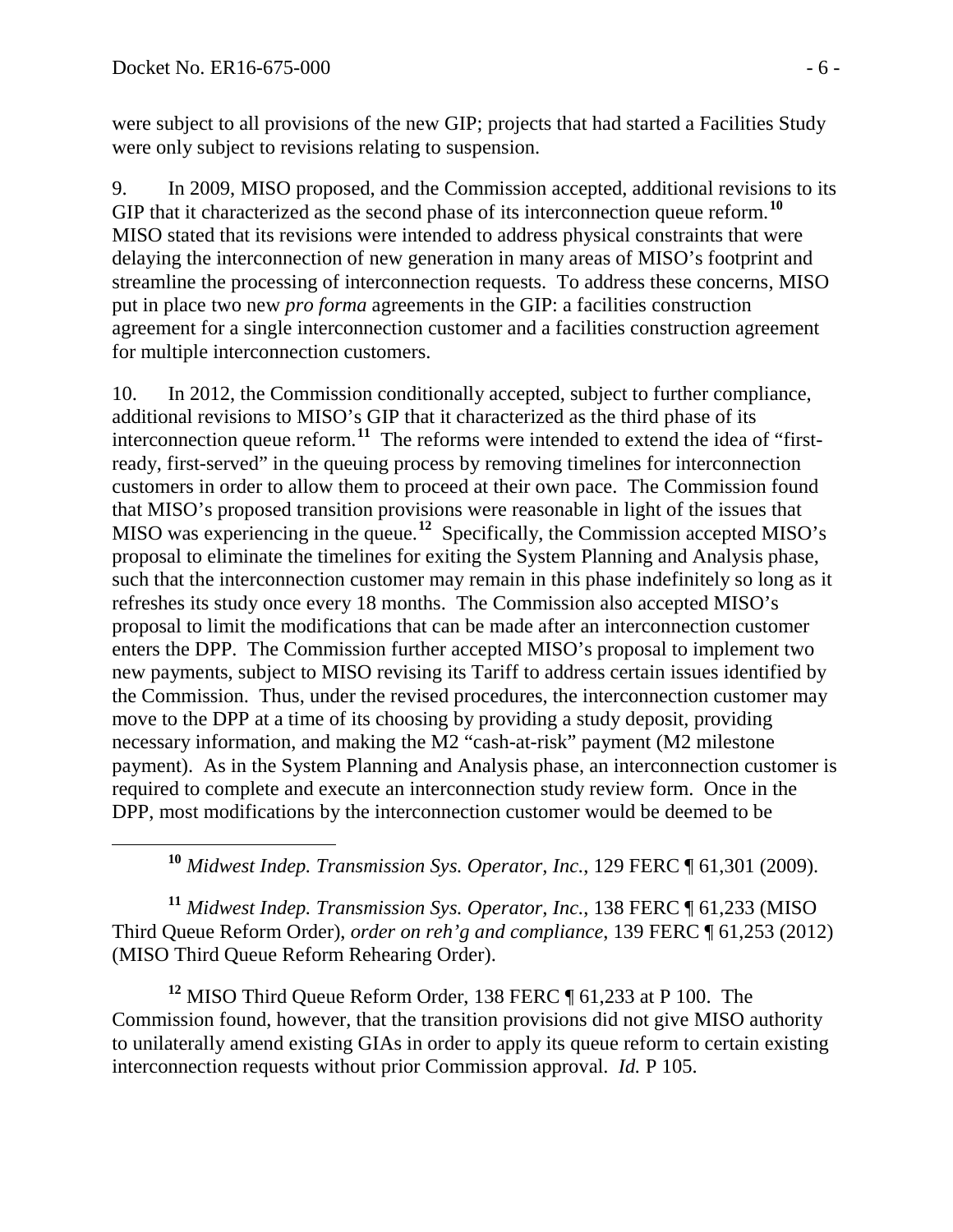were subject to all provisions of the new GIP; projects that had started a Facilities Study were only subject to revisions relating to suspension.

9. In 2009, MISO proposed, and the Commission accepted, additional revisions to its GIP that it characterized as the second phase of its interconnection queue reform.[10] MISO stated that its revisions were intended to address physical constraints that were delaying the interconnection of new generation in many areas of MISO's footprint and streamline the processing of interconnection requests. To address these concerns, MISO put in place two new *pro forma* agreements in the GIP: a facilities construction agreement for a single interconnection customer and a facilities construction agreement for multiple interconnection customers.

10. In 2012, the Commission conditionally accepted, subject to further compliance, additional revisions to MISO's GIP that it characterized as the third phase of its interconnection queue reform.[11] The reforms were intended to extend the idea of "first-ready, first-served" in the queuing process by removing timelines for interconnection customers in order to allow them to proceed at their own pace. The Commission found that MISO's proposed transition provisions were reasonable in light of the issues that MISO was experiencing in the queue.[12] Specifically, the Commission accepted MISO's proposal to eliminate the timelines for exiting the System Planning and Analysis phase, such that the interconnection customer may remain in this phase indefinitely so long as it refreshes its study once every 18 months. The Commission also accepted MISO's proposal to limit the modifications that can be made after an interconnection customer enters the DPP. The Commission further accepted MISO's proposal to implement two new payments, subject to MISO revising its Tariff to address certain issues identified by the Commission. Thus, under the revised procedures, the interconnection customer may move to the DPP at a time of its choosing by providing a study deposit, providing necessary information, and making the M2 "cash-at-risk" payment (M2 milestone payment). As in the System Planning and Analysis phase, an interconnection customer is required to complete and execute an interconnection study review form. Once in the DPP, most modifications by the interconnection customer would be deemed to be

---

[10] *Midwest Indep. Transmission Sys. Operator, Inc.*, 129 FERC ¶ 61,301 (2009).

[11] *Midwest Indep. Transmission Sys. Operator, Inc.*, 138 FERC ¶ 61,233 (MISO Third Queue Reform Order), *order on reh'g and compliance*, 139 FERC ¶ 61,253 (2012) (MISO Third Queue Reform Rehearing Order).

[12] MISO Third Queue Reform Order, 138 FERC ¶ 61,233 at P 100. The Commission found, however, that the transition provisions did not give MISO authority to unilaterally amend existing GIAs in order to apply its queue reform to certain existing interconnection requests without prior Commission approval. *Id.* P 105.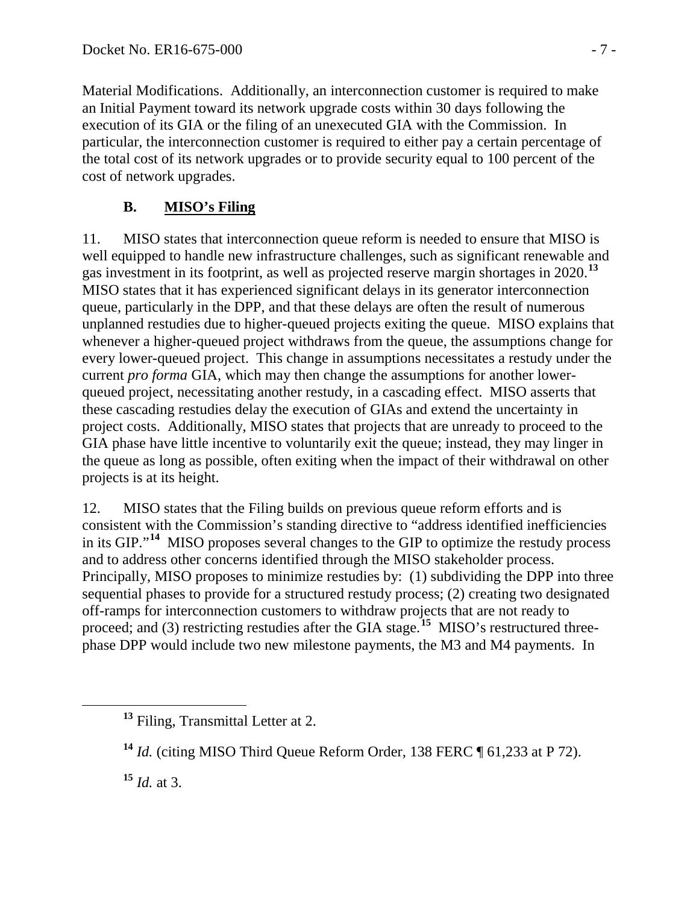Material Modifications. Additionally, an interconnection customer is required to make an Initial Payment toward its network upgrade costs within 30 days following the execution of its GIA or the filing of an unexecuted GIA with the Commission. In particular, the interconnection customer is required to either pay a certain percentage of the total cost of its network upgrades or to provide security equal to 100 percent of the cost of network upgrades.

### B. **MISO's Filing**

11. MISO states that interconnection queue reform is needed to ensure that MISO is well equipped to handle new infrastructure challenges, such as significant renewable and gas investment in its footprint, as well as projected reserve margin shortages in 2020.[13] MISO states that it has experienced significant delays in its generator interconnection queue, particularly in the DPP, and that these delays are often the result of numerous unplanned restudies due to higher-queued projects exiting the queue. MISO explains that whenever a higher-queued project withdraws from the queue, the assumptions change for every lower-queued project. This change in assumptions necessitates a restudy under the current *pro forma* GIA, which may then change the assumptions for another lower-queued project, necessitating another restudy, in a cascading effect. MISO asserts that these cascading restudies delay the execution of GIAs and extend the uncertainty in project costs. Additionally, MISO states that projects that are unready to proceed to the GIA phase have little incentive to voluntarily exit the queue; instead, they may linger in the queue as long as possible, often exiting when the impact of their withdrawal on other projects is at its height.

12. MISO states that the Filing builds on previous queue reform efforts and is consistent with the Commission's standing directive to "address identified inefficiencies in its GIP."[14] MISO proposes several changes to the GIP to optimize the restudy process and to address other concerns identified through the MISO stakeholder process. Principally, MISO proposes to minimize restudies by: (1) subdividing the DPP into three sequential phases to provide for a structured restudy process; (2) creating two designated off-ramps for interconnection customers to withdraw projects that are not ready to proceed; and (3) restricting restudies after the GIA stage.[15] MISO's restructured three-phase DPP would include two new milestone payments, the M3 and M4 payments. In

[13] Filing, Transmittal Letter at 2.

[14] *Id.* (citing MISO Third Queue Reform Order, 138 FERC ¶ 61,233 at P 72).

[15] *Id.* at 3.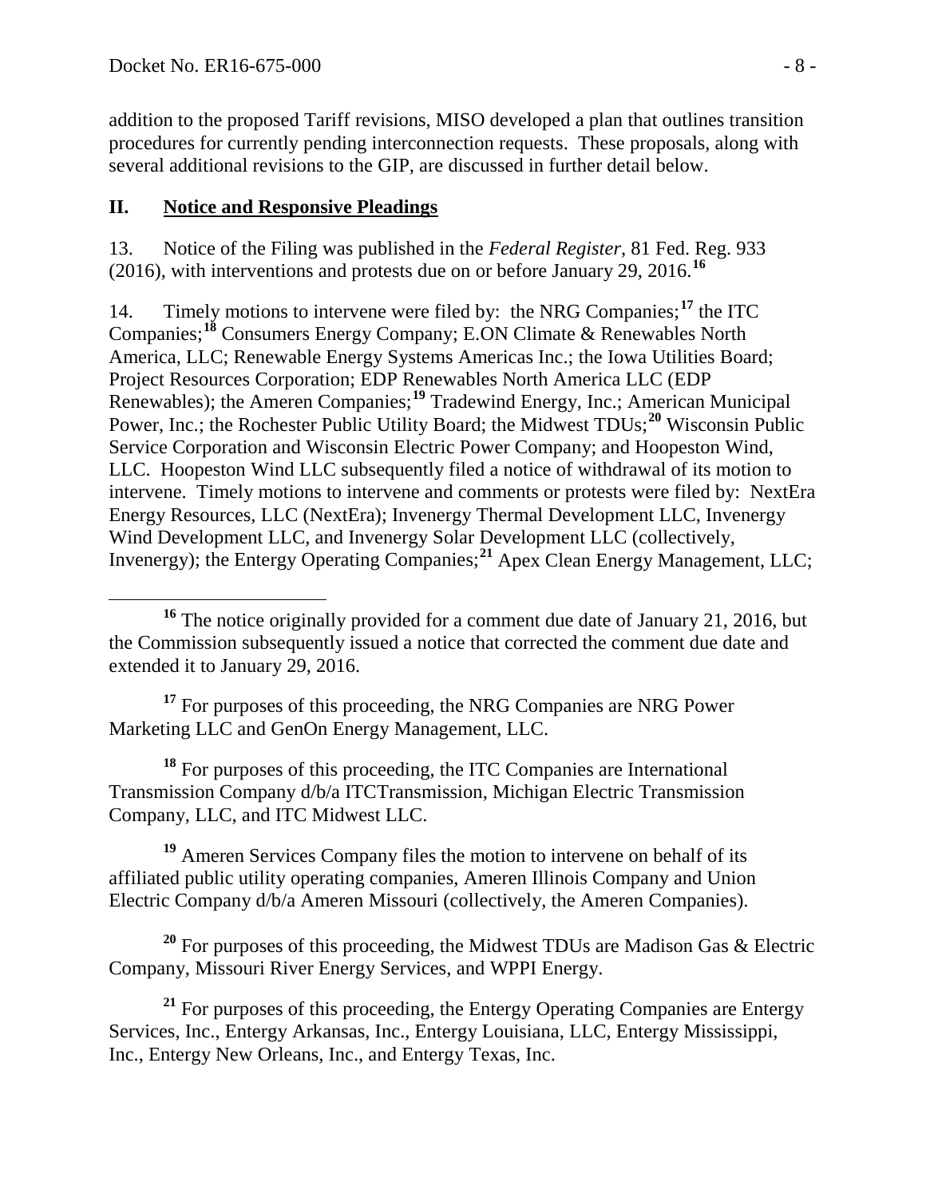addition to the proposed Tariff revisions, MISO developed a plan that outlines transition procedures for currently pending interconnection requests. These proposals, along with several additional revisions to the GIP, are discussed in further detail below.

## II. Notice and Responsive Pleadings

13. Notice of the Filing was published in the *Federal Register*, 81 Fed. Reg. 933 (2016), with interventions and protests due on or before January 29, 2016.[16]

14. Timely motions to intervene were filed by: the NRG Companies;[17] the ITC Companies;[18] Consumers Energy Company; E.ON Climate & Renewables North America, LLC; Renewable Energy Systems Americas Inc.; the Iowa Utilities Board; Project Resources Corporation; EDP Renewables North America LLC (EDP Renewables); the Ameren Companies;[19] Tradewind Energy, Inc.; American Municipal Power, Inc.; the Rochester Public Utility Board; the Midwest TDUs;[20] Wisconsin Public Service Corporation and Wisconsin Electric Power Company; and Hoopeston Wind, LLC. Hoopeston Wind LLC subsequently filed a notice of withdrawal of its motion to intervene. Timely motions to intervene and comments or protests were filed by: NextEra Energy Resources, LLC (NextEra); Invenergy Thermal Development LLC, Invenergy Wind Development LLC, and Invenergy Solar Development LLC (collectively, Invenergy); the Entergy Operating Companies;[21] Apex Clean Energy Management, LLC;

---

[16] The notice originally provided for a comment due date of January 21, 2016, but the Commission subsequently issued a notice that corrected the comment due date and extended it to January 29, 2016.

[17] For purposes of this proceeding, the NRG Companies are NRG Power Marketing LLC and GenOn Energy Management, LLC.

[18] For purposes of this proceeding, the ITC Companies are International Transmission Company d/b/a ITCTransmission, Michigan Electric Transmission Company, LLC, and ITC Midwest LLC.

[19] Ameren Services Company files the motion to intervene on behalf of its affiliated public utility operating companies, Ameren Illinois Company and Union Electric Company d/b/a Ameren Missouri (collectively, the Ameren Companies).

[20] For purposes of this proceeding, the Midwest TDUs are Madison Gas & Electric Company, Missouri River Energy Services, and WPPI Energy.

[21] For purposes of this proceeding, the Entergy Operating Companies are Entergy Services, Inc., Entergy Arkansas, Inc., Entergy Louisiana, LLC, Entergy Mississippi, Inc., Entergy New Orleans, Inc., and Entergy Texas, Inc.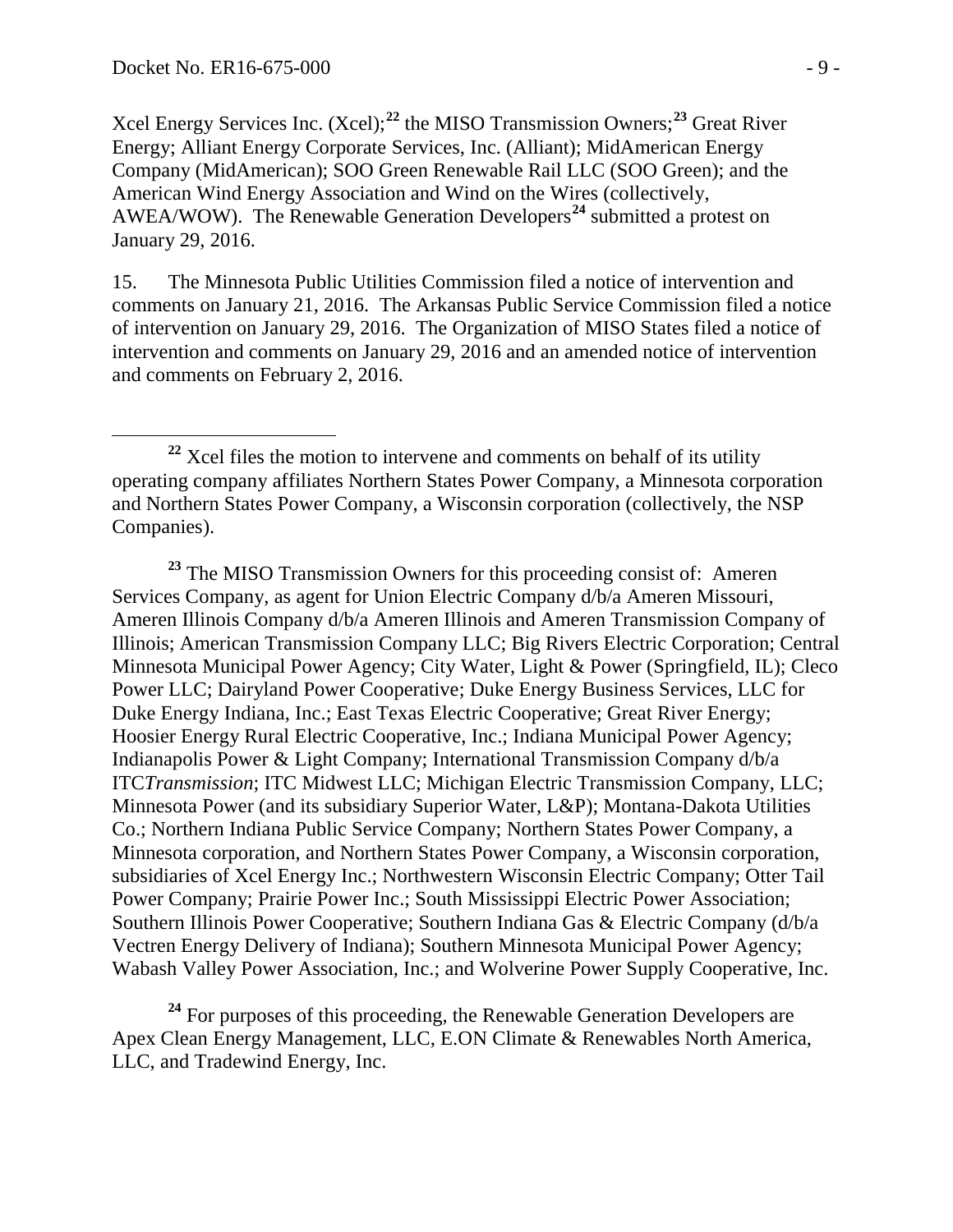Xcel Energy Services Inc. (Xcel);[22] the MISO Transmission Owners;[23] Great River Energy; Alliant Energy Corporate Services, Inc. (Alliant); MidAmerican Energy Company (MidAmerican); SOO Green Renewable Rail LLC (SOO Green); and the American Wind Energy Association and Wind on the Wires (collectively, AWEA/WOW). The Renewable Generation Developers[24] submitted a protest on January 29, 2016.

15. The Minnesota Public Utilities Commission filed a notice of intervention and comments on January 21, 2016. The Arkansas Public Service Commission filed a notice of intervention on January 29, 2016. The Organization of MISO States filed a notice of intervention and comments on January 29, 2016 and an amended notice of intervention and comments on February 2, 2016.

[22] Xcel files the motion to intervene and comments on behalf of its utility operating company affiliates Northern States Power Company, a Minnesota corporation and Northern States Power Company, a Wisconsin corporation (collectively, the NSP Companies).

[23] The MISO Transmission Owners for this proceeding consist of: Ameren Services Company, as agent for Union Electric Company d/b/a Ameren Missouri, Ameren Illinois Company d/b/a Ameren Illinois and Ameren Transmission Company of Illinois; American Transmission Company LLC; Big Rivers Electric Corporation; Central Minnesota Municipal Power Agency; City Water, Light & Power (Springfield, IL); Cleco Power LLC; Dairyland Power Cooperative; Duke Energy Business Services, LLC for Duke Energy Indiana, Inc.; East Texas Electric Cooperative; Great River Energy; Hoosier Energy Rural Electric Cooperative, Inc.; Indiana Municipal Power Agency; Indianapolis Power & Light Company; International Transmission Company d/b/a ITC*Transmission*; ITC Midwest LLC; Michigan Electric Transmission Company, LLC; Minnesota Power (and its subsidiary Superior Water, L&P); Montana-Dakota Utilities Co.; Northern Indiana Public Service Company; Northern States Power Company, a Minnesota corporation, and Northern States Power Company, a Wisconsin corporation, subsidiaries of Xcel Energy Inc.; Northwestern Wisconsin Electric Company; Otter Tail Power Company; Prairie Power Inc.; South Mississippi Electric Power Association; Southern Illinois Power Cooperative; Southern Indiana Gas & Electric Company (d/b/a Vectren Energy Delivery of Indiana); Southern Minnesota Municipal Power Agency; Wabash Valley Power Association, Inc.; and Wolverine Power Supply Cooperative, Inc.

[24] For purposes of this proceeding, the Renewable Generation Developers are Apex Clean Energy Management, LLC, E.ON Climate & Renewables North America, LLC, and Tradewind Energy, Inc.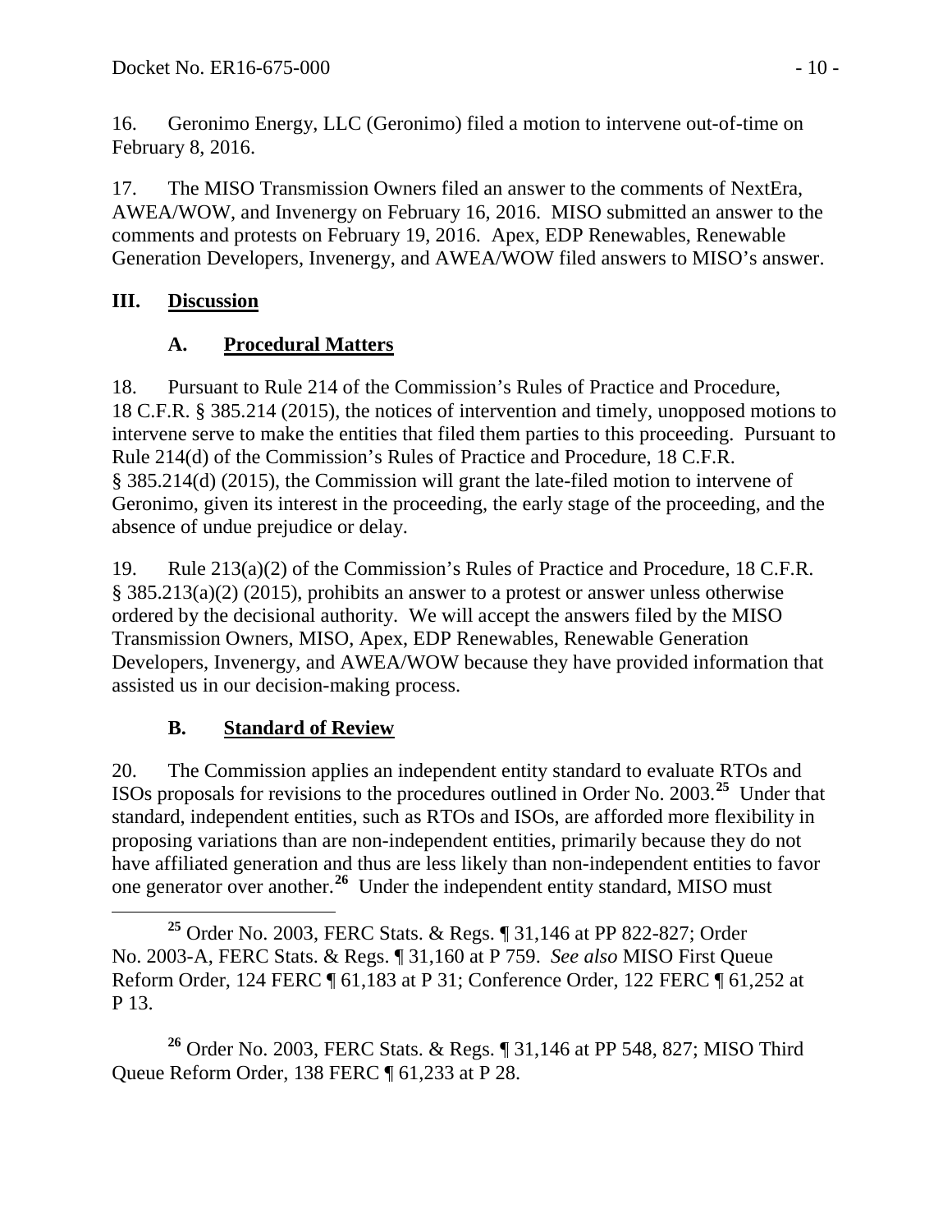16. Geronimo Energy, LLC (Geronimo) filed a motion to intervene out-of-time on February 8, 2016.

17. The MISO Transmission Owners filed an answer to the comments of NextEra, AWEA/WOW, and Invenergy on February 16, 2016. MISO submitted an answer to the comments and protests on February 19, 2016. Apex, EDP Renewables, Renewable Generation Developers, Invenergy, and AWEA/WOW filed answers to MISO's answer.

## III. Discussion

### A. Procedural Matters

18. Pursuant to Rule 214 of the Commission's Rules of Practice and Procedure, 18 C.F.R. § 385.214 (2015), the notices of intervention and timely, unopposed motions to intervene serve to make the entities that filed them parties to this proceeding. Pursuant to Rule 214(d) of the Commission's Rules of Practice and Procedure, 18 C.F.R. § 385.214(d) (2015), the Commission will grant the late-filed motion to intervene of Geronimo, given its interest in the proceeding, the early stage of the proceeding, and the absence of undue prejudice or delay.

19. Rule 213(a)(2) of the Commission's Rules of Practice and Procedure, 18 C.F.R. § 385.213(a)(2) (2015), prohibits an answer to a protest or answer unless otherwise ordered by the decisional authority. We will accept the answers filed by the MISO Transmission Owners, MISO, Apex, EDP Renewables, Renewable Generation Developers, Invenergy, and AWEA/WOW because they have provided information that assisted us in our decision-making process.

### B. Standard of Review

20. The Commission applies an independent entity standard to evaluate RTOs and ISOs proposals for revisions to the procedures outlined in Order No. 2003.[25] Under that standard, independent entities, such as RTOs and ISOs, are afforded more flexibility in proposing variations than are non-independent entities, primarily because they do not have affiliated generation and thus are less likely than non-independent entities to favor one generator over another.[26] Under the independent entity standard, MISO must

[25] Order No. 2003, FERC Stats. & Regs. ¶ 31,146 at PP 822-827; Order No. 2003-A, FERC Stats. & Regs. ¶ 31,160 at P 759. *See also* MISO First Queue Reform Order, 124 FERC ¶ 61,183 at P 31; Conference Order, 122 FERC ¶ 61,252 at P 13.

[26] Order No. 2003, FERC Stats. & Regs. ¶ 31,146 at PP 548, 827; MISO Third Queue Reform Order, 138 FERC ¶ 61,233 at P 28.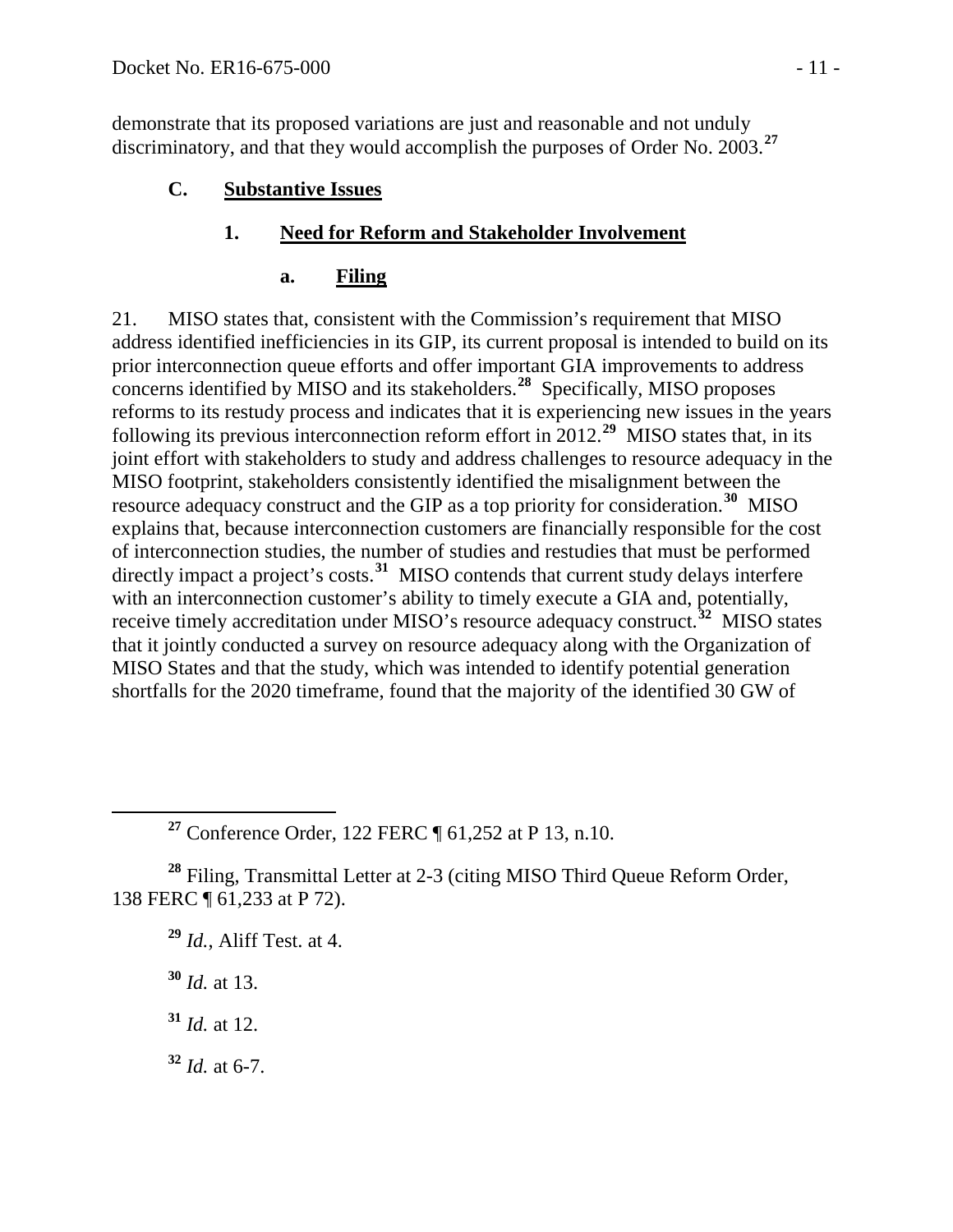demonstrate that its proposed variations are just and reasonable and not unduly discriminatory, and that they would accomplish the purposes of Order No. 2003.[27]

### C. Substantive Issues

#### 1. Need for Reform and Stakeholder Involvement

##### a. Filing

21. MISO states that, consistent with the Commission's requirement that MISO address identified inefficiencies in its GIP, its current proposal is intended to build on its prior interconnection queue efforts and offer important GIA improvements to address concerns identified by MISO and its stakeholders.[28] Specifically, MISO proposes reforms to its restudy process and indicates that it is experiencing new issues in the years following its previous interconnection reform effort in 2012.[29] MISO states that, in its joint effort with stakeholders to study and address challenges to resource adequacy in the MISO footprint, stakeholders consistently identified the misalignment between the resource adequacy construct and the GIP as a top priority for consideration.[30] MISO explains that, because interconnection customers are financially responsible for the cost of interconnection studies, the number of studies and restudies that must be performed directly impact a project's costs.[31] MISO contends that current study delays interfere with an interconnection customer's ability to timely execute a GIA and, potentially, receive timely accreditation under MISO's resource adequacy construct.[32] MISO states that it jointly conducted a survey on resource adequacy along with the Organization of MISO States and that the study, which was intended to identify potential generation shortfalls for the 2020 timeframe, found that the majority of the identified 30 GW of

---

[27] Conference Order, 122 FERC ¶ 61,252 at P 13, n.10.

[28] Filing, Transmittal Letter at 2-3 (citing MISO Third Queue Reform Order, 138 FERC ¶ 61,233 at P 72).

[29] *Id.*, Aliff Test. at 4.

[30] *Id.* at 13.

[31] *Id.* at 12.

[32] *Id.* at 6-7.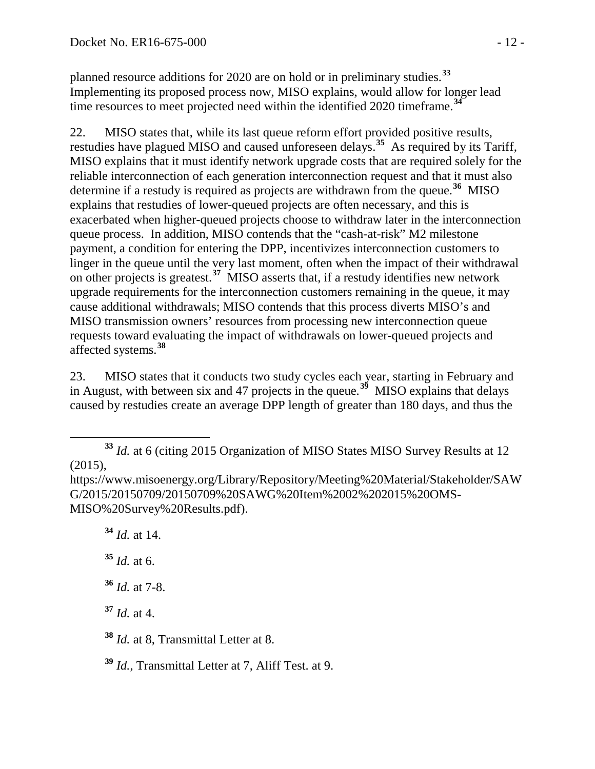planned resource additions for 2020 are on hold or in preliminary studies.[33] Implementing its proposed process now, MISO explains, would allow for longer lead time resources to meet projected need within the identified 2020 timeframe.[34]

22. MISO states that, while its last queue reform effort provided positive results, restudies have plagued MISO and caused unforeseen delays.[35] As required by its Tariff, MISO explains that it must identify network upgrade costs that are required solely for the reliable interconnection of each generation interconnection request and that it must also determine if a restudy is required as projects are withdrawn from the queue.[36] MISO explains that restudies of lower-queued projects are often necessary, and this is exacerbated when higher-queued projects choose to withdraw later in the interconnection queue process. In addition, MISO contends that the "cash-at-risk" M2 milestone payment, a condition for entering the DPP, incentivizes interconnection customers to linger in the queue until the very last moment, often when the impact of their withdrawal on other projects is greatest.[37] MISO asserts that, if a restudy identifies new network upgrade requirements for the interconnection customers remaining in the queue, it may cause additional withdrawals; MISO contends that this process diverts MISO's and MISO transmission owners' resources from processing new interconnection queue requests toward evaluating the impact of withdrawals on lower-queued projects and affected systems.[38]

23. MISO states that it conducts two study cycles each year, starting in February and in August, with between six and 47 projects in the queue.[39] MISO explains that delays caused by restudies create an average DPP length of greater than 180 days, and thus the

---

[33] *Id.* at 6 (citing 2015 Organization of MISO States MISO Survey Results at 12 (2015), https://www.misoenergy.org/Library/Repository/Meeting%20Material/Stakeholder/SAWG/2015/20150709/20150709%20SAWG%20Item%2002%202015%20OMS-MISO%20Survey%20Results.pdf).

[34] *Id.* at 14.

[35] *Id.* at 6.

[36] *Id.* at 7-8.

[37] *Id.* at 4.

[38] *Id.* at 8, Transmittal Letter at 8.

[39] *Id.*, Transmittal Letter at 7, Aliff Test. at 9.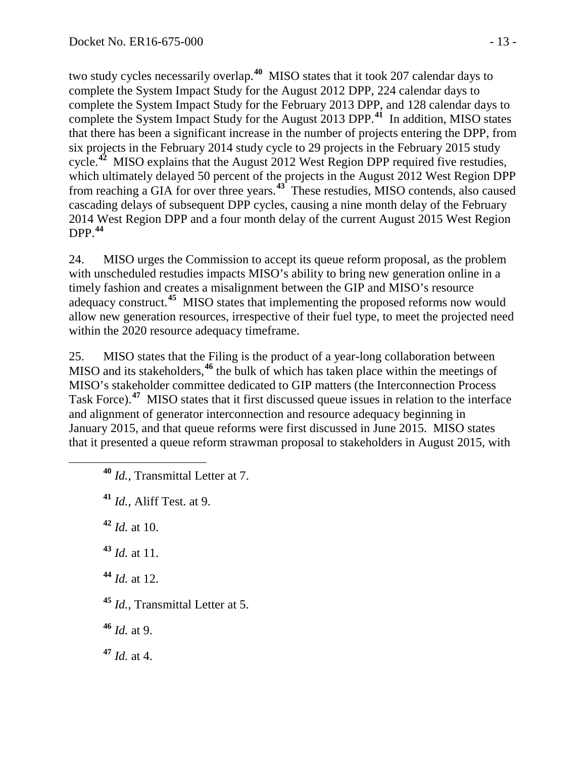two study cycles necessarily overlap.[40] MISO states that it took 207 calendar days to complete the System Impact Study for the August 2012 DPP, 224 calendar days to complete the System Impact Study for the February 2013 DPP, and 128 calendar days to complete the System Impact Study for the August 2013 DPP.[41] In addition, MISO states that there has been a significant increase in the number of projects entering the DPP, from six projects in the February 2014 study cycle to 29 projects in the February 2015 study cycle.[42] MISO explains that the August 2012 West Region DPP required five restudies, which ultimately delayed 50 percent of the projects in the August 2012 West Region DPP from reaching a GIA for over three years.[43] These restudies, MISO contends, also caused cascading delays of subsequent DPP cycles, causing a nine month delay of the February 2014 West Region DPP and a four month delay of the current August 2015 West Region DPP.[44]

24. MISO urges the Commission to accept its queue reform proposal, as the problem with unscheduled restudies impacts MISO's ability to bring new generation online in a timely fashion and creates a misalignment between the GIP and MISO's resource adequacy construct.[45] MISO states that implementing the proposed reforms now would allow new generation resources, irrespective of their fuel type, to meet the projected need within the 2020 resource adequacy timeframe.

25. MISO states that the Filing is the product of a year-long collaboration between MISO and its stakeholders,[46] the bulk of which has taken place within the meetings of MISO's stakeholder committee dedicated to GIP matters (the Interconnection Process Task Force).[47] MISO states that it first discussed queue issues in relation to the interface and alignment of generator interconnection and resource adequacy beginning in January 2015, and that queue reforms were first discussed in June 2015. MISO states that it presented a queue reform strawman proposal to stakeholders in August 2015, with

---

[40] *Id.*, Transmittal Letter at 7.

[41] *Id.*, Aliff Test. at 9.

[42] *Id.* at 10.

[43] *Id.* at 11.

[44] *Id.* at 12.

[45] *Id.*, Transmittal Letter at 5.

[46] *Id.* at 9.

[47] *Id.* at 4.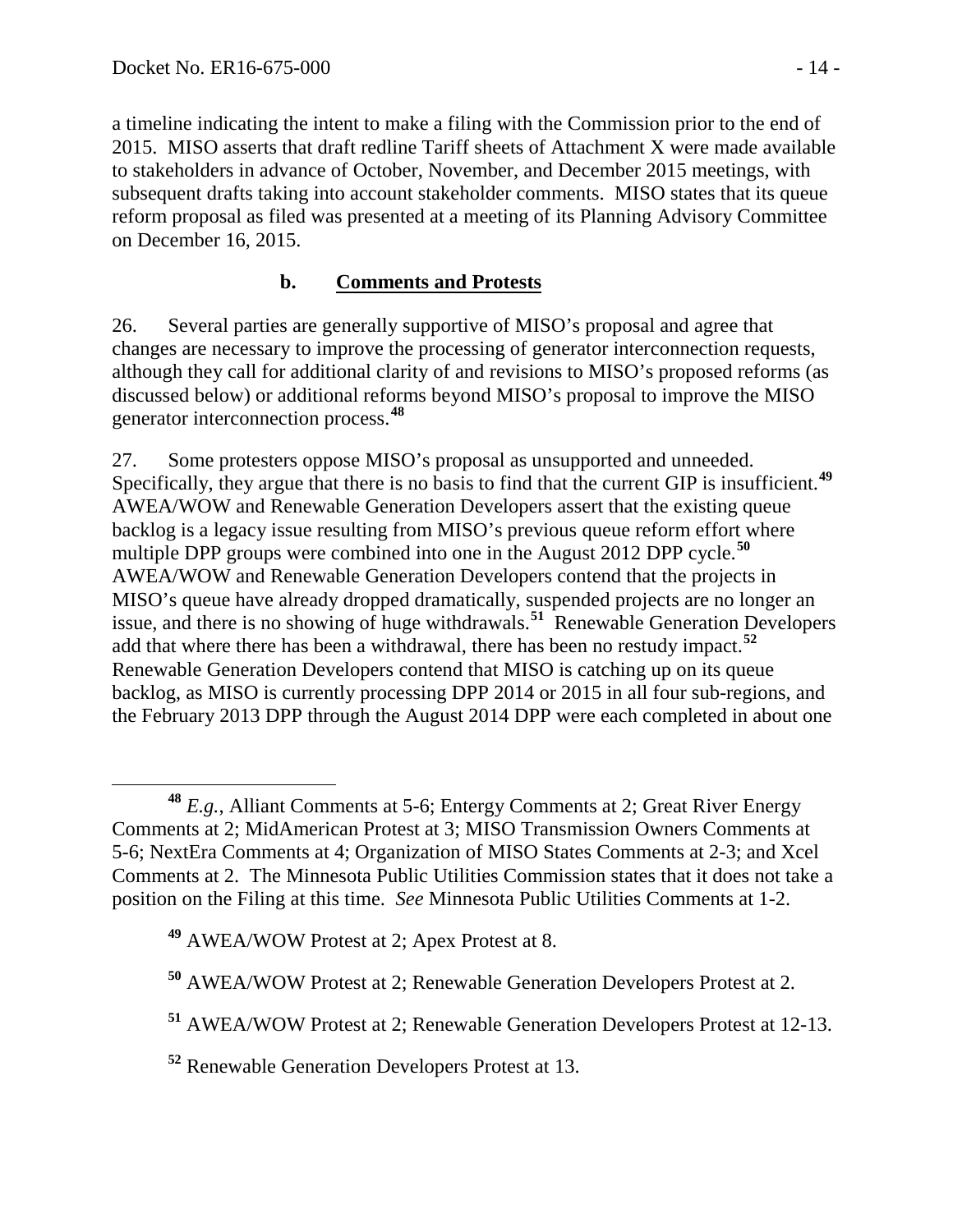a timeline indicating the intent to make a filing with the Commission prior to the end of 2015. MISO asserts that draft redline Tariff sheets of Attachment X were made available to stakeholders in advance of October, November, and December 2015 meetings, with subsequent drafts taking into account stakeholder comments. MISO states that its queue reform proposal as filed was presented at a meeting of its Planning Advisory Committee on December 16, 2015.

### b. Comments and Protests

26. Several parties are generally supportive of MISO's proposal and agree that changes are necessary to improve the processing of generator interconnection requests, although they call for additional clarity of and revisions to MISO's proposed reforms (as discussed below) or additional reforms beyond MISO's proposal to improve the MISO generator interconnection process.[48]

27. Some protesters oppose MISO's proposal as unsupported and unneeded. Specifically, they argue that there is no basis to find that the current GIP is insufficient.[49] AWEA/WOW and Renewable Generation Developers assert that the existing queue backlog is a legacy issue resulting from MISO's previous queue reform effort where multiple DPP groups were combined into one in the August 2012 DPP cycle.[50] AWEA/WOW and Renewable Generation Developers contend that the projects in MISO's queue have already dropped dramatically, suspended projects are no longer an issue, and there is no showing of huge withdrawals.[51] Renewable Generation Developers add that where there has been a withdrawal, there has been no restudy impact.[52] Renewable Generation Developers contend that MISO is catching up on its queue backlog, as MISO is currently processing DPP 2014 or 2015 in all four sub-regions, and the February 2013 DPP through the August 2014 DPP were each completed in about one

[48] *E.g.*, Alliant Comments at 5-6; Entergy Comments at 2; Great River Energy Comments at 2; MidAmerican Protest at 3; MISO Transmission Owners Comments at 5-6; NextEra Comments at 4; Organization of MISO States Comments at 2-3; and Xcel Comments at 2. The Minnesota Public Utilities Commission states that it does not take a position on the Filing at this time. *See* Minnesota Public Utilities Comments at 1-2.

[49] AWEA/WOW Protest at 2; Apex Protest at 8.

[50] AWEA/WOW Protest at 2; Renewable Generation Developers Protest at 2.

[51] AWEA/WOW Protest at 2; Renewable Generation Developers Protest at 12-13.

[52] Renewable Generation Developers Protest at 13.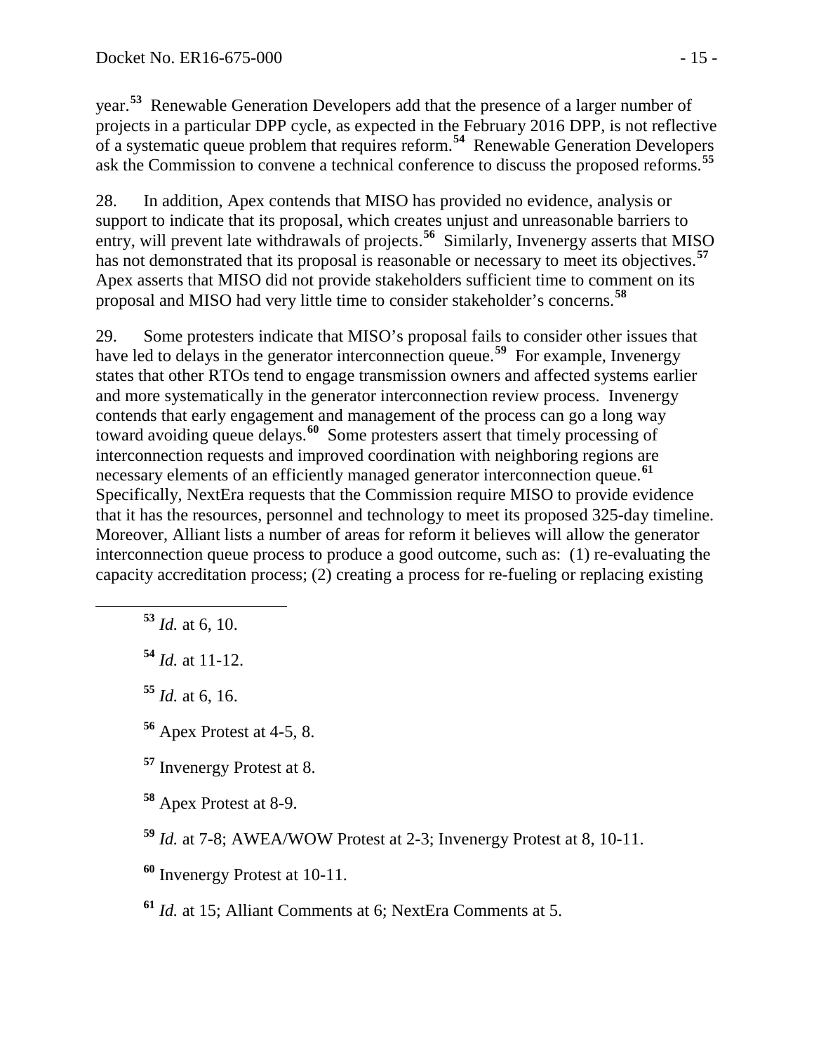year.[53] Renewable Generation Developers add that the presence of a larger number of projects in a particular DPP cycle, as expected in the February 2016 DPP, is not reflective of a systematic queue problem that requires reform.[54] Renewable Generation Developers ask the Commission to convene a technical conference to discuss the proposed reforms.[55]

28. In addition, Apex contends that MISO has provided no evidence, analysis or support to indicate that its proposal, which creates unjust and unreasonable barriers to entry, will prevent late withdrawals of projects.[56] Similarly, Invenergy asserts that MISO has not demonstrated that its proposal is reasonable or necessary to meet its objectives.[57] Apex asserts that MISO did not provide stakeholders sufficient time to comment on its proposal and MISO had very little time to consider stakeholder's concerns.[58]

29. Some protesters indicate that MISO's proposal fails to consider other issues that have led to delays in the generator interconnection queue.[59] For example, Invenergy states that other RTOs tend to engage transmission owners and affected systems earlier and more systematically in the generator interconnection review process. Invenergy contends that early engagement and management of the process can go a long way toward avoiding queue delays.[60] Some protesters assert that timely processing of interconnection requests and improved coordination with neighboring regions are necessary elements of an efficiently managed generator interconnection queue.[61] Specifically, NextEra requests that the Commission require MISO to provide evidence that it has the resources, personnel and technology to meet its proposed 325-day timeline. Moreover, Alliant lists a number of areas for reform it believes will allow the generator interconnection queue process to produce a good outcome, such as: (1) re-evaluating the capacity accreditation process; (2) creating a process for re-fueling or replacing existing

---

[53] *Id.* at 6, 10.

[54] *Id.* at 11-12.

[55] *Id.* at 6, 16.

[56] Apex Protest at 4-5, 8.

[57] Invenergy Protest at 8.

[58] Apex Protest at 8-9.

[59] *Id.* at 7-8; AWEA/WOW Protest at 2-3; Invenergy Protest at 8, 10-11.

[60] Invenergy Protest at 10-11.

[61] *Id.* at 15; Alliant Comments at 6; NextEra Comments at 5.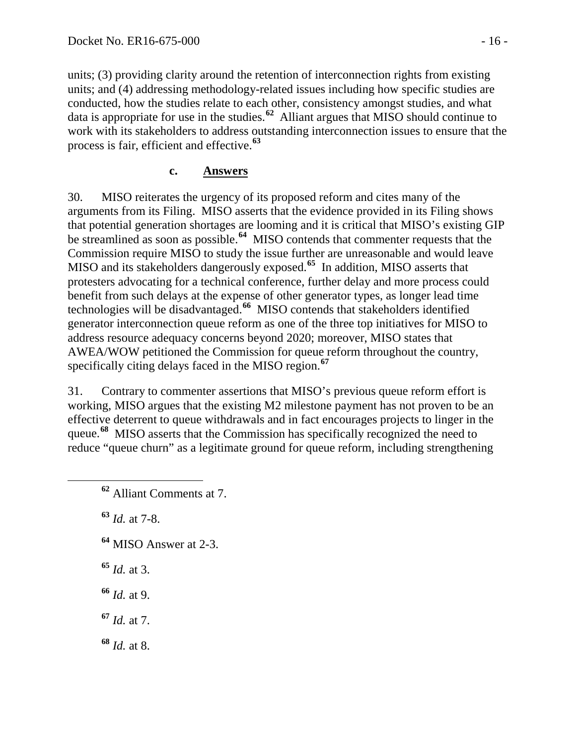units; (3) providing clarity around the retention of interconnection rights from existing units; and (4) addressing methodology-related issues including how specific studies are conducted, how the studies relate to each other, consistency amongst studies, and what data is appropriate for use in the studies.[62] Alliant argues that MISO should continue to work with its stakeholders to address outstanding interconnection issues to ensure that the process is fair, efficient and effective.[63]

#### c. Answers

30. MISO reiterates the urgency of its proposed reform and cites many of the arguments from its Filing. MISO asserts that the evidence provided in its Filing shows that potential generation shortages are looming and it is critical that MISO's existing GIP be streamlined as soon as possible.[64] MISO contends that commenter requests that the Commission require MISO to study the issue further are unreasonable and would leave MISO and its stakeholders dangerously exposed.[65] In addition, MISO asserts that protesters advocating for a technical conference, further delay and more process could benefit from such delays at the expense of other generator types, as longer lead time technologies will be disadvantaged.[66] MISO contends that stakeholders identified generator interconnection queue reform as one of the three top initiatives for MISO to address resource adequacy concerns beyond 2020; moreover, MISO states that AWEA/WOW petitioned the Commission for queue reform throughout the country, specifically citing delays faced in the MISO region.[67]

31. Contrary to commenter assertions that MISO's previous queue reform effort is working, MISO argues that the existing M2 milestone payment has not proven to be an effective deterrent to queue withdrawals and in fact encourages projects to linger in the queue.[68] MISO asserts that the Commission has specifically recognized the need to reduce "queue churn" as a legitimate ground for queue reform, including strengthening

---

[62] Alliant Comments at 7.

[63] *Id.* at 7-8.

[64] MISO Answer at 2-3.

[65] *Id.* at 3.

[66] *Id.* at 9.

[67] *Id.* at 7.

[68] *Id.* at 8.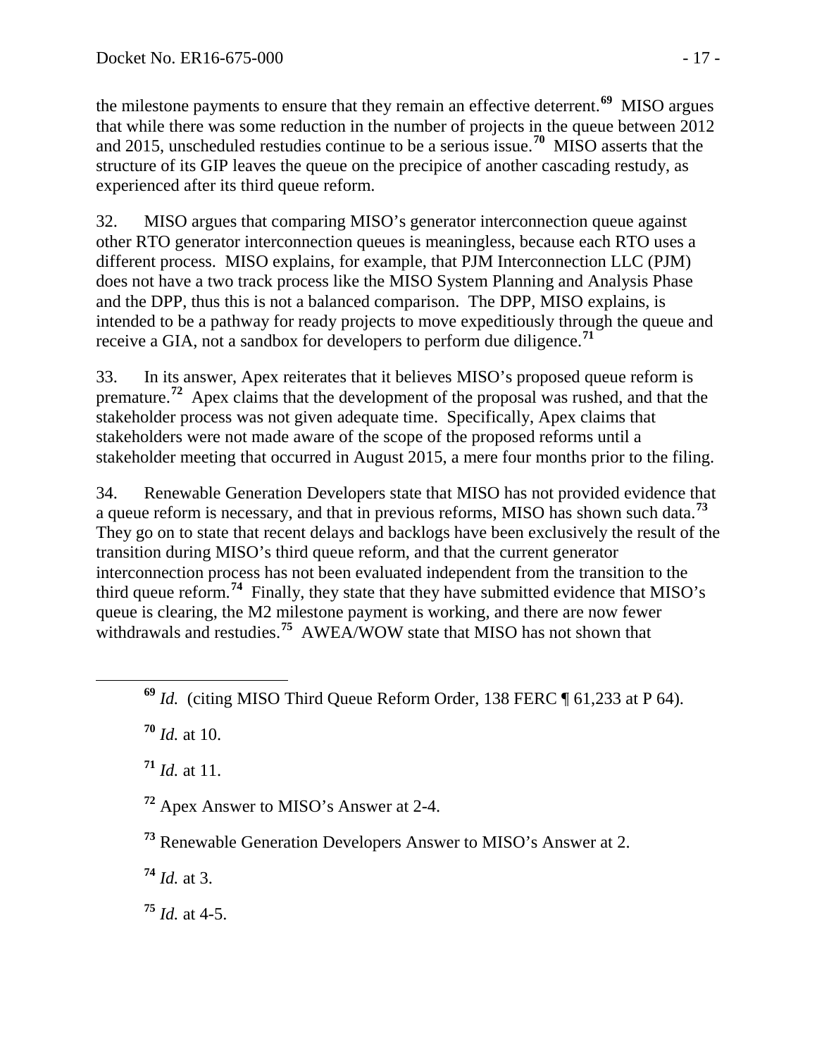the milestone payments to ensure that they remain an effective deterrent.[69] MISO argues that while there was some reduction in the number of projects in the queue between 2012 and 2015, unscheduled restudies continue to be a serious issue.[70] MISO asserts that the structure of its GIP leaves the queue on the precipice of another cascading restudy, as experienced after its third queue reform.

32. MISO argues that comparing MISO's generator interconnection queue against other RTO generator interconnection queues is meaningless, because each RTO uses a different process. MISO explains, for example, that PJM Interconnection LLC (PJM) does not have a two track process like the MISO System Planning and Analysis Phase and the DPP, thus this is not a balanced comparison. The DPP, MISO explains, is intended to be a pathway for ready projects to move expeditiously through the queue and receive a GIA, not a sandbox for developers to perform due diligence.[71]

33. In its answer, Apex reiterates that it believes MISO's proposed queue reform is premature.[72] Apex claims that the development of the proposal was rushed, and that the stakeholder process was not given adequate time. Specifically, Apex claims that stakeholders were not made aware of the scope of the proposed reforms until a stakeholder meeting that occurred in August 2015, a mere four months prior to the filing.

34. Renewable Generation Developers state that MISO has not provided evidence that a queue reform is necessary, and that in previous reforms, MISO has shown such data.[73] They go on to state that recent delays and backlogs have been exclusively the result of the transition during MISO's third queue reform, and that the current generator interconnection process has not been evaluated independent from the transition to the third queue reform.[74] Finally, they state that they have submitted evidence that MISO's queue is clearing, the M2 milestone payment is working, and there are now fewer withdrawals and restudies.[75] AWEA/WOW state that MISO has not shown that

---

[69] *Id.* (citing MISO Third Queue Reform Order, 138 FERC ¶ 61,233 at P 64).

[70] *Id.* at 10.

[71] *Id.* at 11.

[72] Apex Answer to MISO's Answer at 2-4.

[73] Renewable Generation Developers Answer to MISO's Answer at 2.

[74] *Id.* at 3.

[75] *Id.* at 4-5.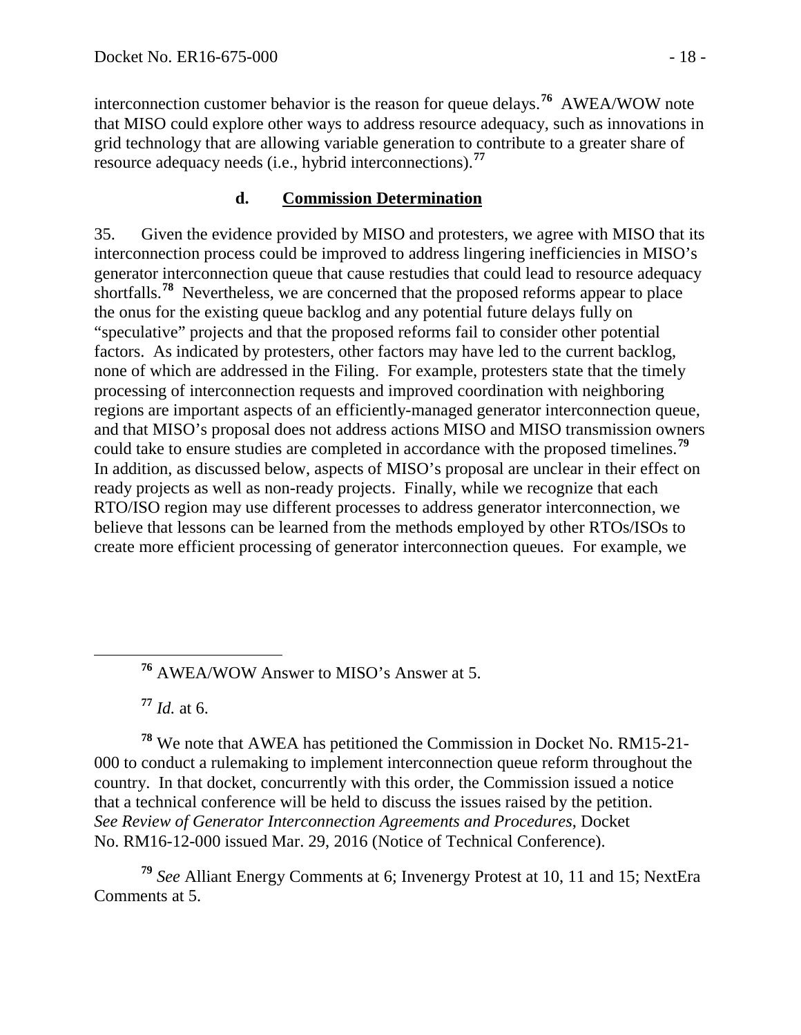interconnection customer behavior is the reason for queue delays.[76] AWEA/WOW note that MISO could explore other ways to address resource adequacy, such as innovations in grid technology that are allowing variable generation to contribute to a greater share of resource adequacy needs (i.e., hybrid interconnections).[77]

### d. Commission Determination

35. Given the evidence provided by MISO and protesters, we agree with MISO that its interconnection process could be improved to address lingering inefficiencies in MISO's generator interconnection queue that cause restudies that could lead to resource adequacy shortfalls.[78] Nevertheless, we are concerned that the proposed reforms appear to place the onus for the existing queue backlog and any potential future delays fully on "speculative" projects and that the proposed reforms fail to consider other potential factors. As indicated by protesters, other factors may have led to the current backlog, none of which are addressed in the Filing. For example, protesters state that the timely processing of interconnection requests and improved coordination with neighboring regions are important aspects of an efficiently-managed generator interconnection queue, and that MISO's proposal does not address actions MISO and MISO transmission owners could take to ensure studies are completed in accordance with the proposed timelines.[79] In addition, as discussed below, aspects of MISO's proposal are unclear in their effect on ready projects as well as non-ready projects. Finally, while we recognize that each RTO/ISO region may use different processes to address generator interconnection, we believe that lessons can be learned from the methods employed by other RTOs/ISOs to create more efficient processing of generator interconnection queues. For example, we

---

[76] AWEA/WOW Answer to MISO's Answer at 5.

[77] *Id.* at 6.

[78] We note that AWEA has petitioned the Commission in Docket No. RM15-21-000 to conduct a rulemaking to implement interconnection queue reform throughout the country. In that docket, concurrently with this order, the Commission issued a notice that a technical conference will be held to discuss the issues raised by the petition. *See Review of Generator Interconnection Agreements and Procedures*, Docket No. RM16-12-000 issued Mar. 29, 2016 (Notice of Technical Conference).

[79] *See* Alliant Energy Comments at 6; Invenergy Protest at 10, 11 and 15; NextEra Comments at 5.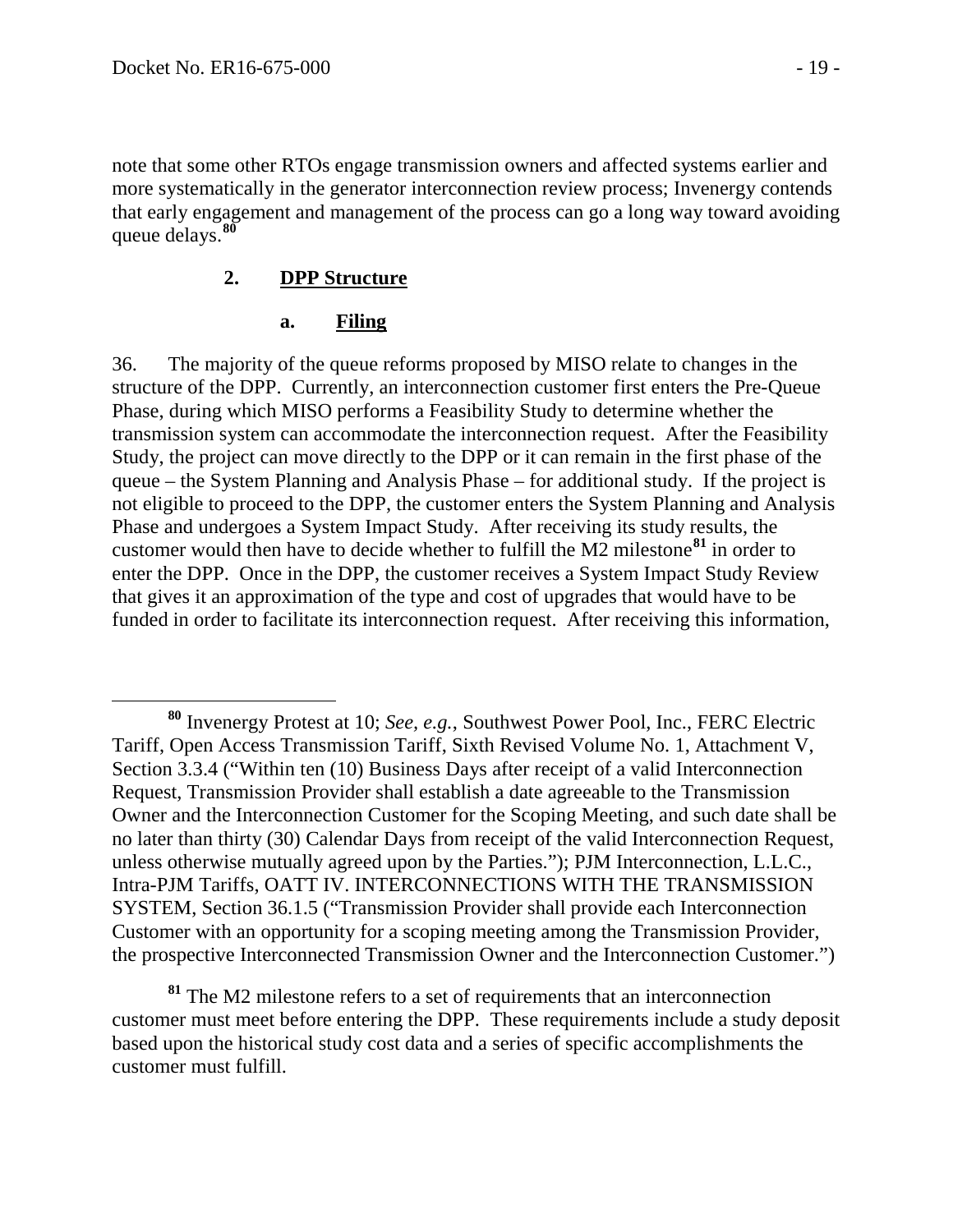note that some other RTOs engage transmission owners and affected systems earlier and more systematically in the generator interconnection review process; Invenergy contends that early engagement and management of the process can go a long way toward avoiding queue delays.[80]

### 2. DPP Structure

#### a. Filing

36. The majority of the queue reforms proposed by MISO relate to changes in the structure of the DPP. Currently, an interconnection customer first enters the Pre-Queue Phase, during which MISO performs a Feasibility Study to determine whether the transmission system can accommodate the interconnection request. After the Feasibility Study, the project can move directly to the DPP or it can remain in the first phase of the queue – the System Planning and Analysis Phase – for additional study. If the project is not eligible to proceed to the DPP, the customer enters the System Planning and Analysis Phase and undergoes a System Impact Study. After receiving its study results, the customer would then have to decide whether to fulfill the M2 milestone[81] in order to enter the DPP. Once in the DPP, the customer receives a System Impact Study Review that gives it an approximation of the type and cost of upgrades that would have to be funded in order to facilitate its interconnection request. After receiving this information,

---

[80] Invenergy Protest at 10; *See, e.g.*, Southwest Power Pool, Inc., FERC Electric Tariff, Open Access Transmission Tariff, Sixth Revised Volume No. 1, Attachment V, Section 3.3.4 ("Within ten (10) Business Days after receipt of a valid Interconnection Request, Transmission Provider shall establish a date agreeable to the Transmission Owner and the Interconnection Customer for the Scoping Meeting, and such date shall be no later than thirty (30) Calendar Days from receipt of the valid Interconnection Request, unless otherwise mutually agreed upon by the Parties."); PJM Interconnection, L.L.C., Intra-PJM Tariffs, OATT IV. INTERCONNECTIONS WITH THE TRANSMISSION SYSTEM, Section 36.1.5 ("Transmission Provider shall provide each Interconnection Customer with an opportunity for a scoping meeting among the Transmission Provider, the prospective Interconnected Transmission Owner and the Interconnection Customer.")

[81] The M2 milestone refers to a set of requirements that an interconnection customer must meet before entering the DPP. These requirements include a study deposit based upon the historical study cost data and a series of specific accomplishments the customer must fulfill.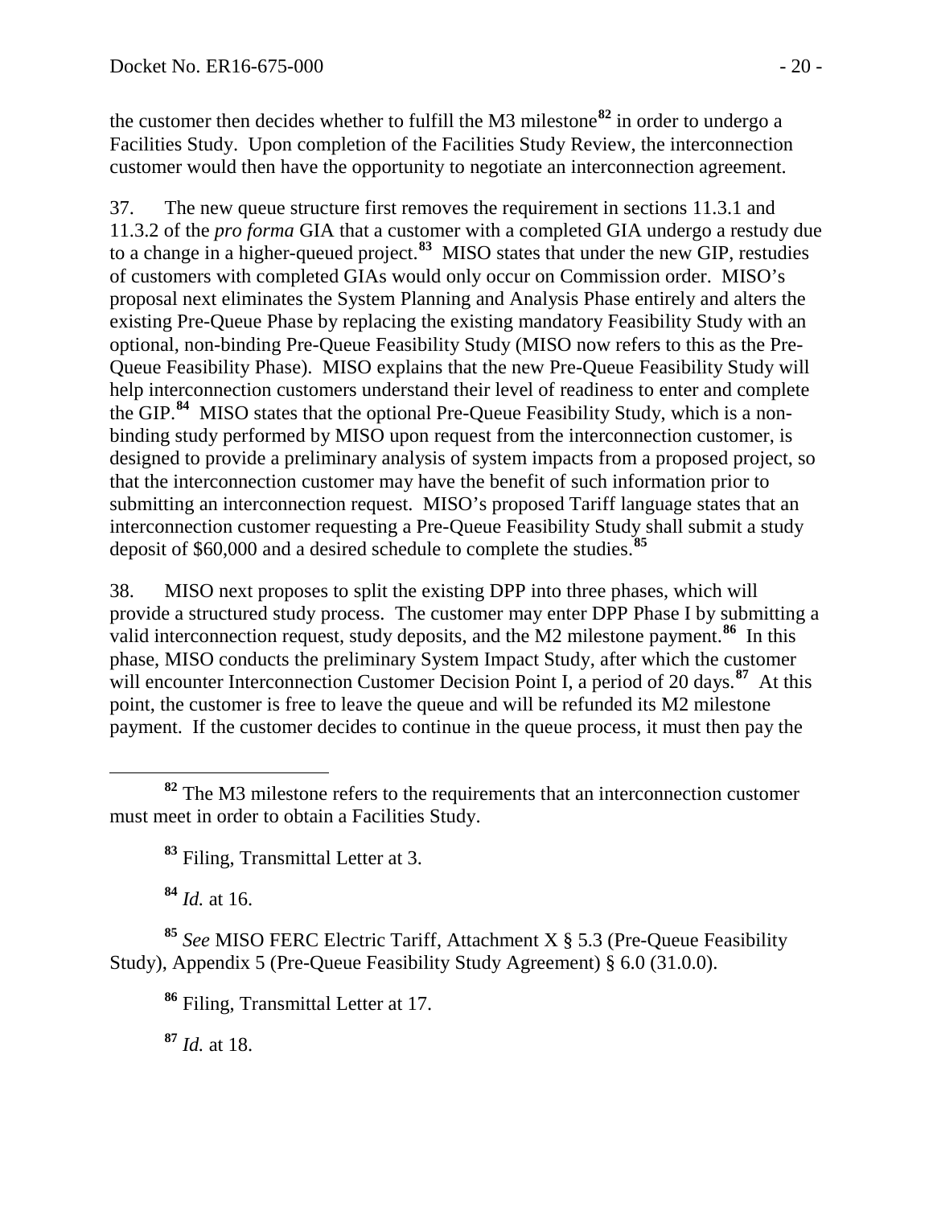the customer then decides whether to fulfill the M3 milestone[82] in order to undergo a Facilities Study. Upon completion of the Facilities Study Review, the interconnection customer would then have the opportunity to negotiate an interconnection agreement.

37. The new queue structure first removes the requirement in sections 11.3.1 and 11.3.2 of the *pro forma* GIA that a customer with a completed GIA undergo a restudy due to a change in a higher-queued project.[83] MISO states that under the new GIP, restudies of customers with completed GIAs would only occur on Commission order. MISO's proposal next eliminates the System Planning and Analysis Phase entirely and alters the existing Pre-Queue Phase by replacing the existing mandatory Feasibility Study with an optional, non-binding Pre-Queue Feasibility Study (MISO now refers to this as the Pre-Queue Feasibility Phase). MISO explains that the new Pre-Queue Feasibility Study will help interconnection customers understand their level of readiness to enter and complete the GIP.[84] MISO states that the optional Pre-Queue Feasibility Study, which is a non-binding study performed by MISO upon request from the interconnection customer, is designed to provide a preliminary analysis of system impacts from a proposed project, so that the interconnection customer may have the benefit of such information prior to submitting an interconnection request. MISO's proposed Tariff language states that an interconnection customer requesting a Pre-Queue Feasibility Study shall submit a study deposit of $60,000 and a desired schedule to complete the studies.[85]

38. MISO next proposes to split the existing DPP into three phases, which will provide a structured study process. The customer may enter DPP Phase I by submitting a valid interconnection request, study deposits, and the M2 milestone payment.[86] In this phase, MISO conducts the preliminary System Impact Study, after which the customer will encounter Interconnection Customer Decision Point I, a period of 20 days.[87] At this point, the customer is free to leave the queue and will be refunded its M2 milestone payment. If the customer decides to continue in the queue process, it must then pay the

---

[82] The M3 milestone refers to the requirements that an interconnection customer must meet in order to obtain a Facilities Study.

[83] Filing, Transmittal Letter at 3.

[84] *Id.* at 16.

[85] *See* MISO FERC Electric Tariff, Attachment X § 5.3 (Pre-Queue Feasibility Study), Appendix 5 (Pre-Queue Feasibility Study Agreement) § 6.0 (31.0.0).

[86] Filing, Transmittal Letter at 17.

[87] *Id.* at 18.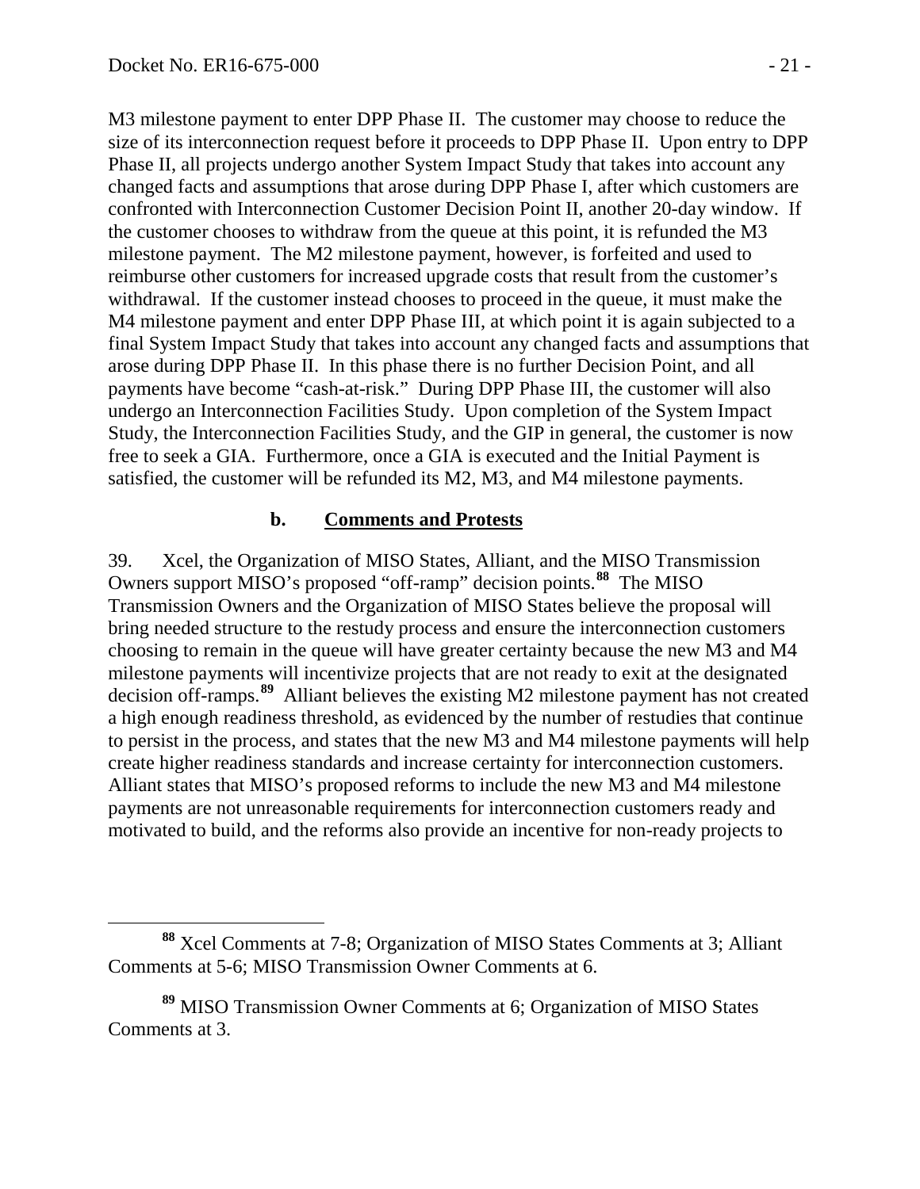M3 milestone payment to enter DPP Phase II. The customer may choose to reduce the size of its interconnection request before it proceeds to DPP Phase II. Upon entry to DPP Phase II, all projects undergo another System Impact Study that takes into account any changed facts and assumptions that arose during DPP Phase I, after which customers are confronted with Interconnection Customer Decision Point II, another 20-day window. If the customer chooses to withdraw from the queue at this point, it is refunded the M3 milestone payment. The M2 milestone payment, however, is forfeited and used to reimburse other customers for increased upgrade costs that result from the customer's withdrawal. If the customer instead chooses to proceed in the queue, it must make the M4 milestone payment and enter DPP Phase III, at which point it is again subjected to a final System Impact Study that takes into account any changed facts and assumptions that arose during DPP Phase II. In this phase there is no further Decision Point, and all payments have become "cash-at-risk." During DPP Phase III, the customer will also undergo an Interconnection Facilities Study. Upon completion of the System Impact Study, the Interconnection Facilities Study, and the GIP in general, the customer is now free to seek a GIA. Furthermore, once a GIA is executed and the Initial Payment is satisfied, the customer will be refunded its M2, M3, and M4 milestone payments.

### b. Comments and Protests

39. Xcel, the Organization of MISO States, Alliant, and the MISO Transmission Owners support MISO's proposed "off-ramp" decision points.[88] The MISO Transmission Owners and the Organization of MISO States believe the proposal will bring needed structure to the restudy process and ensure the interconnection customers choosing to remain in the queue will have greater certainty because the new M3 and M4 milestone payments will incentivize projects that are not ready to exit at the designated decision off-ramps.[89] Alliant believes the existing M2 milestone payment has not created a high enough readiness threshold, as evidenced by the number of restudies that continue to persist in the process, and states that the new M3 and M4 milestone payments will help create higher readiness standards and increase certainty for interconnection customers. Alliant states that MISO's proposed reforms to include the new M3 and M4 milestone payments are not unreasonable requirements for interconnection customers ready and motivated to build, and the reforms also provide an incentive for non-ready projects to

[88] Xcel Comments at 7-8; Organization of MISO States Comments at 3; Alliant Comments at 5-6; MISO Transmission Owner Comments at 6.

[89] MISO Transmission Owner Comments at 6; Organization of MISO States Comments at 3.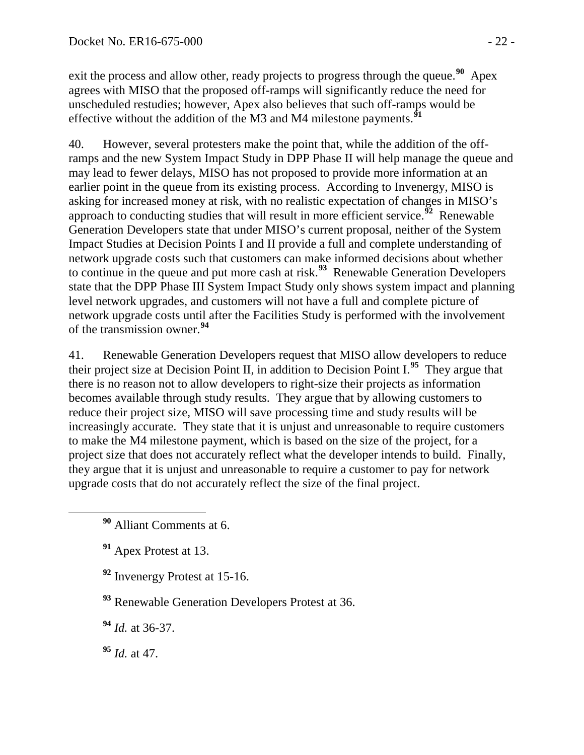exit the process and allow other, ready projects to progress through the queue.[90] Apex agrees with MISO that the proposed off-ramps will significantly reduce the need for unscheduled restudies; however, Apex also believes that such off-ramps would be effective without the addition of the M3 and M4 milestone payments.[91]

40. However, several protesters make the point that, while the addition of the off-ramps and the new System Impact Study in DPP Phase II will help manage the queue and may lead to fewer delays, MISO has not proposed to provide more information at an earlier point in the queue from its existing process. According to Invenergy, MISO is asking for increased money at risk, with no realistic expectation of changes in MISO's approach to conducting studies that will result in more efficient service.[92] Renewable Generation Developers state that under MISO's current proposal, neither of the System Impact Studies at Decision Points I and II provide a full and complete understanding of network upgrade costs such that customers can make informed decisions about whether to continue in the queue and put more cash at risk.[93] Renewable Generation Developers state that the DPP Phase III System Impact Study only shows system impact and planning level network upgrades, and customers will not have a full and complete picture of network upgrade costs until after the Facilities Study is performed with the involvement of the transmission owner.[94]

41. Renewable Generation Developers request that MISO allow developers to reduce their project size at Decision Point II, in addition to Decision Point I.[95] They argue that there is no reason not to allow developers to right-size their projects as information becomes available through study results. They argue that by allowing customers to reduce their project size, MISO will save processing time and study results will be increasingly accurate. They state that it is unjust and unreasonable to require customers to make the M4 milestone payment, which is based on the size of the project, for a project size that does not accurately reflect what the developer intends to build. Finally, they argue that it is unjust and unreasonable to require a customer to pay for network upgrade costs that do not accurately reflect the size of the final project.

[90] Alliant Comments at 6.

[91] Apex Protest at 13.

[92] Invenergy Protest at 15-16.

[93] Renewable Generation Developers Protest at 36.

[94] *Id.* at 36-37.

[95] *Id.* at 47.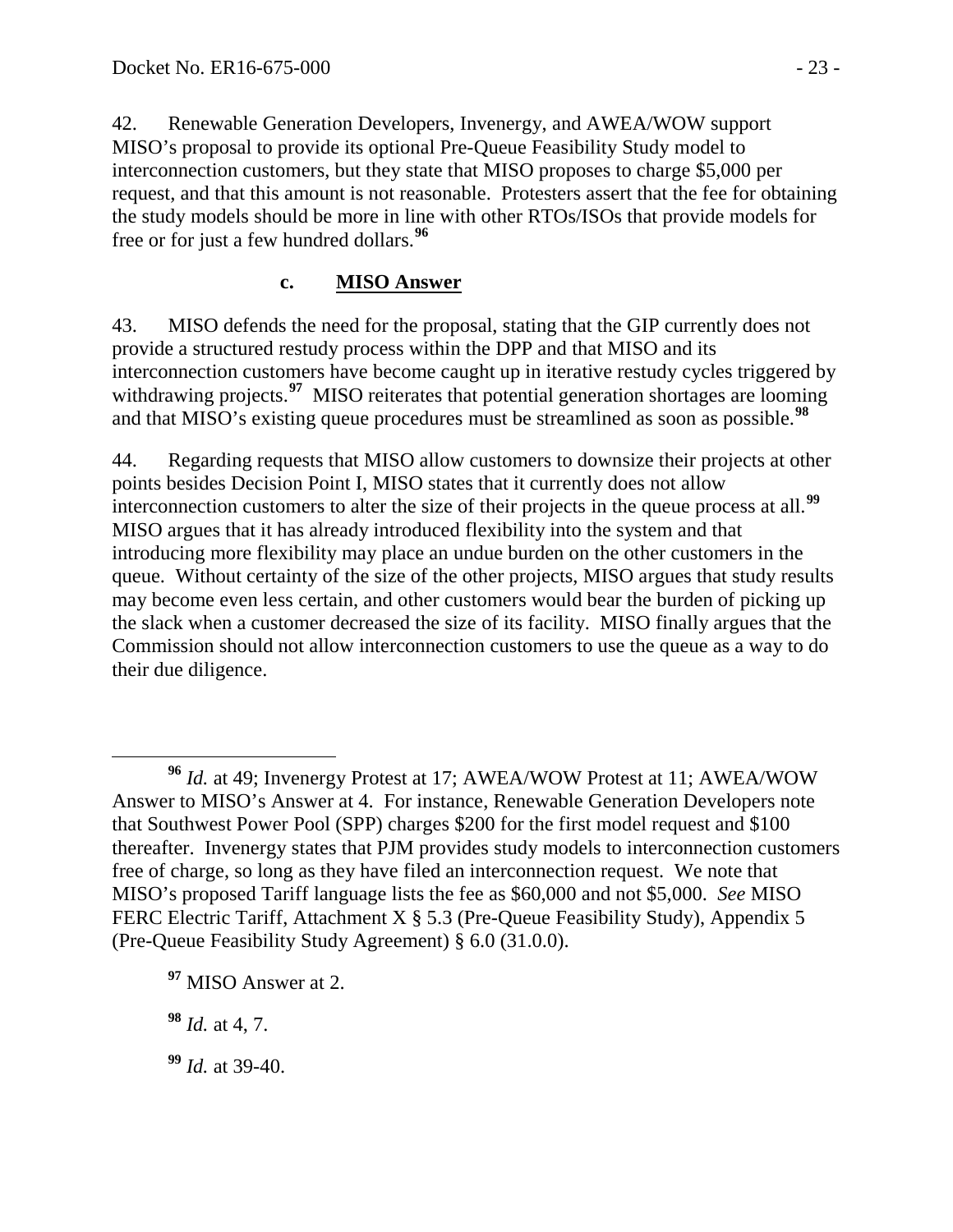42. Renewable Generation Developers, Invenergy, and AWEA/WOW support MISO's proposal to provide its optional Pre-Queue Feasibility Study model to interconnection customers, but they state that MISO proposes to charge $5,000 per request, and that this amount is not reasonable. Protesters assert that the fee for obtaining the study models should be more in line with other RTOs/ISOs that provide models for free or for just a few hundred dollars.[96]

### c. MISO Answer

43. MISO defends the need for the proposal, stating that the GIP currently does not provide a structured restudy process within the DPP and that MISO and its interconnection customers have become caught up in iterative restudy cycles triggered by withdrawing projects.[97] MISO reiterates that potential generation shortages are looming and that MISO's existing queue procedures must be streamlined as soon as possible.[98]

44. Regarding requests that MISO allow customers to downsize their projects at other points besides Decision Point I, MISO states that it currently does not allow interconnection customers to alter the size of their projects in the queue process at all.[99] MISO argues that it has already introduced flexibility into the system and that introducing more flexibility may place an undue burden on the other customers in the queue. Without certainty of the size of the other projects, MISO argues that study results may become even less certain, and other customers would bear the burden of picking up the slack when a customer decreased the size of its facility. MISO finally argues that the Commission should not allow interconnection customers to use the queue as a way to do their due diligence.

---

[96] *Id.* at 49; Invenergy Protest at 17; AWEA/WOW Protest at 11; AWEA/WOW Answer to MISO's Answer at 4. For instance, Renewable Generation Developers note that Southwest Power Pool (SPP) charges $200 for the first model request and $100 thereafter. Invenergy states that PJM provides study models to interconnection customers free of charge, so long as they have filed an interconnection request. We note that MISO's proposed Tariff language lists the fee as $60,000 and not $5,000. *See* MISO FERC Electric Tariff, Attachment X § 5.3 (Pre-Queue Feasibility Study), Appendix 5 (Pre-Queue Feasibility Study Agreement) § 6.0 (31.0.0).

[97] MISO Answer at 2.

[98] *Id.* at 4, 7.

[99] *Id.* at 39-40.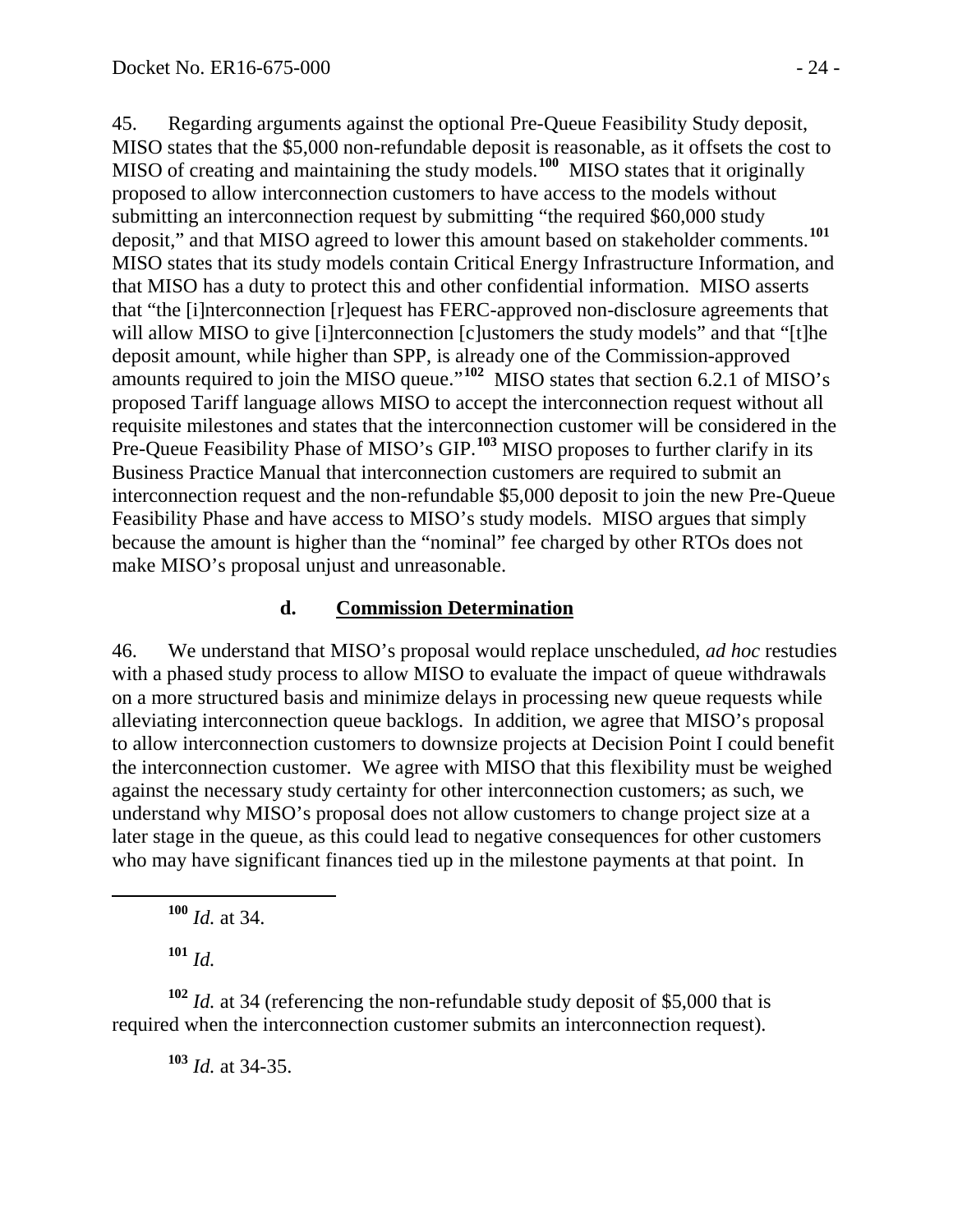45. Regarding arguments against the optional Pre-Queue Feasibility Study deposit, MISO states that the \$5,000 non-refundable deposit is reasonable, as it offsets the cost to MISO of creating and maintaining the study models.[100] MISO states that it originally proposed to allow interconnection customers to have access to the models without submitting an interconnection request by submitting "the required \$60,000 study deposit," and that MISO agreed to lower this amount based on stakeholder comments.[101] MISO states that its study models contain Critical Energy Infrastructure Information, and that MISO has a duty to protect this and other confidential information. MISO asserts that "the [i]nterconnection [r]equest has FERC-approved non-disclosure agreements that will allow MISO to give [i]nterconnection [c]ustomers the study models" and that "[t]he deposit amount, while higher than SPP, is already one of the Commission-approved amounts required to join the MISO queue."[102] MISO states that section 6.2.1 of MISO's proposed Tariff language allows MISO to accept the interconnection request without all requisite milestones and states that the interconnection customer will be considered in the Pre-Queue Feasibility Phase of MISO's GIP.[103] MISO proposes to further clarify in its Business Practice Manual that interconnection customers are required to submit an interconnection request and the non-refundable \$5,000 deposit to join the new Pre-Queue Feasibility Phase and have access to MISO's study models. MISO argues that simply because the amount is higher than the "nominal" fee charged by other RTOs does not make MISO's proposal unjust and unreasonable.

### d. Commission Determination

46. We understand that MISO's proposal would replace unscheduled, *ad hoc* restudies with a phased study process to allow MISO to evaluate the impact of queue withdrawals on a more structured basis and minimize delays in processing new queue requests while alleviating interconnection queue backlogs. In addition, we agree that MISO's proposal to allow interconnection customers to downsize projects at Decision Point I could benefit the interconnection customer. We agree with MISO that this flexibility must be weighed against the necessary study certainty for other interconnection customers; as such, we understand why MISO's proposal does not allow customers to change project size at a later stage in the queue, as this could lead to negative consequences for other customers who may have significant finances tied up in the milestone payments at that point. In

---

[100] *Id.* at 34.

[101] *Id.*

[102] *Id.* at 34 (referencing the non-refundable study deposit of \$5,000 that is required when the interconnection customer submits an interconnection request).

[103] *Id.* at 34-35.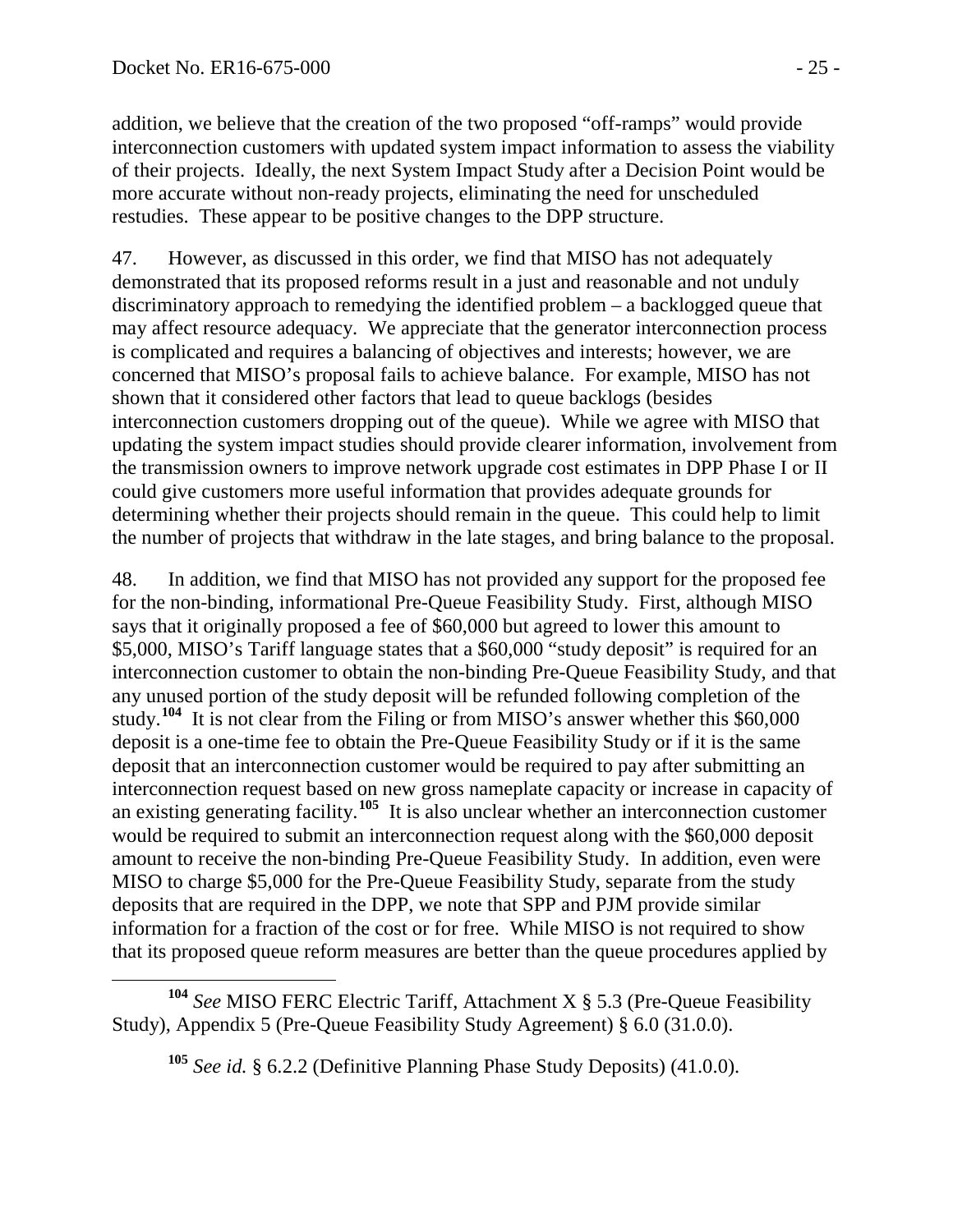addition, we believe that the creation of the two proposed "off-ramps" would provide interconnection customers with updated system impact information to assess the viability of their projects. Ideally, the next System Impact Study after a Decision Point would be more accurate without non-ready projects, eliminating the need for unscheduled restudies. These appear to be positive changes to the DPP structure.

47. However, as discussed in this order, we find that MISO has not adequately demonstrated that its proposed reforms result in a just and reasonable and not unduly discriminatory approach to remedying the identified problem – a backlogged queue that may affect resource adequacy. We appreciate that the generator interconnection process is complicated and requires a balancing of objectives and interests; however, we are concerned that MISO's proposal fails to achieve balance. For example, MISO has not shown that it considered other factors that lead to queue backlogs (besides interconnection customers dropping out of the queue). While we agree with MISO that updating the system impact studies should provide clearer information, involvement from the transmission owners to improve network upgrade cost estimates in DPP Phase I or II could give customers more useful information that provides adequate grounds for determining whether their projects should remain in the queue. This could help to limit the number of projects that withdraw in the late stages, and bring balance to the proposal.

48. In addition, we find that MISO has not provided any support for the proposed fee for the non-binding, informational Pre-Queue Feasibility Study. First, although MISO says that it originally proposed a fee of $60,000 but agreed to lower this amount to $5,000, MISO's Tariff language states that a $60,000 "study deposit" is required for an interconnection customer to obtain the non-binding Pre-Queue Feasibility Study, and that any unused portion of the study deposit will be refunded following completion of the study.[104] It is not clear from the Filing or from MISO's answer whether this $60,000 deposit is a one-time fee to obtain the Pre-Queue Feasibility Study or if it is the same deposit that an interconnection customer would be required to pay after submitting an interconnection request based on new gross nameplate capacity or increase in capacity of an existing generating facility.[105] It is also unclear whether an interconnection customer would be required to submit an interconnection request along with the $60,000 deposit amount to receive the non-binding Pre-Queue Feasibility Study. In addition, even were MISO to charge $5,000 for the Pre-Queue Feasibility Study, separate from the study deposits that are required in the DPP, we note that SPP and PJM provide similar information for a fraction of the cost or for free. While MISO is not required to show that its proposed queue reform measures are better than the queue procedures applied by

[104] *See* MISO FERC Electric Tariff, Attachment X § 5.3 (Pre-Queue Feasibility Study), Appendix 5 (Pre-Queue Feasibility Study Agreement) § 6.0 (31.0.0).

[105] *See id.* § 6.2.2 (Definitive Planning Phase Study Deposits) (41.0.0).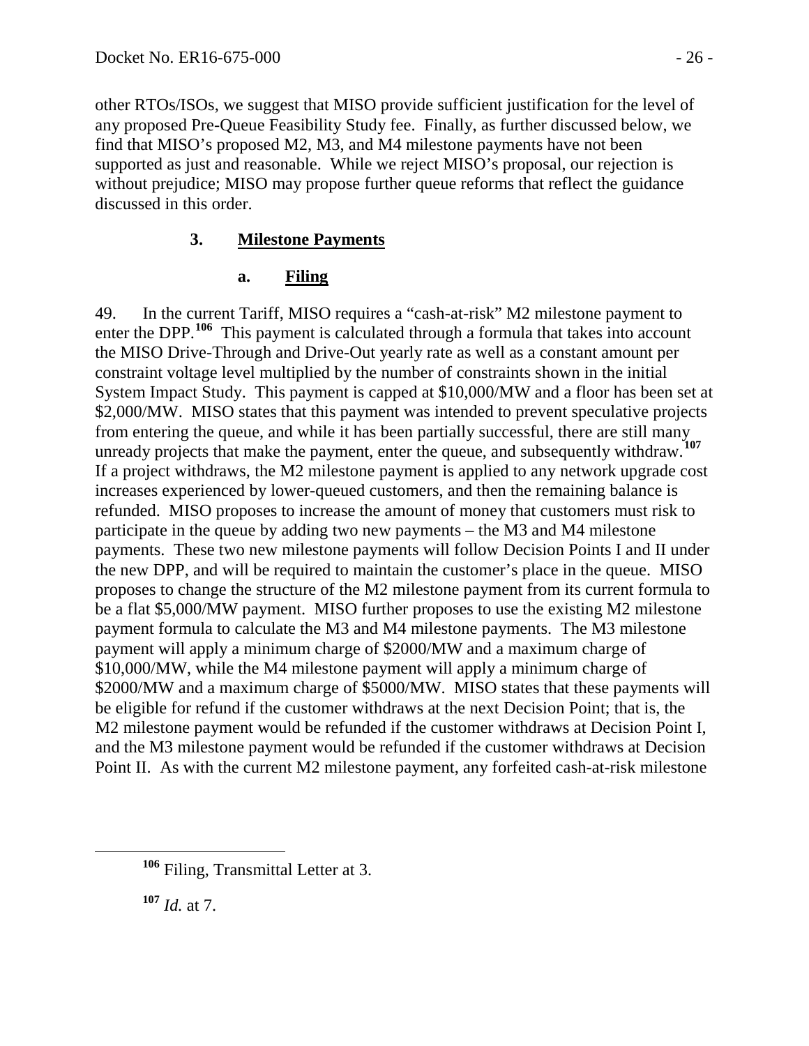other RTOs/ISOs, we suggest that MISO provide sufficient justification for the level of any proposed Pre-Queue Feasibility Study fee. Finally, as further discussed below, we find that MISO's proposed M2, M3, and M4 milestone payments have not been supported as just and reasonable. While we reject MISO's proposal, our rejection is without prejudice; MISO may propose further queue reforms that reflect the guidance discussed in this order.

### 3. **Milestone Payments**

#### a. **Filing**

49. In the current Tariff, MISO requires a "cash-at-risk" M2 milestone payment to enter the DPP.[106] This payment is calculated through a formula that takes into account the MISO Drive-Through and Drive-Out yearly rate as well as a constant amount per constraint voltage level multiplied by the number of constraints shown in the initial System Impact Study. This payment is capped at $10,000/MW and a floor has been set at $2,000/MW. MISO states that this payment was intended to prevent speculative projects from entering the queue, and while it has been partially successful, there are still many unready projects that make the payment, enter the queue, and subsequently withdraw.[107] If a project withdraws, the M2 milestone payment is applied to any network upgrade cost increases experienced by lower-queued customers, and then the remaining balance is refunded. MISO proposes to increase the amount of money that customers must risk to participate in the queue by adding two new payments – the M3 and M4 milestone payments. These two new milestone payments will follow Decision Points I and II under the new DPP, and will be required to maintain the customer's place in the queue. MISO proposes to change the structure of the M2 milestone payment from its current formula to be a flat $5,000/MW payment. MISO further proposes to use the existing M2 milestone payment formula to calculate the M3 and M4 milestone payments. The M3 milestone payment will apply a minimum charge of $2000/MW and a maximum charge of $10,000/MW, while the M4 milestone payment will apply a minimum charge of $2000/MW and a maximum charge of $5000/MW. MISO states that these payments will be eligible for refund if the customer withdraws at the next Decision Point; that is, the M2 milestone payment would be refunded if the customer withdraws at Decision Point I, and the M3 milestone payment would be refunded if the customer withdraws at Decision Point II. As with the current M2 milestone payment, any forfeited cash-at-risk milestone

---

[106] Filing, Transmittal Letter at 3.

[107] *Id.* at 7.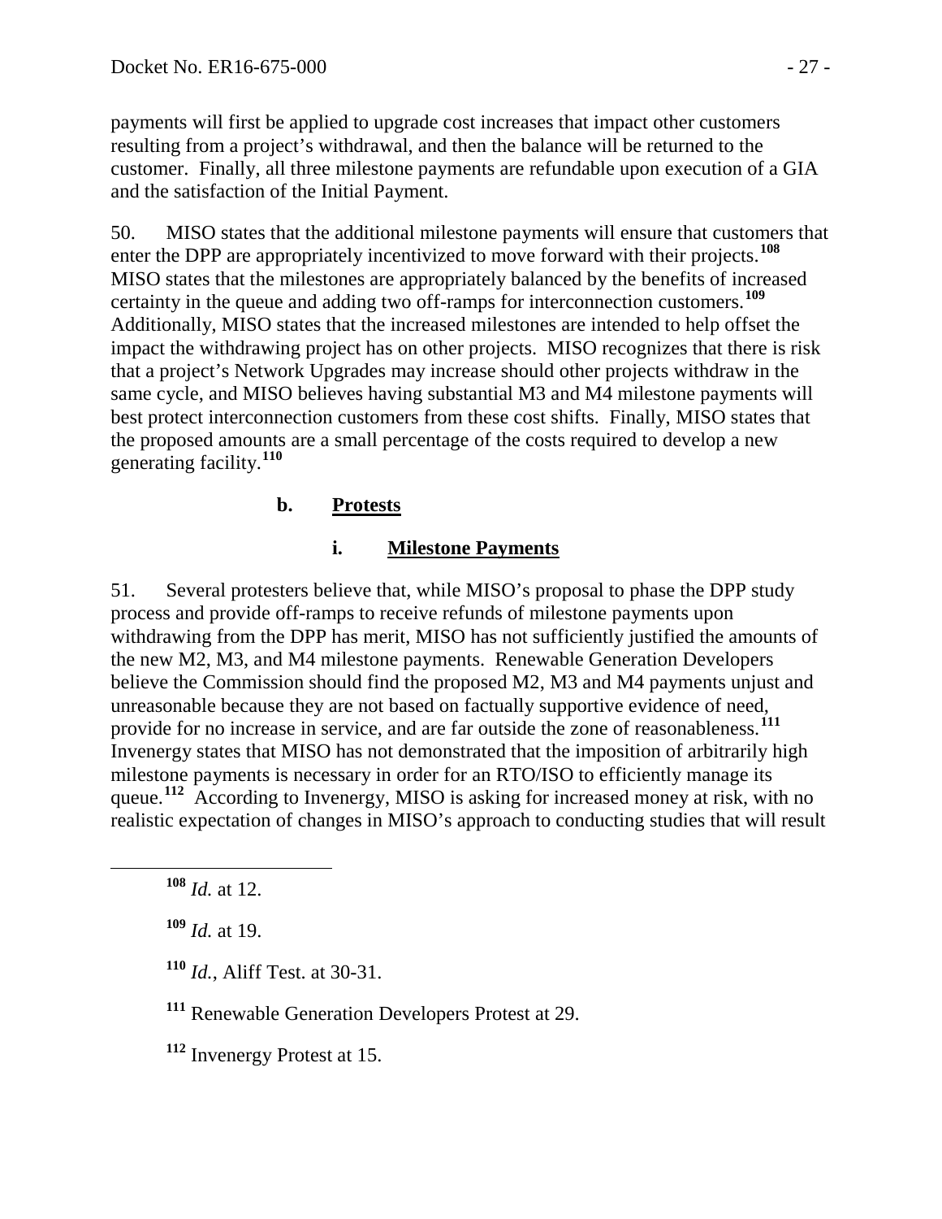payments will first be applied to upgrade cost increases that impact other customers resulting from a project's withdrawal, and then the balance will be returned to the customer. Finally, all three milestone payments are refundable upon execution of a GIA and the satisfaction of the Initial Payment.

50. MISO states that the additional milestone payments will ensure that customers that enter the DPP are appropriately incentivized to move forward with their projects.[108] MISO states that the milestones are appropriately balanced by the benefits of increased certainty in the queue and adding two off-ramps for interconnection customers.[109] Additionally, MISO states that the increased milestones are intended to help offset the impact the withdrawing project has on other projects. MISO recognizes that there is risk that a project's Network Upgrades may increase should other projects withdraw in the same cycle, and MISO believes having substantial M3 and M4 milestone payments will best protect interconnection customers from these cost shifts. Finally, MISO states that the proposed amounts are a small percentage of the costs required to develop a new generating facility.[110]

#### b. Protests

##### i. Milestone Payments

51. Several protesters believe that, while MISO's proposal to phase the DPP study process and provide off-ramps to receive refunds of milestone payments upon withdrawing from the DPP has merit, MISO has not sufficiently justified the amounts of the new M2, M3, and M4 milestone payments. Renewable Generation Developers believe the Commission should find the proposed M2, M3 and M4 payments unjust and unreasonable because they are not based on factually supportive evidence of need, provide for no increase in service, and are far outside the zone of reasonableness.[111] Invenergy states that MISO has not demonstrated that the imposition of arbitrarily high milestone payments is necessary in order for an RTO/ISO to efficiently manage its queue.[112] According to Invenergy, MISO is asking for increased money at risk, with no realistic expectation of changes in MISO's approach to conducting studies that will result

[108] *Id.* at 12.

[109] *Id.* at 19.

[110] *Id.*, Aliff Test. at 30-31.

[111] Renewable Generation Developers Protest at 29.

[112] Invenergy Protest at 15.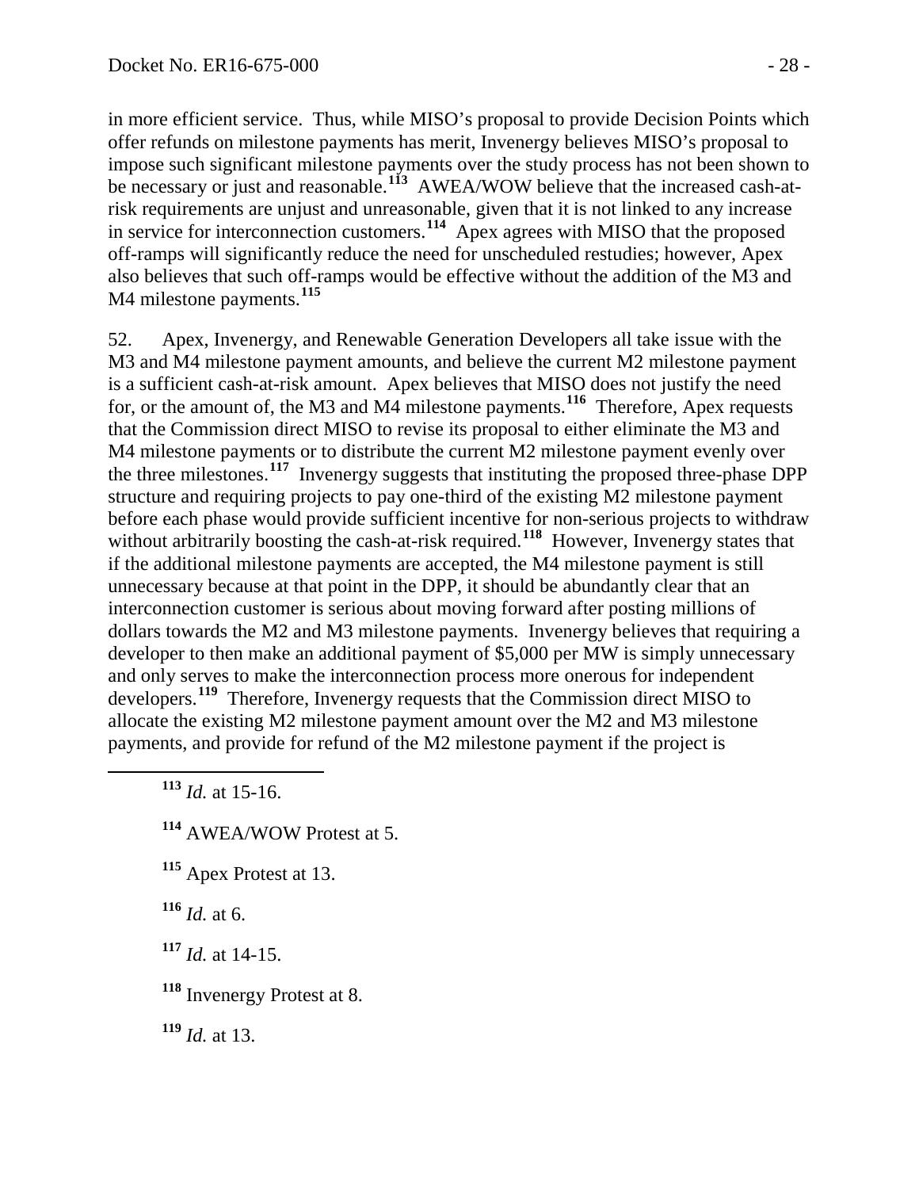in more efficient service. Thus, while MISO's proposal to provide Decision Points which offer refunds on milestone payments has merit, Invenergy believes MISO's proposal to impose such significant milestone payments over the study process has not been shown to be necessary or just and reasonable.[113] AWEA/WOW believe that the increased cash-at-risk requirements are unjust and unreasonable, given that it is not linked to any increase in service for interconnection customers.[114] Apex agrees with MISO that the proposed off-ramps will significantly reduce the need for unscheduled restudies; however, Apex also believes that such off-ramps would be effective without the addition of the M3 and M4 milestone payments.[115]

52. Apex, Invenergy, and Renewable Generation Developers all take issue with the M3 and M4 milestone payment amounts, and believe the current M2 milestone payment is a sufficient cash-at-risk amount. Apex believes that MISO does not justify the need for, or the amount of, the M3 and M4 milestone payments.[116] Therefore, Apex requests that the Commission direct MISO to revise its proposal to either eliminate the M3 and M4 milestone payments or to distribute the current M2 milestone payment evenly over the three milestones.[117] Invenergy suggests that instituting the proposed three-phase DPP structure and requiring projects to pay one-third of the existing M2 milestone payment before each phase would provide sufficient incentive for non-serious projects to withdraw without arbitrarily boosting the cash-at-risk required.[118] However, Invenergy states that if the additional milestone payments are accepted, the M4 milestone payment is still unnecessary because at that point in the DPP, it should be abundantly clear that an interconnection customer is serious about moving forward after posting millions of dollars towards the M2 and M3 milestone payments. Invenergy believes that requiring a developer to then make an additional payment of $5,000 per MW is simply unnecessary and only serves to make the interconnection process more onerous for independent developers.[119] Therefore, Invenergy requests that the Commission direct MISO to allocate the existing M2 milestone payment amount over the M2 and M3 milestone payments, and provide for refund of the M2 milestone payment if the project is

---

[113] *Id.* at 15-16.

[114] AWEA/WOW Protest at 5.

[115] Apex Protest at 13.

[116] *Id.* at 6.

[117] *Id.* at 14-15.

[118] Invenergy Protest at 8.

[119] *Id.* at 13.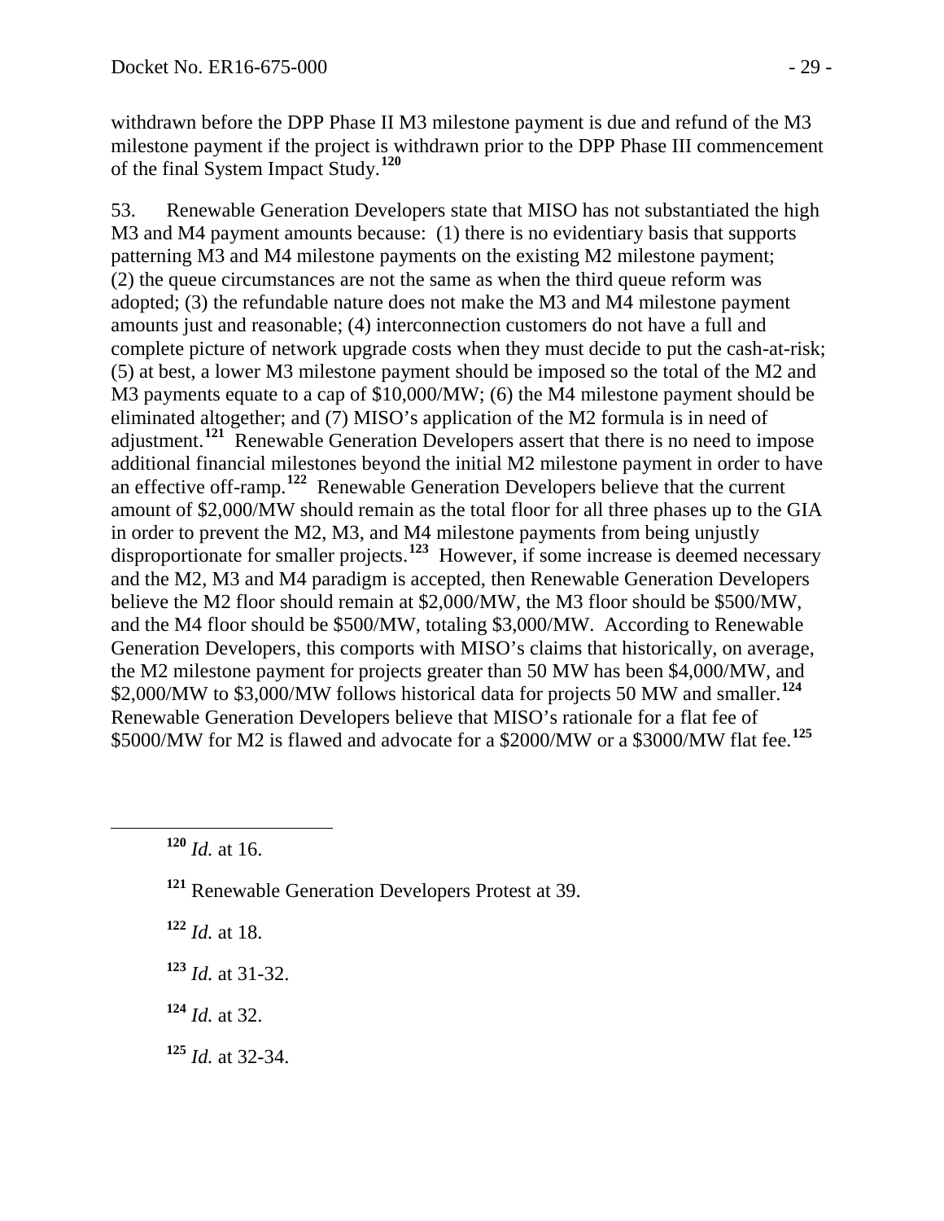withdrawn before the DPP Phase II M3 milestone payment is due and refund of the M3 milestone payment if the project is withdrawn prior to the DPP Phase III commencement of the final System Impact Study.[120]

53. Renewable Generation Developers state that MISO has not substantiated the high M3 and M4 payment amounts because: (1) there is no evidentiary basis that supports patterning M3 and M4 milestone payments on the existing M2 milestone payment; (2) the queue circumstances are not the same as when the third queue reform was adopted; (3) the refundable nature does not make the M3 and M4 milestone payment amounts just and reasonable; (4) interconnection customers do not have a full and complete picture of network upgrade costs when they must decide to put the cash-at-risk; (5) at best, a lower M3 milestone payment should be imposed so the total of the M2 and M3 payments equate to a cap of $10,000/MW; (6) the M4 milestone payment should be eliminated altogether; and (7) MISO's application of the M2 formula is in need of adjustment.[121] Renewable Generation Developers assert that there is no need to impose additional financial milestones beyond the initial M2 milestone payment in order to have an effective off-ramp.[122] Renewable Generation Developers believe that the current amount of $2,000/MW should remain as the total floor for all three phases up to the GIA in order to prevent the M2, M3, and M4 milestone payments from being unjustly disproportionate for smaller projects.[123] However, if some increase is deemed necessary and the M2, M3 and M4 paradigm is accepted, then Renewable Generation Developers believe the M2 floor should remain at $2,000/MW, the M3 floor should be $500/MW, and the M4 floor should be $500/MW, totaling $3,000/MW. According to Renewable Generation Developers, this comports with MISO's claims that historically, on average, the M2 milestone payment for projects greater than 50 MW has been $4,000/MW, and $2,000/MW to $3,000/MW follows historical data for projects 50 MW and smaller.[124] Renewable Generation Developers believe that MISO's rationale for a flat fee of $5000/MW for M2 is flawed and advocate for a $2000/MW or a $3000/MW flat fee.[125]

---

[120] *Id.* at 16.

[121] Renewable Generation Developers Protest at 39.

[122] *Id.* at 18.

[123] *Id.* at 31-32.

[124] *Id.* at 32.

[125] *Id.* at 32-34.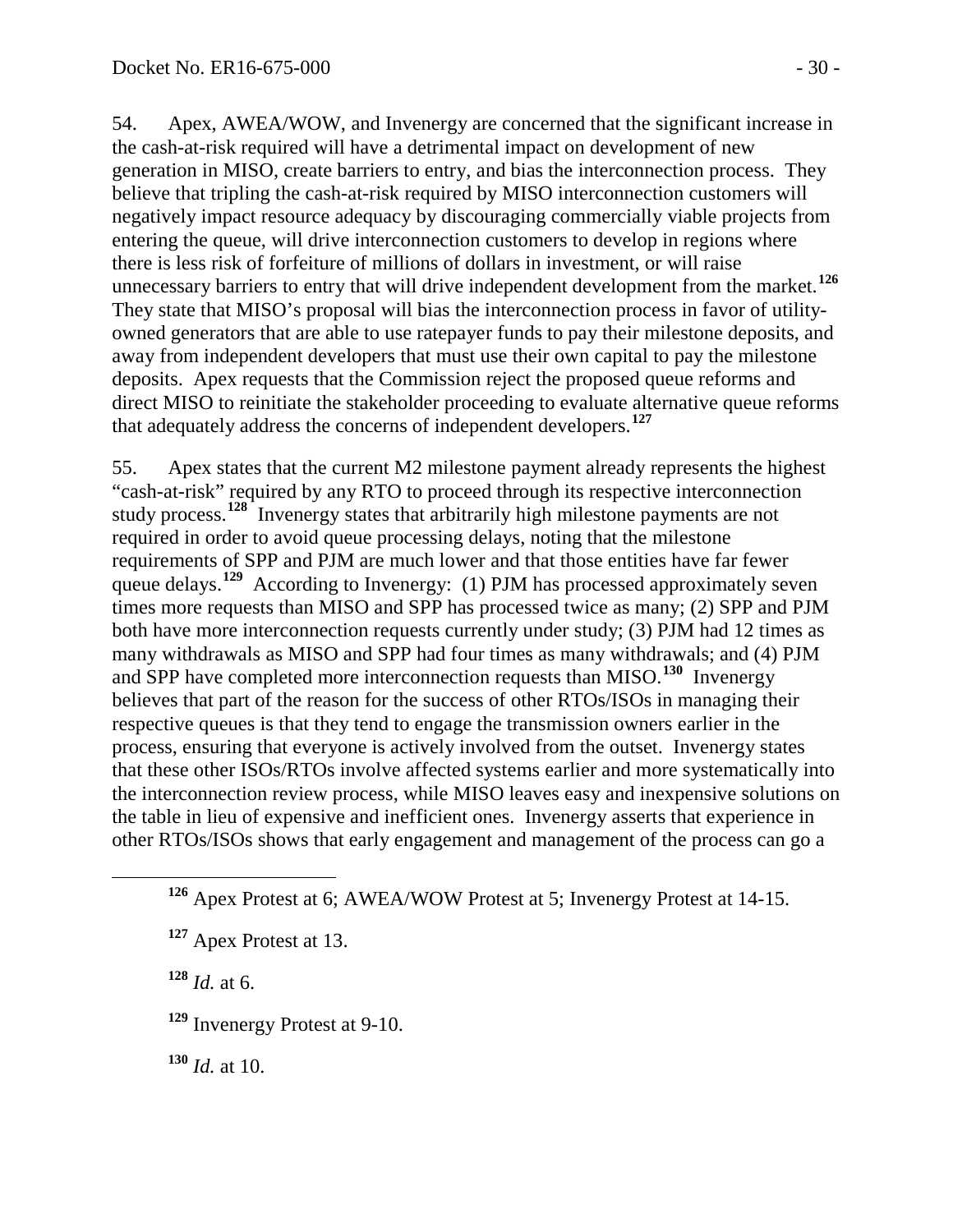54. Apex, AWEA/WOW, and Invenergy are concerned that the significant increase in the cash-at-risk required will have a detrimental impact on development of new generation in MISO, create barriers to entry, and bias the interconnection process. They believe that tripling the cash-at-risk required by MISO interconnection customers will negatively impact resource adequacy by discouraging commercially viable projects from entering the queue, will drive interconnection customers to develop in regions where there is less risk of forfeiture of millions of dollars in investment, or will raise unnecessary barriers to entry that will drive independent development from the market.[126] They state that MISO's proposal will bias the interconnection process in favor of utility-owned generators that are able to use ratepayer funds to pay their milestone deposits, and away from independent developers that must use their own capital to pay the milestone deposits. Apex requests that the Commission reject the proposed queue reforms and direct MISO to reinitiate the stakeholder proceeding to evaluate alternative queue reforms that adequately address the concerns of independent developers.[127]

55. Apex states that the current M2 milestone payment already represents the highest "cash-at-risk" required by any RTO to proceed through its respective interconnection study process.[128] Invenergy states that arbitrarily high milestone payments are not required in order to avoid queue processing delays, noting that the milestone requirements of SPP and PJM are much lower and that those entities have far fewer queue delays.[129] According to Invenergy: (1) PJM has processed approximately seven times more requests than MISO and SPP has processed twice as many; (2) SPP and PJM both have more interconnection requests currently under study; (3) PJM had 12 times as many withdrawals as MISO and SPP had four times as many withdrawals; and (4) PJM and SPP have completed more interconnection requests than MISO.[130] Invenergy believes that part of the reason for the success of other RTOs/ISOs in managing their respective queues is that they tend to engage the transmission owners earlier in the process, ensuring that everyone is actively involved from the outset. Invenergy states that these other ISOs/RTOs involve affected systems earlier and more systematically into the interconnection review process, while MISO leaves easy and inexpensive solutions on the table in lieu of expensive and inefficient ones. Invenergy asserts that experience in other RTOs/ISOs shows that early engagement and management of the process can go a

[126] Apex Protest at 6; AWEA/WOW Protest at 5; Invenergy Protest at 14-15.

[127] Apex Protest at 13.

[128] *Id.* at 6.

[129] Invenergy Protest at 9-10.

[130] *Id.* at 10.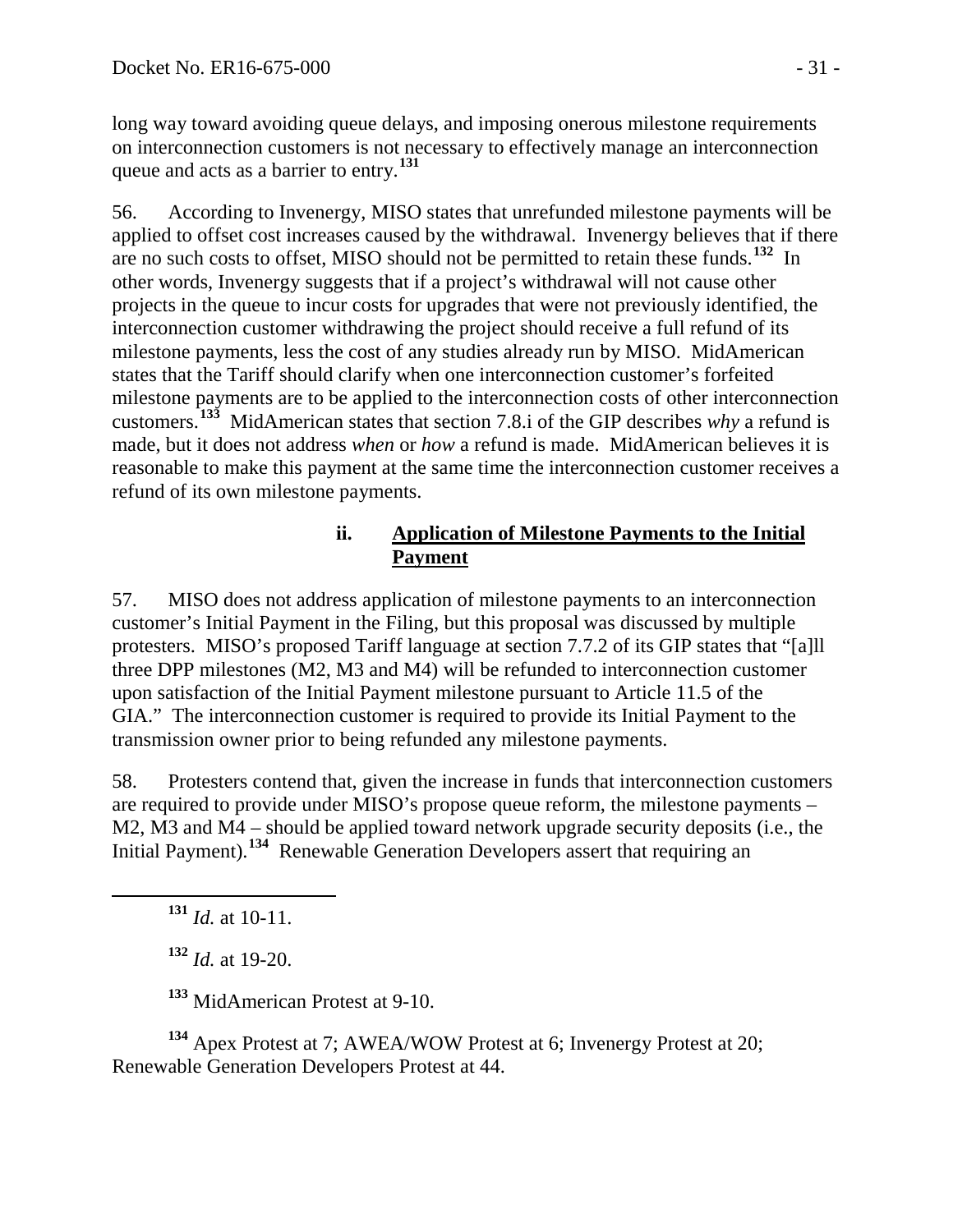long way toward avoiding queue delays, and imposing onerous milestone requirements on interconnection customers is not necessary to effectively manage an interconnection queue and acts as a barrier to entry.[131]

56. According to Invenergy, MISO states that unrefunded milestone payments will be applied to offset cost increases caused by the withdrawal. Invenergy believes that if there are no such costs to offset, MISO should not be permitted to retain these funds.[132] In other words, Invenergy suggests that if a project's withdrawal will not cause other projects in the queue to incur costs for upgrades that were not previously identified, the interconnection customer withdrawing the project should receive a full refund of its milestone payments, less the cost of any studies already run by MISO. MidAmerican states that the Tariff should clarify when one interconnection customer's forfeited milestone payments are to be applied to the interconnection costs of other interconnection customers.[133] MidAmerican states that section 7.8.i of the GIP describes *why* a refund is made, but it does not address *when* or *how* a refund is made. MidAmerican believes it is reasonable to make this payment at the same time the interconnection customer receives a refund of its own milestone payments.

#### ii. <u>Application of Milestone Payments to the Initial Payment</u>

57. MISO does not address application of milestone payments to an interconnection customer's Initial Payment in the Filing, but this proposal was discussed by multiple protesters. MISO's proposed Tariff language at section 7.7.2 of its GIP states that "[a]ll three DPP milestones (M2, M3 and M4) will be refunded to interconnection customer upon satisfaction of the Initial Payment milestone pursuant to Article 11.5 of the GIA." The interconnection customer is required to provide its Initial Payment to the transmission owner prior to being refunded any milestone payments.

58. Protesters contend that, given the increase in funds that interconnection customers are required to provide under MISO's propose queue reform, the milestone payments – M2, M3 and M4 – should be applied toward network upgrade security deposits (i.e., the Initial Payment).[134] Renewable Generation Developers assert that requiring an

---

[131] *Id.* at 10-11.

[132] *Id.* at 19-20.

[133] MidAmerican Protest at 9-10.

[134] Apex Protest at 7; AWEA/WOW Protest at 6; Invenergy Protest at 20; Renewable Generation Developers Protest at 44.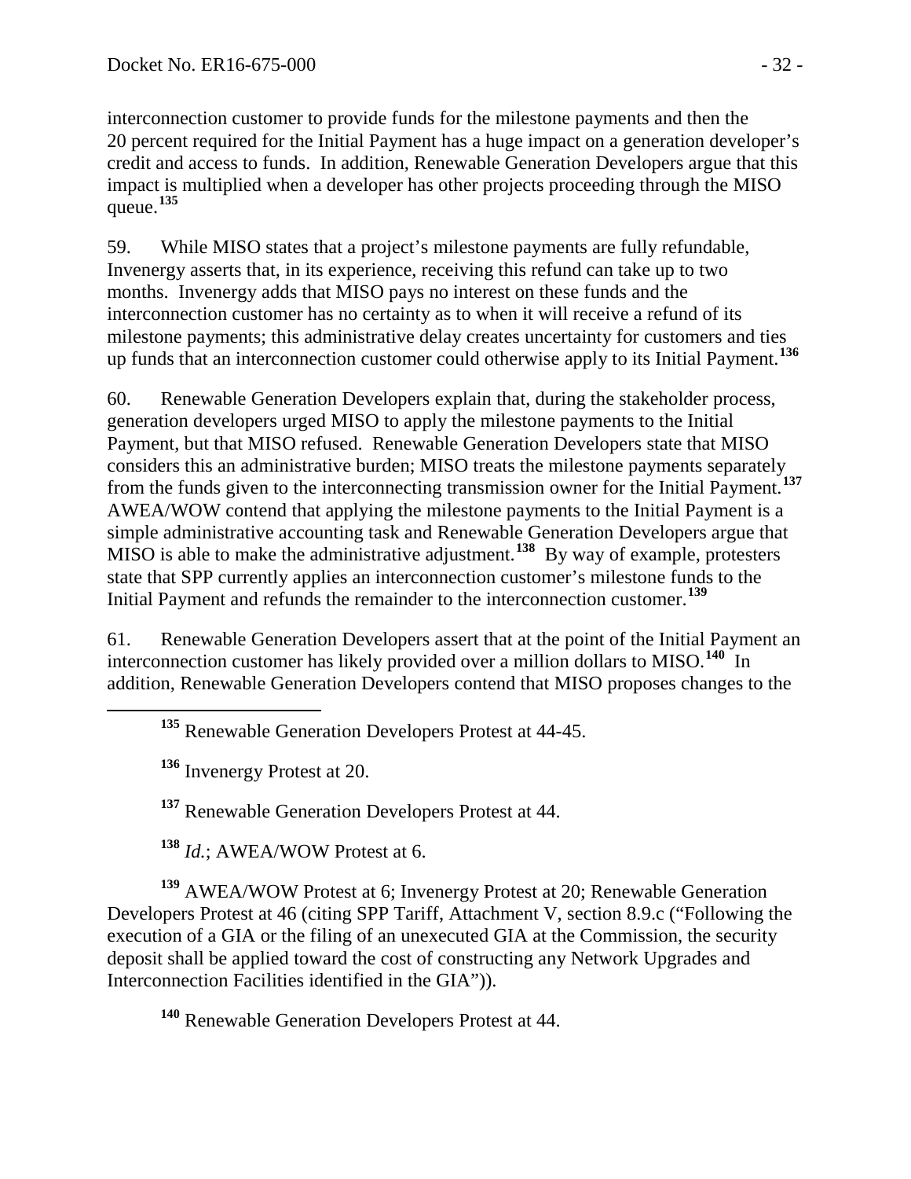interconnection customer to provide funds for the milestone payments and then the 20 percent required for the Initial Payment has a huge impact on a generation developer's credit and access to funds. In addition, Renewable Generation Developers argue that this impact is multiplied when a developer has other projects proceeding through the MISO queue.[135]

59. While MISO states that a project's milestone payments are fully refundable, Invenergy asserts that, in its experience, receiving this refund can take up to two months. Invenergy adds that MISO pays no interest on these funds and the interconnection customer has no certainty as to when it will receive a refund of its milestone payments; this administrative delay creates uncertainty for customers and ties up funds that an interconnection customer could otherwise apply to its Initial Payment.[136]

60. Renewable Generation Developers explain that, during the stakeholder process, generation developers urged MISO to apply the milestone payments to the Initial Payment, but that MISO refused. Renewable Generation Developers state that MISO considers this an administrative burden; MISO treats the milestone payments separately from the funds given to the interconnecting transmission owner for the Initial Payment.[137] AWEA/WOW contend that applying the milestone payments to the Initial Payment is a simple administrative accounting task and Renewable Generation Developers argue that MISO is able to make the administrative adjustment.[138] By way of example, protesters state that SPP currently applies an interconnection customer's milestone funds to the Initial Payment and refunds the remainder to the interconnection customer.[139]

61. Renewable Generation Developers assert that at the point of the Initial Payment an interconnection customer has likely provided over a million dollars to MISO.[140] In addition, Renewable Generation Developers contend that MISO proposes changes to the

---

[135] Renewable Generation Developers Protest at 44-45.

[136] Invenergy Protest at 20.

[137] Renewable Generation Developers Protest at 44.

[138] *Id.*; AWEA/WOW Protest at 6.

[139] AWEA/WOW Protest at 6; Invenergy Protest at 20; Renewable Generation Developers Protest at 46 (citing SPP Tariff, Attachment V, section 8.9.c ("Following the execution of a GIA or the filing of an unexecuted GIA at the Commission, the security deposit shall be applied toward the cost of constructing any Network Upgrades and Interconnection Facilities identified in the GIA")).

[140] Renewable Generation Developers Protest at 44.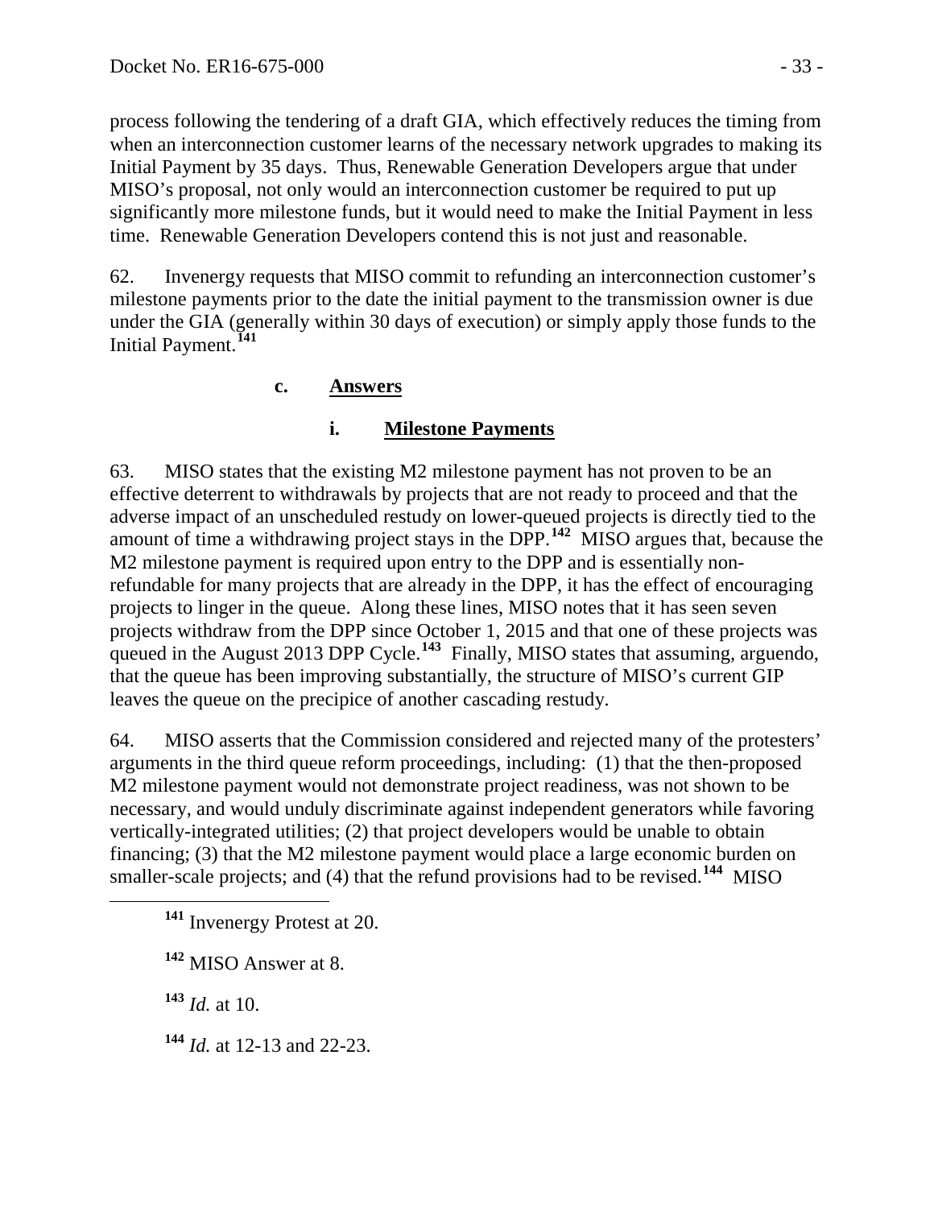process following the tendering of a draft GIA, which effectively reduces the timing from when an interconnection customer learns of the necessary network upgrades to making its Initial Payment by 35 days. Thus, Renewable Generation Developers argue that under MISO's proposal, not only would an interconnection customer be required to put up significantly more milestone funds, but it would need to make the Initial Payment in less time. Renewable Generation Developers contend this is not just and reasonable.

62. Invenergy requests that MISO commit to refunding an interconnection customer's milestone payments prior to the date the initial payment to the transmission owner is due under the GIA (generally within 30 days of execution) or simply apply those funds to the Initial Payment.[141]

#### c. Answers

##### i. Milestone Payments

63. MISO states that the existing M2 milestone payment has not proven to be an effective deterrent to withdrawals by projects that are not ready to proceed and that the adverse impact of an unscheduled restudy on lower-queued projects is directly tied to the amount of time a withdrawing project stays in the DPP.[142] MISO argues that, because the M2 milestone payment is required upon entry to the DPP and is essentially non-refundable for many projects that are already in the DPP, it has the effect of encouraging projects to linger in the queue. Along these lines, MISO notes that it has seen seven projects withdraw from the DPP since October 1, 2015 and that one of these projects was queued in the August 2013 DPP Cycle.[143] Finally, MISO states that assuming, arguendo, that the queue has been improving substantially, the structure of MISO's current GIP leaves the queue on the precipice of another cascading restudy.

64. MISO asserts that the Commission considered and rejected many of the protesters' arguments in the third queue reform proceedings, including: (1) that the then-proposed M2 milestone payment would not demonstrate project readiness, was not shown to be necessary, and would unduly discriminate against independent generators while favoring vertically-integrated utilities; (2) that project developers would be unable to obtain financing; (3) that the M2 milestone payment would place a large economic burden on smaller-scale projects; and (4) that the refund provisions had to be revised.[144] MISO

[141] Invenergy Protest at 20.

[142] MISO Answer at 8.

[143] *Id.* at 10.

[144] *Id.* at 12-13 and 22-23.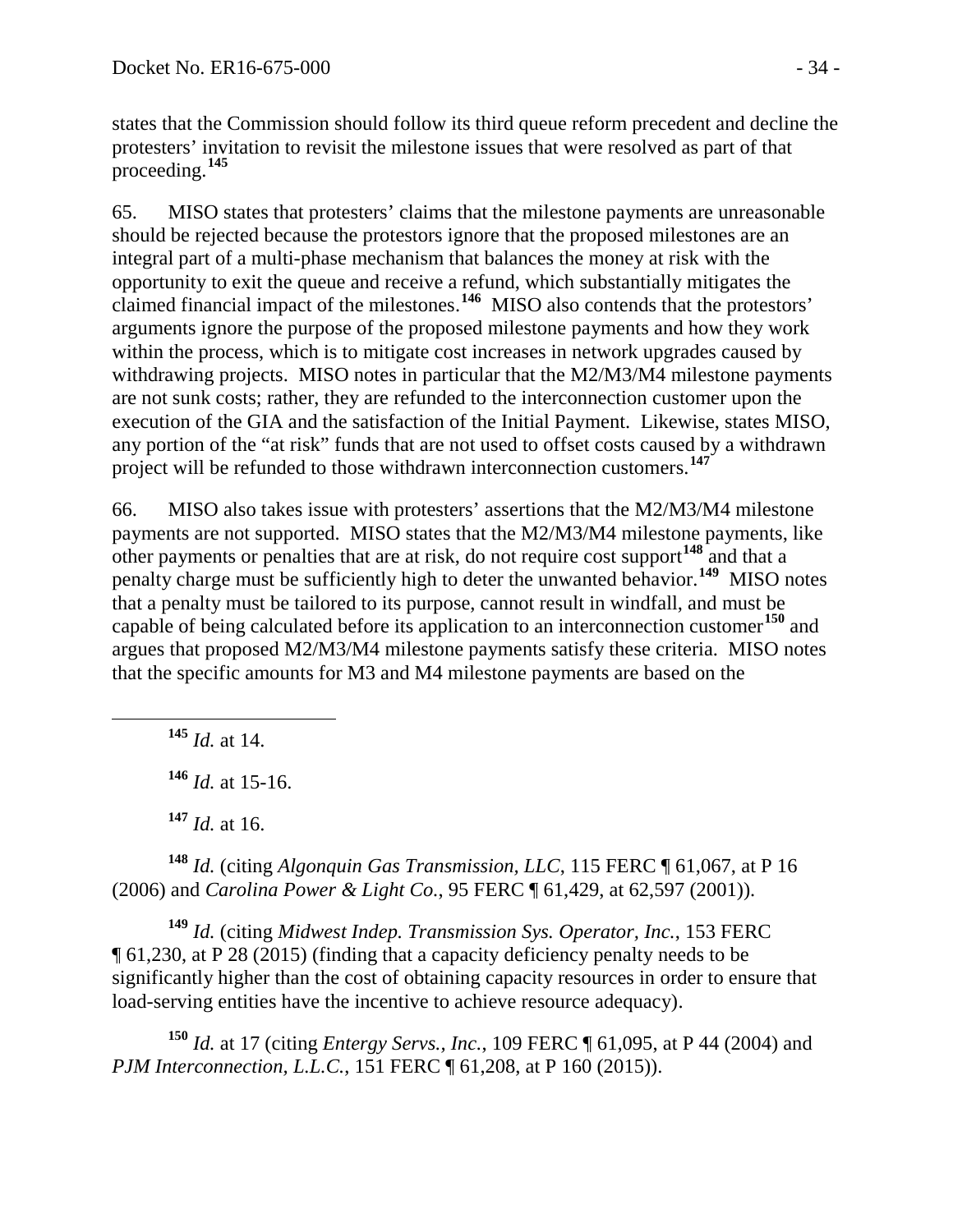states that the Commission should follow its third queue reform precedent and decline the protesters' invitation to revisit the milestone issues that were resolved as part of that proceeding.[145]

65. MISO states that protesters' claims that the milestone payments are unreasonable should be rejected because the protestors ignore that the proposed milestones are an integral part of a multi-phase mechanism that balances the money at risk with the opportunity to exit the queue and receive a refund, which substantially mitigates the claimed financial impact of the milestones.[146] MISO also contends that the protestors' arguments ignore the purpose of the proposed milestone payments and how they work within the process, which is to mitigate cost increases in network upgrades caused by withdrawing projects. MISO notes in particular that the M2/M3/M4 milestone payments are not sunk costs; rather, they are refunded to the interconnection customer upon the execution of the GIA and the satisfaction of the Initial Payment. Likewise, states MISO, any portion of the "at risk" funds that are not used to offset costs caused by a withdrawn project will be refunded to those withdrawn interconnection customers.[147]

66. MISO also takes issue with protesters' assertions that the M2/M3/M4 milestone payments are not supported. MISO states that the M2/M3/M4 milestone payments, like other payments or penalties that are at risk, do not require cost support[148] and that a penalty charge must be sufficiently high to deter the unwanted behavior.[149] MISO notes that a penalty must be tailored to its purpose, cannot result in windfall, and must be capable of being calculated before its application to an interconnection customer[150] and argues that proposed M2/M3/M4 milestone payments satisfy these criteria. MISO notes that the specific amounts for M3 and M4 milestone payments are based on the

---

[145] *Id.* at 14.

[146] *Id.* at 15-16.

[147] *Id.* at 16.

[148] *Id.* (citing *Algonquin Gas Transmission, LLC*, 115 FERC ¶ 61,067, at P 16 (2006) and *Carolina Power & Light Co.*, 95 FERC ¶ 61,429, at 62,597 (2001)).

[149] *Id.* (citing *Midwest Indep. Transmission Sys. Operator, Inc.*, 153 FERC ¶ 61,230, at P 28 (2015) (finding that a capacity deficiency penalty needs to be significantly higher than the cost of obtaining capacity resources in order to ensure that load-serving entities have the incentive to achieve resource adequacy).

[150] *Id.* at 17 (citing *Entergy Servs., Inc.*, 109 FERC ¶ 61,095, at P 44 (2004) and *PJM Interconnection, L.L.C.*, 151 FERC ¶ 61,208, at P 160 (2015)).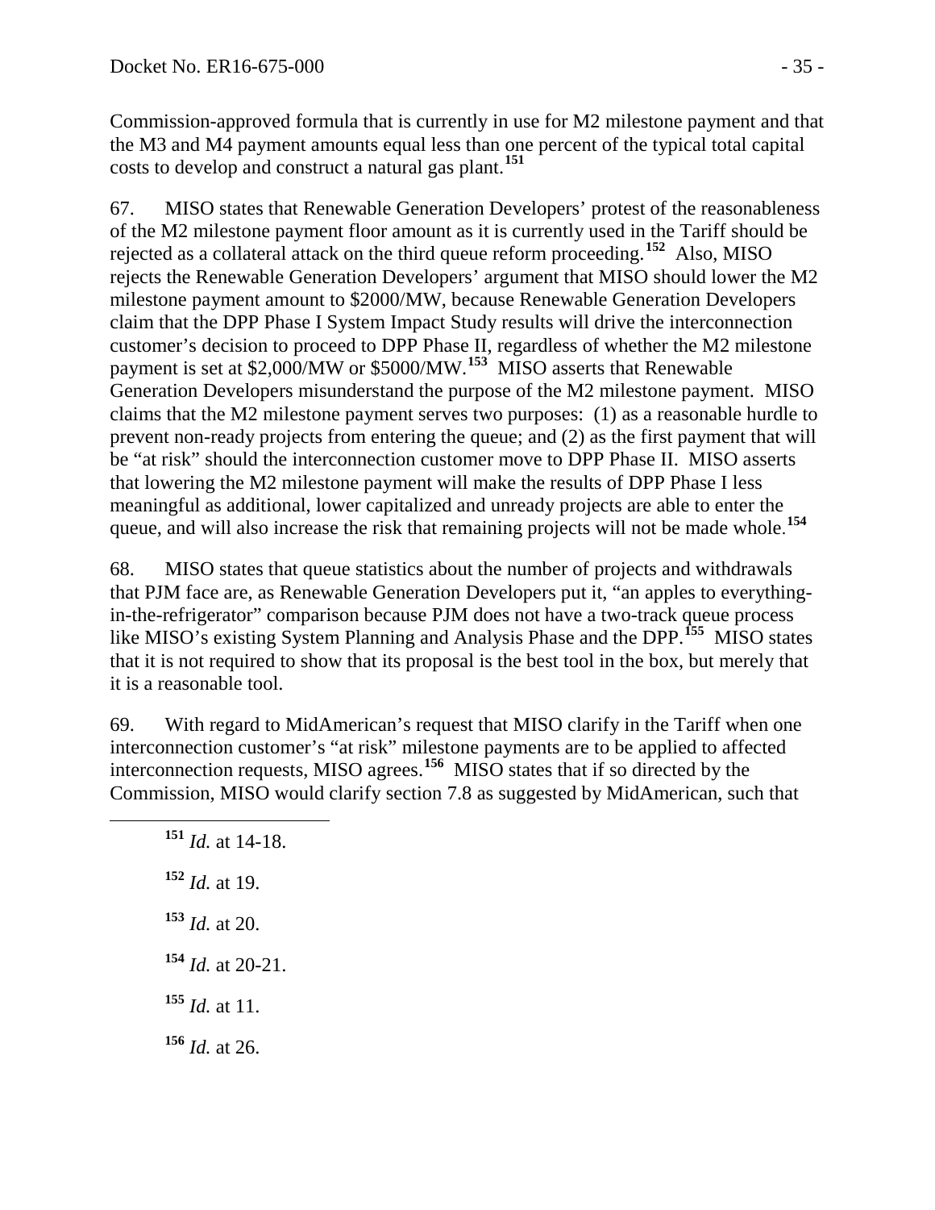Commission-approved formula that is currently in use for M2 milestone payment and that the M3 and M4 payment amounts equal less than one percent of the typical total capital costs to develop and construct a natural gas plant.[151]

67. MISO states that Renewable Generation Developers' protest of the reasonableness of the M2 milestone payment floor amount as it is currently used in the Tariff should be rejected as a collateral attack on the third queue reform proceeding.[152] Also, MISO rejects the Renewable Generation Developers' argument that MISO should lower the M2 milestone payment amount to $2000/MW, because Renewable Generation Developers claim that the DPP Phase I System Impact Study results will drive the interconnection customer's decision to proceed to DPP Phase II, regardless of whether the M2 milestone payment is set at $2,000/MW or $5000/MW.[153] MISO asserts that Renewable Generation Developers misunderstand the purpose of the M2 milestone payment. MISO claims that the M2 milestone payment serves two purposes: (1) as a reasonable hurdle to prevent non-ready projects from entering the queue; and (2) as the first payment that will be "at risk" should the interconnection customer move to DPP Phase II. MISO asserts that lowering the M2 milestone payment will make the results of DPP Phase I less meaningful as additional, lower capitalized and unready projects are able to enter the queue, and will also increase the risk that remaining projects will not be made whole.[154]

68. MISO states that queue statistics about the number of projects and withdrawals that PJM face are, as Renewable Generation Developers put it, "an apples to everything-in-the-refrigerator" comparison because PJM does not have a two-track queue process like MISO's existing System Planning and Analysis Phase and the DPP.[155] MISO states that it is not required to show that its proposal is the best tool in the box, but merely that it is a reasonable tool.

69. With regard to MidAmerican's request that MISO clarify in the Tariff when one interconnection customer's "at risk" milestone payments are to be applied to affected interconnection requests, MISO agrees.[156] MISO states that if so directed by the Commission, MISO would clarify section 7.8 as suggested by MidAmerican, such that

[151] *Id.* at 14-18.

[152] *Id.* at 19.

[153] *Id.* at 20.

[154] *Id.* at 20-21.

[155] *Id.* at 11.

[156] *Id.* at 26.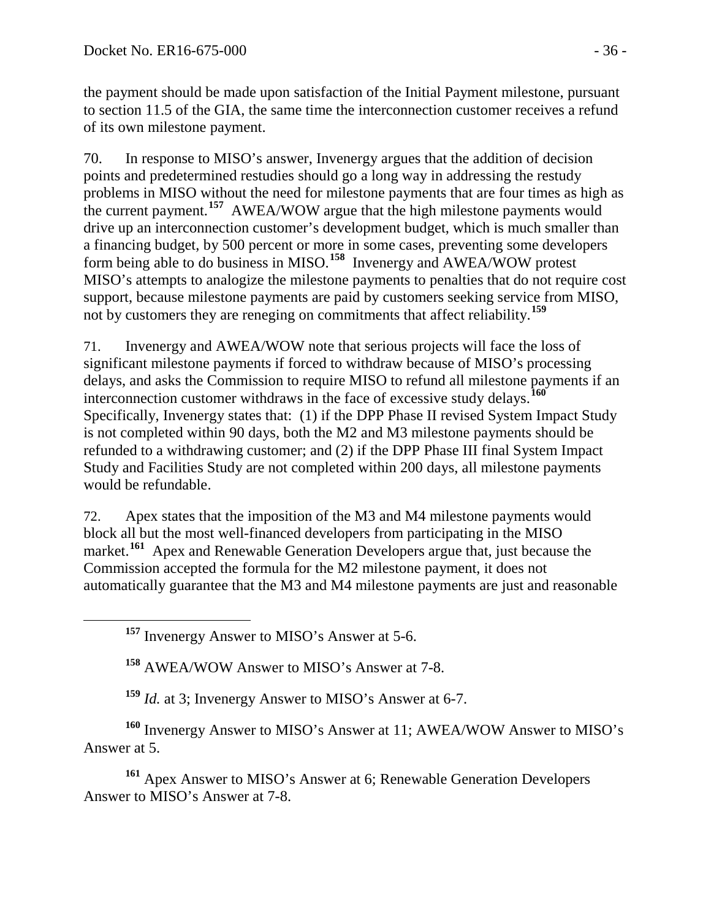the payment should be made upon satisfaction of the Initial Payment milestone, pursuant to section 11.5 of the GIA, the same time the interconnection customer receives a refund of its own milestone payment.

70. In response to MISO's answer, Invenergy argues that the addition of decision points and predetermined restudies should go a long way in addressing the restudy problems in MISO without the need for milestone payments that are four times as high as the current payment.[157] AWEA/WOW argue that the high milestone payments would drive up an interconnection customer's development budget, which is much smaller than a financing budget, by 500 percent or more in some cases, preventing some developers form being able to do business in MISO.[158] Invenergy and AWEA/WOW protest MISO's attempts to analogize the milestone payments to penalties that do not require cost support, because milestone payments are paid by customers seeking service from MISO, not by customers they are reneging on commitments that affect reliability.[159]

71. Invenergy and AWEA/WOW note that serious projects will face the loss of significant milestone payments if forced to withdraw because of MISO's processing delays, and asks the Commission to require MISO to refund all milestone payments if an interconnection customer withdraws in the face of excessive study delays.[160] Specifically, Invenergy states that: (1) if the DPP Phase II revised System Impact Study is not completed within 90 days, both the M2 and M3 milestone payments should be refunded to a withdrawing customer; and (2) if the DPP Phase III final System Impact Study and Facilities Study are not completed within 200 days, all milestone payments would be refundable.

72. Apex states that the imposition of the M3 and M4 milestone payments would block all but the most well-financed developers from participating in the MISO market.[161] Apex and Renewable Generation Developers argue that, just because the Commission accepted the formula for the M2 milestone payment, it does not automatically guarantee that the M3 and M4 milestone payments are just and reasonable

[157] Invenergy Answer to MISO's Answer at 5-6.

[158] AWEA/WOW Answer to MISO's Answer at 7-8.

[159] *Id.* at 3; Invenergy Answer to MISO's Answer at 6-7.

[160] Invenergy Answer to MISO's Answer at 11; AWEA/WOW Answer to MISO's Answer at 5.

[161] Apex Answer to MISO's Answer at 6; Renewable Generation Developers Answer to MISO's Answer at 7-8.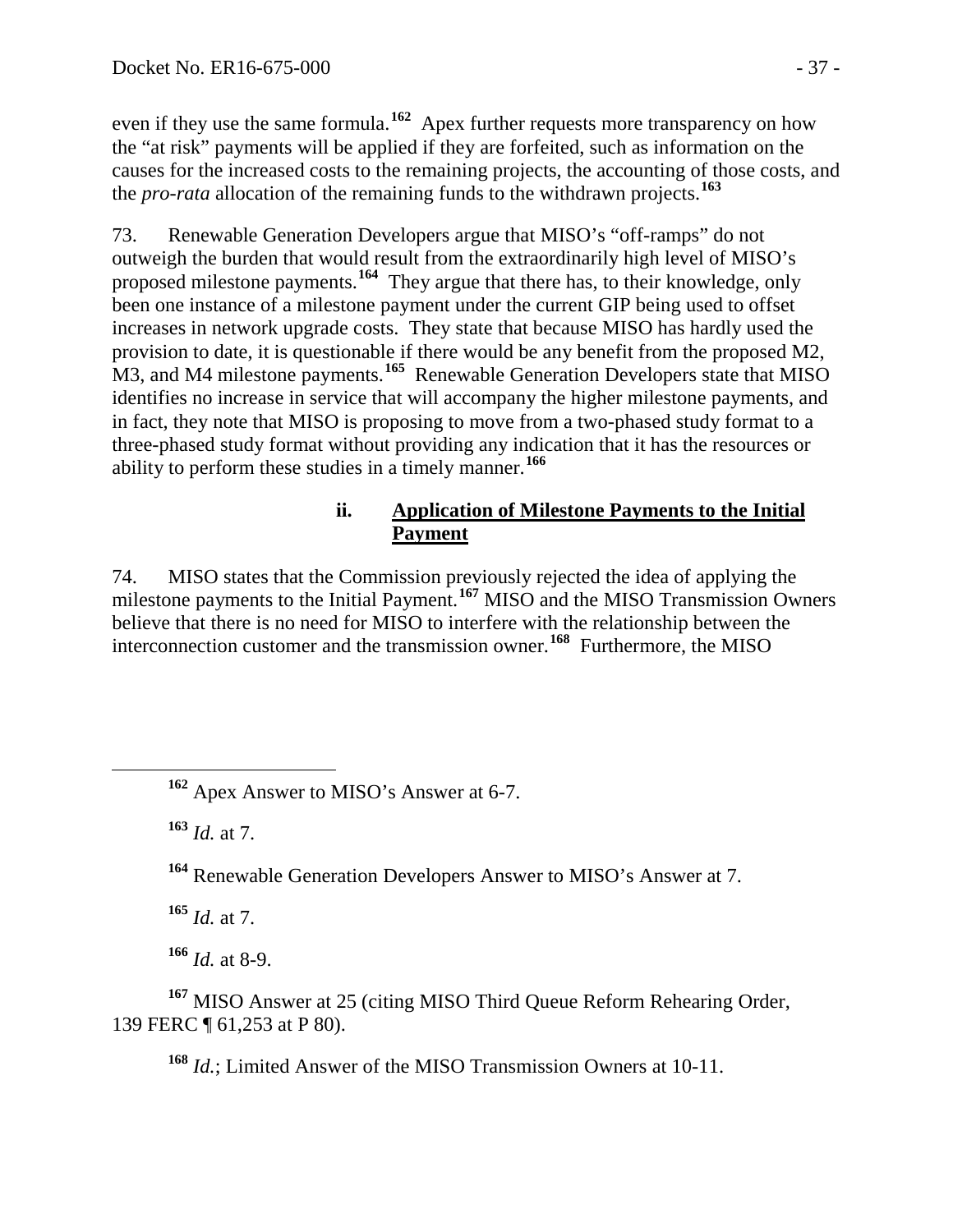even if they use the same formula.[162] Apex further requests more transparency on how the "at risk" payments will be applied if they are forfeited, such as information on the causes for the increased costs to the remaining projects, the accounting of those costs, and the *pro-rata* allocation of the remaining funds to the withdrawn projects.[163]

73. Renewable Generation Developers argue that MISO's "off-ramps" do not outweigh the burden that would result from the extraordinarily high level of MISO's proposed milestone payments.[164] They argue that there has, to their knowledge, only been one instance of a milestone payment under the current GIP being used to offset increases in network upgrade costs. They state that because MISO has hardly used the provision to date, it is questionable if there would be any benefit from the proposed M2, M3, and M4 milestone payments.[165] Renewable Generation Developers state that MISO identifies no increase in service that will accompany the higher milestone payments, and in fact, they note that MISO is proposing to move from a two-phased study format to a three-phased study format without providing any indication that it has the resources or ability to perform these studies in a timely manner.[166]

#### ii. Application of Milestone Payments to the Initial Payment

74. MISO states that the Commission previously rejected the idea of applying the milestone payments to the Initial Payment.[167] MISO and the MISO Transmission Owners believe that there is no need for MISO to interfere with the relationship between the interconnection customer and the transmission owner.[168] Furthermore, the MISO

---

[162] Apex Answer to MISO's Answer at 6-7.

[163] *Id.* at 7.

[164] Renewable Generation Developers Answer to MISO's Answer at 7.

[165] *Id.* at 7.

[166] *Id.* at 8-9.

[167] MISO Answer at 25 (citing MISO Third Queue Reform Rehearing Order, 139 FERC ¶ 61,253 at P 80).

[168] *Id.*; Limited Answer of the MISO Transmission Owners at 10-11.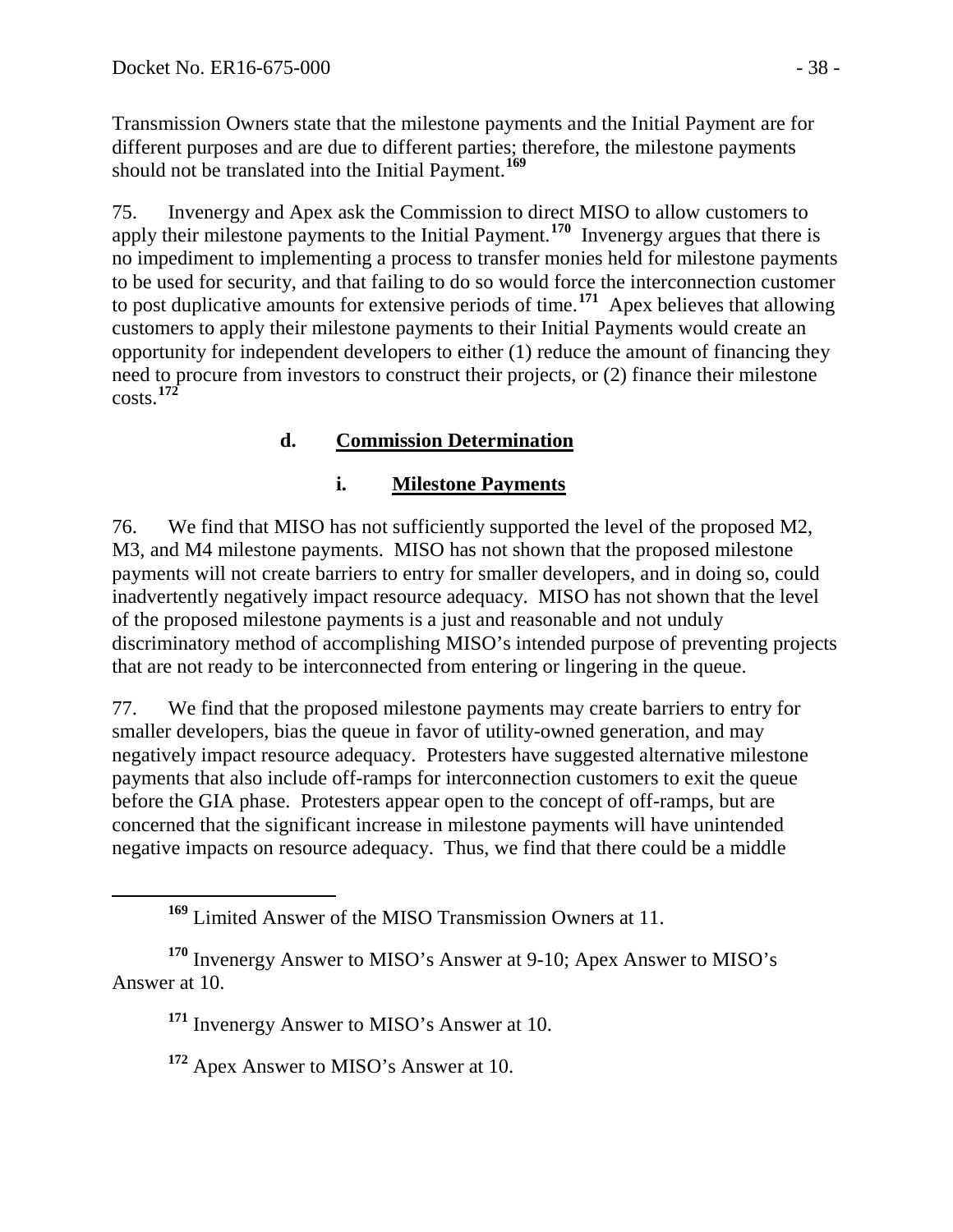Transmission Owners state that the milestone payments and the Initial Payment are for different purposes and are due to different parties; therefore, the milestone payments should not be translated into the Initial Payment.[169]

75. Invenergy and Apex ask the Commission to direct MISO to allow customers to apply their milestone payments to the Initial Payment.[170] Invenergy argues that there is no impediment to implementing a process to transfer monies held for milestone payments to be used for security, and that failing to do so would force the interconnection customer to post duplicative amounts for extensive periods of time.[171] Apex believes that allowing customers to apply their milestone payments to their Initial Payments would create an opportunity for independent developers to either (1) reduce the amount of financing they need to procure from investors to construct their projects, or (2) finance their milestone costs.[172]

#### d. Commission Determination

##### i. Milestone Payments

76. We find that MISO has not sufficiently supported the level of the proposed M2, M3, and M4 milestone payments. MISO has not shown that the proposed milestone payments will not create barriers to entry for smaller developers, and in doing so, could inadvertently negatively impact resource adequacy. MISO has not shown that the level of the proposed milestone payments is a just and reasonable and not unduly discriminatory method of accomplishing MISO's intended purpose of preventing projects that are not ready to be interconnected from entering or lingering in the queue.

77. We find that the proposed milestone payments may create barriers to entry for smaller developers, bias the queue in favor of utility-owned generation, and may negatively impact resource adequacy. Protesters have suggested alternative milestone payments that also include off-ramps for interconnection customers to exit the queue before the GIA phase. Protesters appear open to the concept of off-ramps, but are concerned that the significant increase in milestone payments will have unintended negative impacts on resource adequacy. Thus, we find that there could be a middle

---

[169] Limited Answer of the MISO Transmission Owners at 11.

[170] Invenergy Answer to MISO's Answer at 9-10; Apex Answer to MISO's Answer at 10.

[171] Invenergy Answer to MISO's Answer at 10.

[172] Apex Answer to MISO's Answer at 10.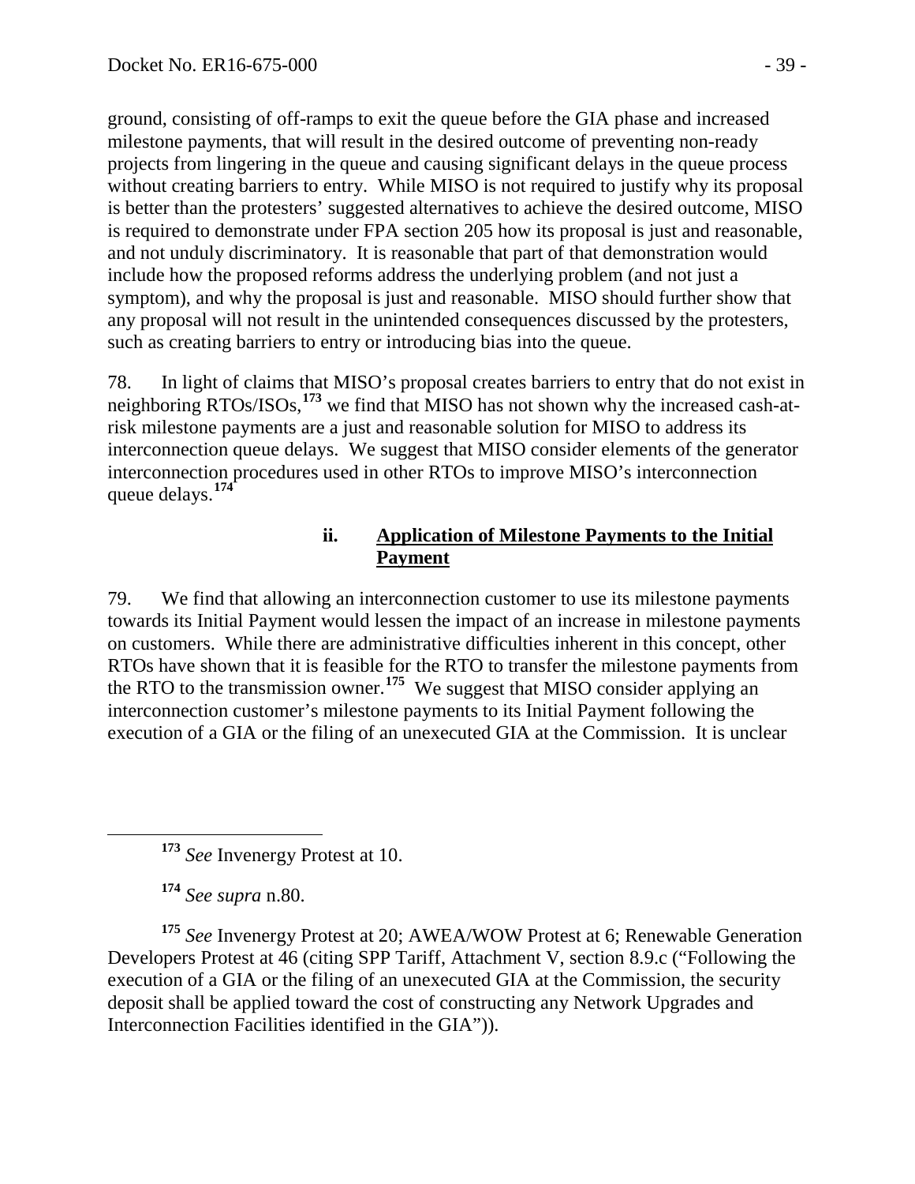ground, consisting of off-ramps to exit the queue before the GIA phase and increased milestone payments, that will result in the desired outcome of preventing non-ready projects from lingering in the queue and causing significant delays in the queue process without creating barriers to entry. While MISO is not required to justify why its proposal is better than the protesters' suggested alternatives to achieve the desired outcome, MISO is required to demonstrate under FPA section 205 how its proposal is just and reasonable, and not unduly discriminatory. It is reasonable that part of that demonstration would include how the proposed reforms address the underlying problem (and not just a symptom), and why the proposal is just and reasonable. MISO should further show that any proposal will not result in the unintended consequences discussed by the protesters, such as creating barriers to entry or introducing bias into the queue.

78. In light of claims that MISO's proposal creates barriers to entry that do not exist in neighboring RTOs/ISOs,[173] we find that MISO has not shown why the increased cash-at-risk milestone payments are a just and reasonable solution for MISO to address its interconnection queue delays. We suggest that MISO consider elements of the generator interconnection procedures used in other RTOs to improve MISO's interconnection queue delays.[174]

#### ii. Application of Milestone Payments to the Initial Payment

79. We find that allowing an interconnection customer to use its milestone payments towards its Initial Payment would lessen the impact of an increase in milestone payments on customers. While there are administrative difficulties inherent in this concept, other RTOs have shown that it is feasible for the RTO to transfer the milestone payments from the RTO to the transmission owner.[175] We suggest that MISO consider applying an interconnection customer's milestone payments to its Initial Payment following the execution of a GIA or the filing of an unexecuted GIA at the Commission. It is unclear

---

[173] *See* Invenergy Protest at 10.

[174] *See supra* n.80.

[175] *See* Invenergy Protest at 20; AWEA/WOW Protest at 6; Renewable Generation Developers Protest at 46 (citing SPP Tariff, Attachment V, section 8.9.c ("Following the execution of a GIA or the filing of an unexecuted GIA at the Commission, the security deposit shall be applied toward the cost of constructing any Network Upgrades and Interconnection Facilities identified in the GIA")).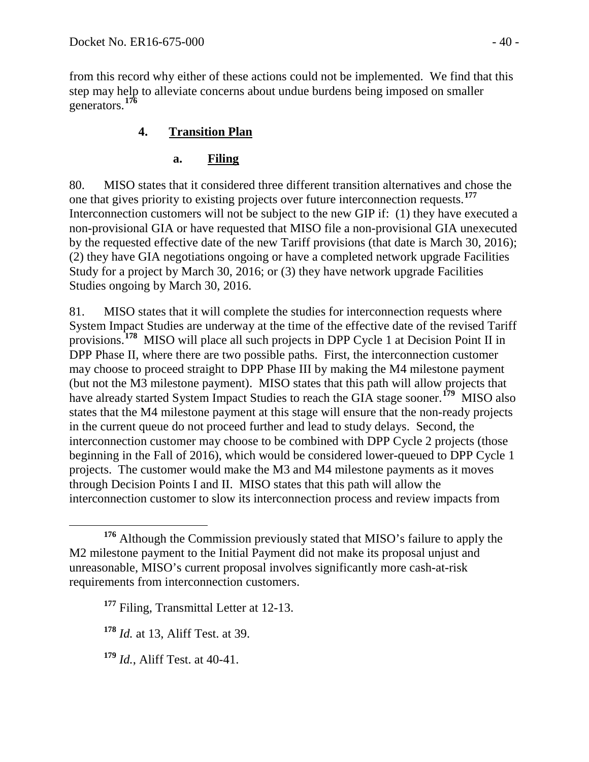from this record why either of these actions could not be implemented. We find that this step may help to alleviate concerns about undue burdens being imposed on smaller generators.[176]

### 4. Transition Plan

#### a. Filing

80. MISO states that it considered three different transition alternatives and chose the one that gives priority to existing projects over future interconnection requests.[177] Interconnection customers will not be subject to the new GIP if: (1) they have executed a non-provisional GIA or have requested that MISO file a non-provisional GIA unexecuted by the requested effective date of the new Tariff provisions (that date is March 30, 2016); (2) they have GIA negotiations ongoing or have a completed network upgrade Facilities Study for a project by March 30, 2016; or (3) they have network upgrade Facilities Studies ongoing by March 30, 2016.

81. MISO states that it will complete the studies for interconnection requests where System Impact Studies are underway at the time of the effective date of the revised Tariff provisions.[178] MISO will place all such projects in DPP Cycle 1 at Decision Point II in DPP Phase II, where there are two possible paths. First, the interconnection customer may choose to proceed straight to DPP Phase III by making the M4 milestone payment (but not the M3 milestone payment). MISO states that this path will allow projects that have already started System Impact Studies to reach the GIA stage sooner.[179] MISO also states that the M4 milestone payment at this stage will ensure that the non-ready projects in the current queue do not proceed further and lead to study delays. Second, the interconnection customer may choose to be combined with DPP Cycle 2 projects (those beginning in the Fall of 2016), which would be considered lower-queued to DPP Cycle 1 projects. The customer would make the M3 and M4 milestone payments as it moves through Decision Points I and II. MISO states that this path will allow the interconnection customer to slow its interconnection process and review impacts from

---

[176] Although the Commission previously stated that MISO's failure to apply the M2 milestone payment to the Initial Payment did not make its proposal unjust and unreasonable, MISO's current proposal involves significantly more cash-at-risk requirements from interconnection customers.

[177] Filing, Transmittal Letter at 12-13.

[178] *Id.* at 13, Aliff Test. at 39.

[179] *Id.*, Aliff Test. at 40-41.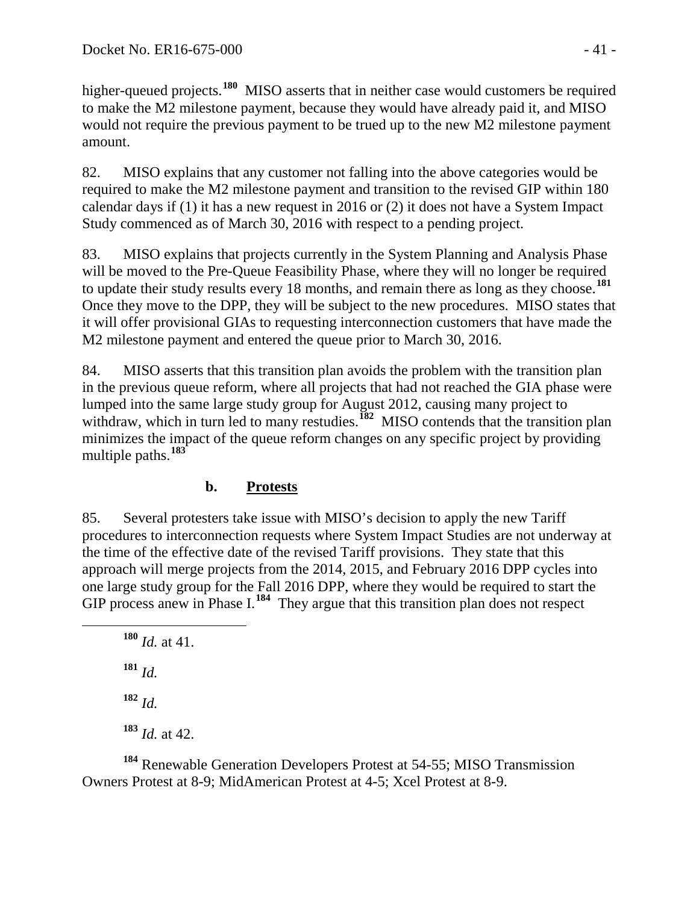higher-queued projects.[180] MISO asserts that in neither case would customers be required to make the M2 milestone payment, because they would have already paid it, and MISO would not require the previous payment to be trued up to the new M2 milestone payment amount.

82. MISO explains that any customer not falling into the above categories would be required to make the M2 milestone payment and transition to the revised GIP within 180 calendar days if (1) it has a new request in 2016 or (2) it does not have a System Impact Study commenced as of March 30, 2016 with respect to a pending project.

83. MISO explains that projects currently in the System Planning and Analysis Phase will be moved to the Pre-Queue Feasibility Phase, where they will no longer be required to update their study results every 18 months, and remain there as long as they choose.[181] Once they move to the DPP, they will be subject to the new procedures. MISO states that it will offer provisional GIAs to requesting interconnection customers that have made the M2 milestone payment and entered the queue prior to March 30, 2016.

84. MISO asserts that this transition plan avoids the problem with the transition plan in the previous queue reform, where all projects that had not reached the GIA phase were lumped into the same large study group for August 2012, causing many project to withdraw, which in turn led to many restudies.[182] MISO contends that the transition plan minimizes the impact of the queue reform changes on any specific project by providing multiple paths.[183]

### b. **Protests**

85. Several protesters take issue with MISO's decision to apply the new Tariff procedures to interconnection requests where System Impact Studies are not underway at the time of the effective date of the revised Tariff provisions. They state that this approach will merge projects from the 2014, 2015, and February 2016 DPP cycles into one large study group for the Fall 2016 DPP, where they would be required to start the GIP process anew in Phase I.[184] They argue that this transition plan does not respect

---

[180] *Id.* at 41.

[181] *Id.*

[182] *Id.*

[183] *Id.* at 42.

[184] Renewable Generation Developers Protest at 54-55; MISO Transmission Owners Protest at 8-9; MidAmerican Protest at 4-5; Xcel Protest at 8-9.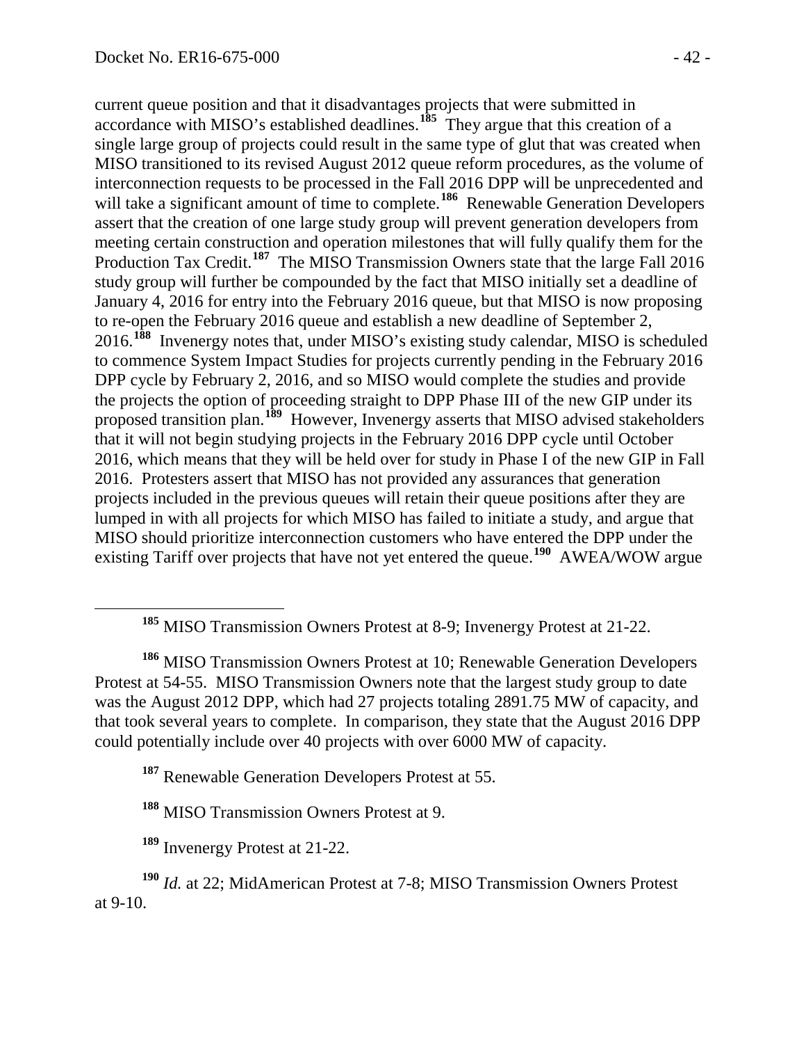current queue position and that it disadvantages projects that were submitted in accordance with MISO's established deadlines.[185] They argue that this creation of a single large group of projects could result in the same type of glut that was created when MISO transitioned to its revised August 2012 queue reform procedures, as the volume of interconnection requests to be processed in the Fall 2016 DPP will be unprecedented and will take a significant amount of time to complete.[186] Renewable Generation Developers assert that the creation of one large study group will prevent generation developers from meeting certain construction and operation milestones that will fully qualify them for the Production Tax Credit.[187] The MISO Transmission Owners state that the large Fall 2016 study group will further be compounded by the fact that MISO initially set a deadline of January 4, 2016 for entry into the February 2016 queue, but that MISO is now proposing to re-open the February 2016 queue and establish a new deadline of September 2, 2016.[188] Invenergy notes that, under MISO's existing study calendar, MISO is scheduled to commence System Impact Studies for projects currently pending in the February 2016 DPP cycle by February 2, 2016, and so MISO would complete the studies and provide the projects the option of proceeding straight to DPP Phase III of the new GIP under its proposed transition plan.[189] However, Invenergy asserts that MISO advised stakeholders that it will not begin studying projects in the February 2016 DPP cycle until October 2016, which means that they will be held over for study in Phase I of the new GIP in Fall 2016. Protesters assert that MISO has not provided any assurances that generation projects included in the previous queues will retain their queue positions after they are lumped in with all projects for which MISO has failed to initiate a study, and argue that MISO should prioritize interconnection customers who have entered the DPP under the existing Tariff over projects that have not yet entered the queue.[190] AWEA/WOW argue

---

[185] MISO Transmission Owners Protest at 8-9; Invenergy Protest at 21-22.

[186] MISO Transmission Owners Protest at 10; Renewable Generation Developers Protest at 54-55. MISO Transmission Owners note that the largest study group to date was the August 2012 DPP, which had 27 projects totaling 2891.75 MW of capacity, and that took several years to complete. In comparison, they state that the August 2016 DPP could potentially include over 40 projects with over 6000 MW of capacity.

[187] Renewable Generation Developers Protest at 55.

[188] MISO Transmission Owners Protest at 9.

[189] Invenergy Protest at 21-22.

[190] *Id.* at 22; MidAmerican Protest at 7-8; MISO Transmission Owners Protest at 9-10.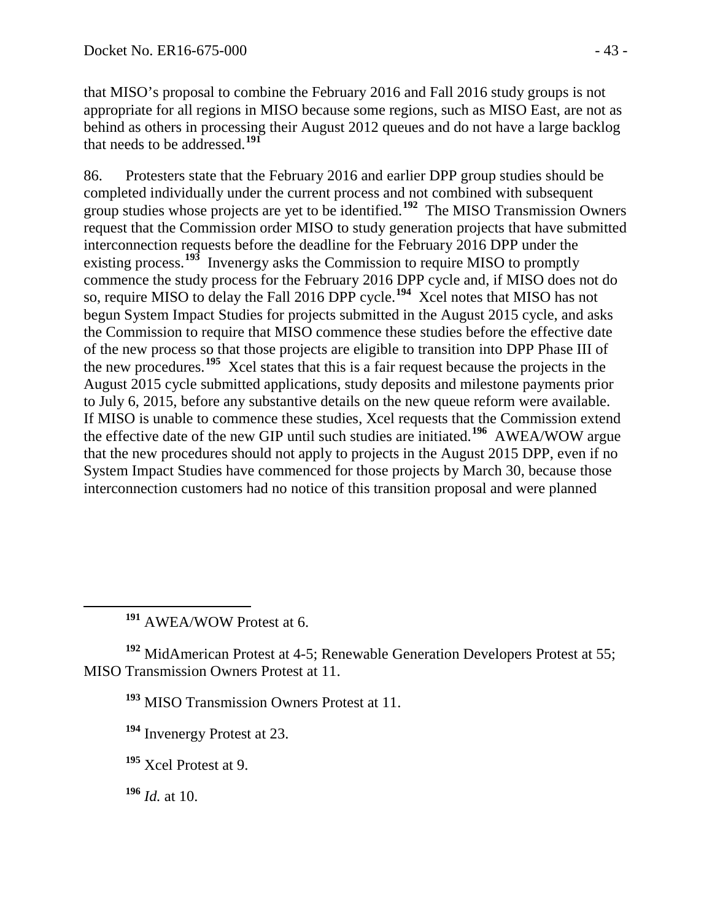that MISO's proposal to combine the February 2016 and Fall 2016 study groups is not appropriate for all regions in MISO because some regions, such as MISO East, are not as behind as others in processing their August 2012 queues and do not have a large backlog that needs to be addressed.[191]

86. Protesters state that the February 2016 and earlier DPP group studies should be completed individually under the current process and not combined with subsequent group studies whose projects are yet to be identified.[192] The MISO Transmission Owners request that the Commission order MISO to study generation projects that have submitted interconnection requests before the deadline for the February 2016 DPP under the existing process.[193] Invenergy asks the Commission to require MISO to promptly commence the study process for the February 2016 DPP cycle and, if MISO does not do so, require MISO to delay the Fall 2016 DPP cycle.[194] Xcel notes that MISO has not begun System Impact Studies for projects submitted in the August 2015 cycle, and asks the Commission to require that MISO commence these studies before the effective date of the new process so that those projects are eligible to transition into DPP Phase III of the new procedures.[195] Xcel states that this is a fair request because the projects in the August 2015 cycle submitted applications, study deposits and milestone payments prior to July 6, 2015, before any substantive details on the new queue reform were available. If MISO is unable to commence these studies, Xcel requests that the Commission extend the effective date of the new GIP until such studies are initiated.[196] AWEA/WOW argue that the new procedures should not apply to projects in the August 2015 DPP, even if no System Impact Studies have commenced for those projects by March 30, because those interconnection customers had no notice of this transition proposal and were planned

---

[191] AWEA/WOW Protest at 6.

[192] MidAmerican Protest at 4-5; Renewable Generation Developers Protest at 55; MISO Transmission Owners Protest at 11.

[193] MISO Transmission Owners Protest at 11.

[194] Invenergy Protest at 23.

[195] Xcel Protest at 9.

[196] *Id.* at 10.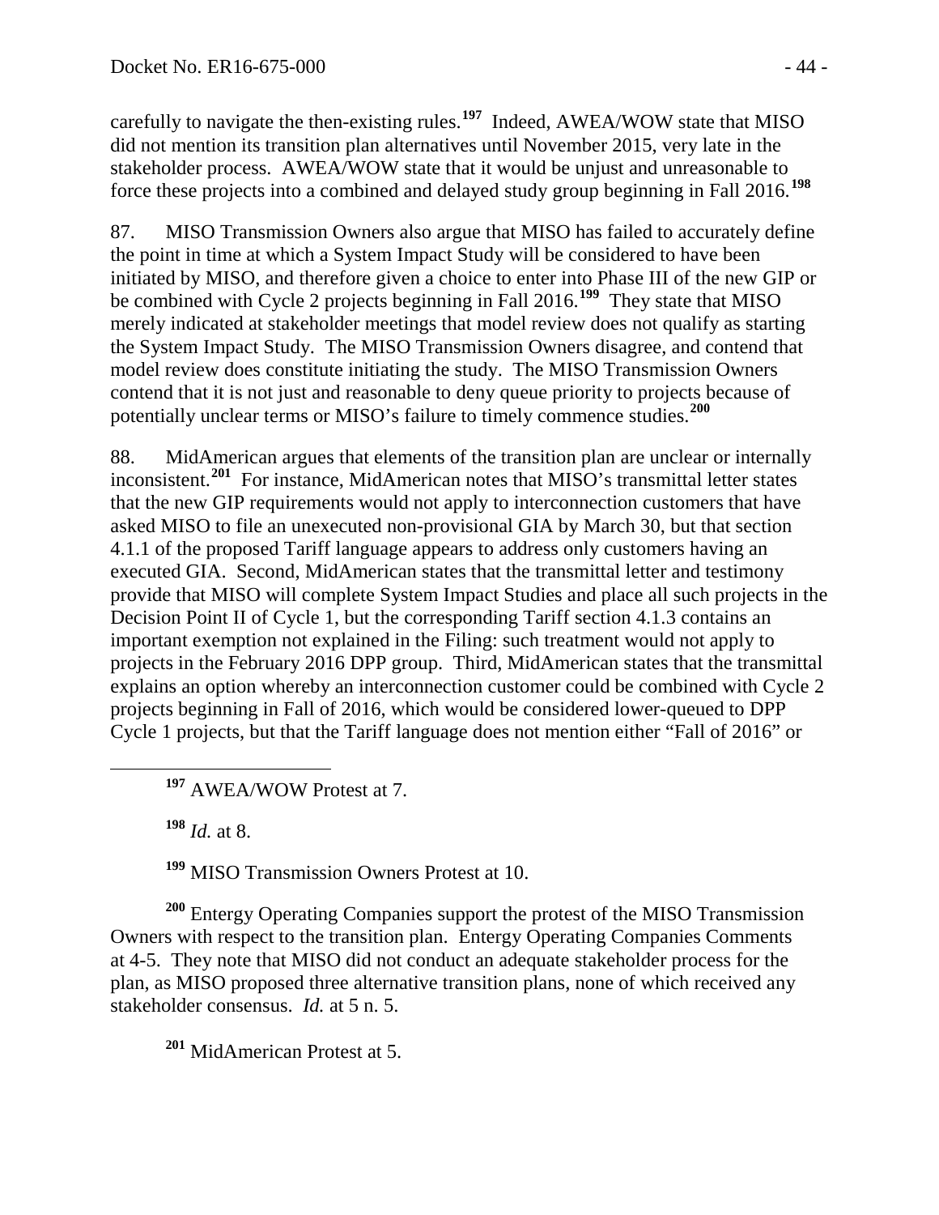carefully to navigate the then-existing rules.[197] Indeed, AWEA/WOW state that MISO did not mention its transition plan alternatives until November 2015, very late in the stakeholder process. AWEA/WOW state that it would be unjust and unreasonable to force these projects into a combined and delayed study group beginning in Fall 2016.[198]

87. MISO Transmission Owners also argue that MISO has failed to accurately define the point in time at which a System Impact Study will be considered to have been initiated by MISO, and therefore given a choice to enter into Phase III of the new GIP or be combined with Cycle 2 projects beginning in Fall 2016.[199] They state that MISO merely indicated at stakeholder meetings that model review does not qualify as starting the System Impact Study. The MISO Transmission Owners disagree, and contend that model review does constitute initiating the study. The MISO Transmission Owners contend that it is not just and reasonable to deny queue priority to projects because of potentially unclear terms or MISO's failure to timely commence studies.[200]

88. MidAmerican argues that elements of the transition plan are unclear or internally inconsistent.[201] For instance, MidAmerican notes that MISO's transmittal letter states that the new GIP requirements would not apply to interconnection customers that have asked MISO to file an unexecuted non-provisional GIA by March 30, but that section 4.1.1 of the proposed Tariff language appears to address only customers having an executed GIA. Second, MidAmerican states that the transmittal letter and testimony provide that MISO will complete System Impact Studies and place all such projects in the Decision Point II of Cycle 1, but the corresponding Tariff section 4.1.3 contains an important exemption not explained in the Filing: such treatment would not apply to projects in the February 2016 DPP group. Third, MidAmerican states that the transmittal explains an option whereby an interconnection customer could be combined with Cycle 2 projects beginning in Fall of 2016, which would be considered lower-queued to DPP Cycle 1 projects, but that the Tariff language does not mention either "Fall of 2016" or

[197] AWEA/WOW Protest at 7.

[198] *Id.* at 8.

[199] MISO Transmission Owners Protest at 10.

[200] Entergy Operating Companies support the protest of the MISO Transmission Owners with respect to the transition plan. Entergy Operating Companies Comments at 4-5. They note that MISO did not conduct an adequate stakeholder process for the plan, as MISO proposed three alternative transition plans, none of which received any stakeholder consensus. *Id.* at 5 n. 5.

[201] MidAmerican Protest at 5.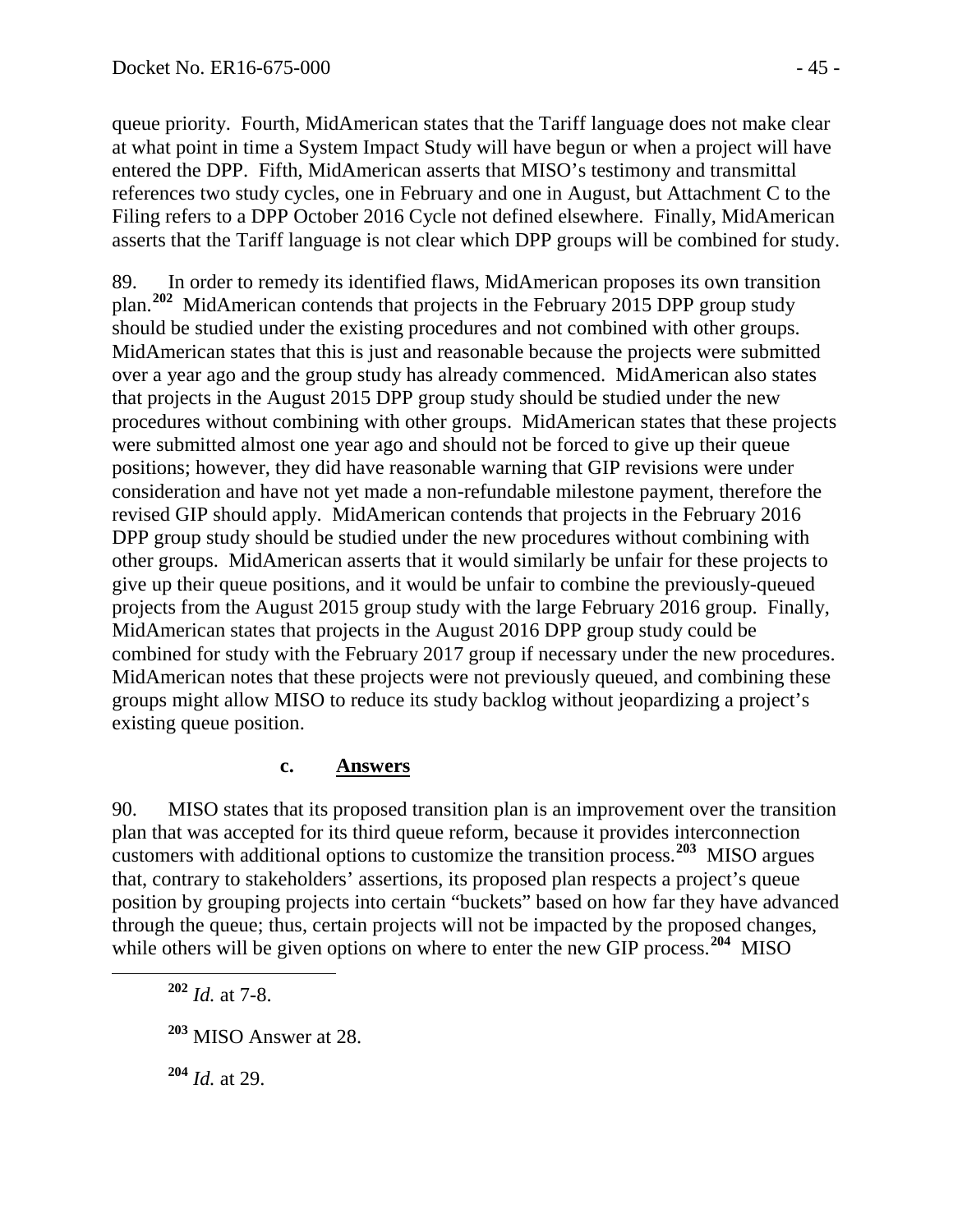queue priority. Fourth, MidAmerican states that the Tariff language does not make clear at what point in time a System Impact Study will have begun or when a project will have entered the DPP. Fifth, MidAmerican asserts that MISO's testimony and transmittal references two study cycles, one in February and one in August, but Attachment C to the Filing refers to a DPP October 2016 Cycle not defined elsewhere. Finally, MidAmerican asserts that the Tariff language is not clear which DPP groups will be combined for study.

89. In order to remedy its identified flaws, MidAmerican proposes its own transition plan.[202] MidAmerican contends that projects in the February 2015 DPP group study should be studied under the existing procedures and not combined with other groups. MidAmerican states that this is just and reasonable because the projects were submitted over a year ago and the group study has already commenced. MidAmerican also states that projects in the August 2015 DPP group study should be studied under the new procedures without combining with other groups. MidAmerican states that these projects were submitted almost one year ago and should not be forced to give up their queue positions; however, they did have reasonable warning that GIP revisions were under consideration and have not yet made a non-refundable milestone payment, therefore the revised GIP should apply. MidAmerican contends that projects in the February 2016 DPP group study should be studied under the new procedures without combining with other groups. MidAmerican asserts that it would similarly be unfair for these projects to give up their queue positions, and it would be unfair to combine the previously-queued projects from the August 2015 group study with the large February 2016 group. Finally, MidAmerican states that projects in the August 2016 DPP group study could be combined for study with the February 2017 group if necessary under the new procedures. MidAmerican notes that these projects were not previously queued, and combining these groups might allow MISO to reduce its study backlog without jeopardizing a project's existing queue position.

### c. Answers

90. MISO states that its proposed transition plan is an improvement over the transition plan that was accepted for its third queue reform, because it provides interconnection customers with additional options to customize the transition process.[203] MISO argues that, contrary to stakeholders' assertions, its proposed plan respects a project's queue position by grouping projects into certain "buckets" based on how far they have advanced through the queue; thus, certain projects will not be impacted by the proposed changes, while others will be given options on where to enter the new GIP process.[204] MISO

---

[202] *Id.* at 7-8.

[203] MISO Answer at 28.

[204] *Id.* at 29.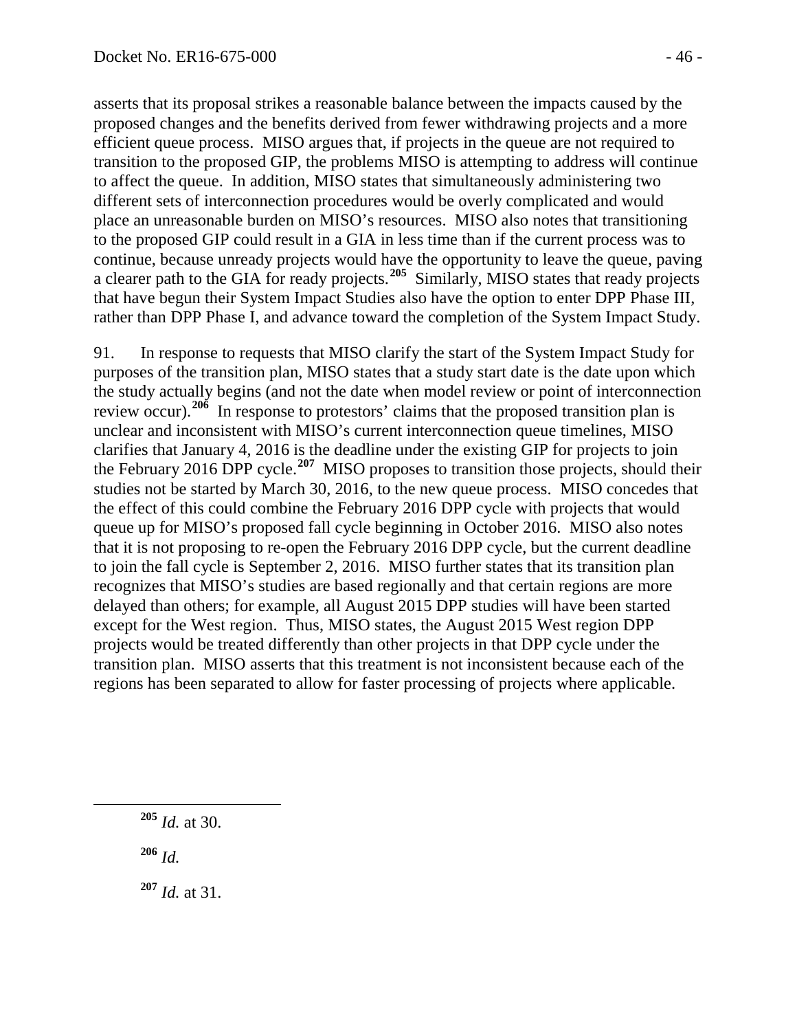asserts that its proposal strikes a reasonable balance between the impacts caused by the proposed changes and the benefits derived from fewer withdrawing projects and a more efficient queue process. MISO argues that, if projects in the queue are not required to transition to the proposed GIP, the problems MISO is attempting to address will continue to affect the queue. In addition, MISO states that simultaneously administering two different sets of interconnection procedures would be overly complicated and would place an unreasonable burden on MISO's resources. MISO also notes that transitioning to the proposed GIP could result in a GIA in less time than if the current process was to continue, because unready projects would have the opportunity to leave the queue, paving a clearer path to the GIA for ready projects.[205] Similarly, MISO states that ready projects that have begun their System Impact Studies also have the option to enter DPP Phase III, rather than DPP Phase I, and advance toward the completion of the System Impact Study.

91. In response to requests that MISO clarify the start of the System Impact Study for purposes of the transition plan, MISO states that a study start date is the date upon which the study actually begins (and not the date when model review or point of interconnection review occur).[206] In response to protestors' claims that the proposed transition plan is unclear and inconsistent with MISO's current interconnection queue timelines, MISO clarifies that January 4, 2016 is the deadline under the existing GIP for projects to join the February 2016 DPP cycle.[207] MISO proposes to transition those projects, should their studies not be started by March 30, 2016, to the new queue process. MISO concedes that the effect of this could combine the February 2016 DPP cycle with projects that would queue up for MISO's proposed fall cycle beginning in October 2016. MISO also notes that it is not proposing to re-open the February 2016 DPP cycle, but the current deadline to join the fall cycle is September 2, 2016. MISO further states that its transition plan recognizes that MISO's studies are based regionally and that certain regions are more delayed than others; for example, all August 2015 DPP studies will have been started except for the West region. Thus, MISO states, the August 2015 West region DPP projects would be treated differently than other projects in that DPP cycle under the transition plan. MISO asserts that this treatment is not inconsistent because each of the regions has been separated to allow for faster processing of projects where applicable.

---

[205] *Id.* at 30.

[206] *Id.*

[207] *Id.* at 31.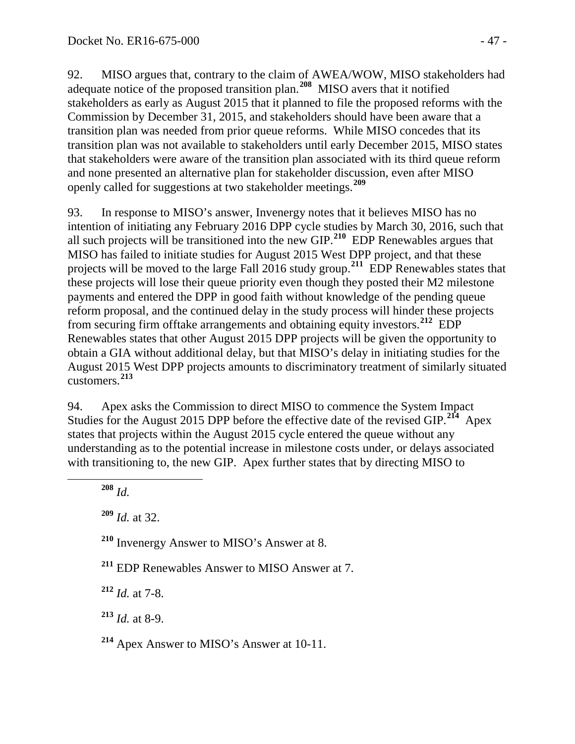92. MISO argues that, contrary to the claim of AWEA/WOW, MISO stakeholders had adequate notice of the proposed transition plan.[208] MISO avers that it notified stakeholders as early as August 2015 that it planned to file the proposed reforms with the Commission by December 31, 2015, and stakeholders should have been aware that a transition plan was needed from prior queue reforms. While MISO concedes that its transition plan was not available to stakeholders until early December 2015, MISO states that stakeholders were aware of the transition plan associated with its third queue reform and none presented an alternative plan for stakeholder discussion, even after MISO openly called for suggestions at two stakeholder meetings.[209]

93. In response to MISO's answer, Invenergy notes that it believes MISO has no intention of initiating any February 2016 DPP cycle studies by March 30, 2016, such that all such projects will be transitioned into the new GIP.[210] EDP Renewables argues that MISO has failed to initiate studies for August 2015 West DPP project, and that these projects will be moved to the large Fall 2016 study group.[211] EDP Renewables states that these projects will lose their queue priority even though they posted their M2 milestone payments and entered the DPP in good faith without knowledge of the pending queue reform proposal, and the continued delay in the study process will hinder these projects from securing firm offtake arrangements and obtaining equity investors.[212] EDP Renewables states that other August 2015 DPP projects will be given the opportunity to obtain a GIA without additional delay, but that MISO's delay in initiating studies for the August 2015 West DPP projects amounts to discriminatory treatment of similarly situated customers.[213]

94. Apex asks the Commission to direct MISO to commence the System Impact Studies for the August 2015 DPP before the effective date of the revised GIP.[214] Apex states that projects within the August 2015 cycle entered the queue without any understanding as to the potential increase in milestone costs under, or delays associated with transitioning to, the new GIP. Apex further states that by directing MISO to

[208] *Id.*

[209] *Id.* at 32.

[210] Invenergy Answer to MISO's Answer at 8.

[211] EDP Renewables Answer to MISO Answer at 7.

[212] *Id.* at 7-8.

[213] *Id.* at 8-9.

[214] Apex Answer to MISO's Answer at 10-11.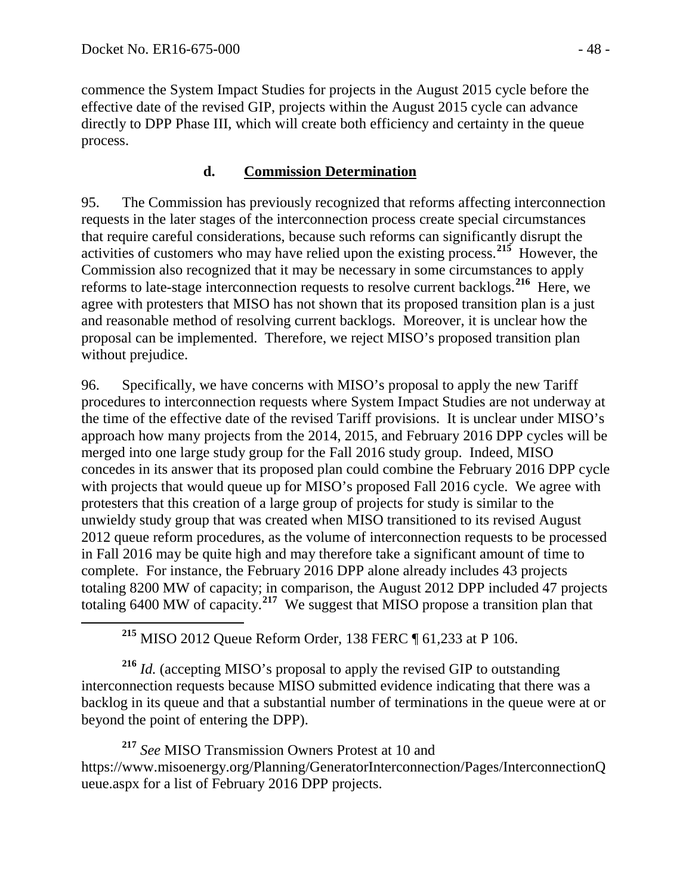commence the System Impact Studies for projects in the August 2015 cycle before the effective date of the revised GIP, projects within the August 2015 cycle can advance directly to DPP Phase III, which will create both efficiency and certainty in the queue process.

### d. Commission Determination

95. The Commission has previously recognized that reforms affecting interconnection requests in the later stages of the interconnection process create special circumstances that require careful considerations, because such reforms can significantly disrupt the activities of customers who may have relied upon the existing process.[215] However, the Commission also recognized that it may be necessary in some circumstances to apply reforms to late-stage interconnection requests to resolve current backlogs.[216] Here, we agree with protesters that MISO has not shown that its proposed transition plan is a just and reasonable method of resolving current backlogs. Moreover, it is unclear how the proposal can be implemented. Therefore, we reject MISO's proposed transition plan without prejudice.

96. Specifically, we have concerns with MISO's proposal to apply the new Tariff procedures to interconnection requests where System Impact Studies are not underway at the time of the effective date of the revised Tariff provisions. It is unclear under MISO's approach how many projects from the 2014, 2015, and February 2016 DPP cycles will be merged into one large study group for the Fall 2016 study group. Indeed, MISO concedes in its answer that its proposed plan could combine the February 2016 DPP cycle with projects that would queue up for MISO's proposed Fall 2016 cycle. We agree with protesters that this creation of a large group of projects for study is similar to the unwieldy study group that was created when MISO transitioned to its revised August 2012 queue reform procedures, as the volume of interconnection requests to be processed in Fall 2016 may be quite high and may therefore take a significant amount of time to complete. For instance, the February 2016 DPP alone already includes 43 projects totaling 8200 MW of capacity; in comparison, the August 2012 DPP included 47 projects totaling 6400 MW of capacity.[217] We suggest that MISO propose a transition plan that

---

[215] MISO 2012 Queue Reform Order, 138 FERC ¶ 61,233 at P 106.

[216] *Id.* (accepting MISO's proposal to apply the revised GIP to outstanding interconnection requests because MISO submitted evidence indicating that there was a backlog in its queue and that a substantial number of terminations in the queue were at or beyond the point of entering the DPP).

[217] *See* MISO Transmission Owners Protest at 10 and https://www.misoenergy.org/Planning/GeneratorInterconnection/Pages/InterconnectionQueue.aspx for a list of February 2016 DPP projects.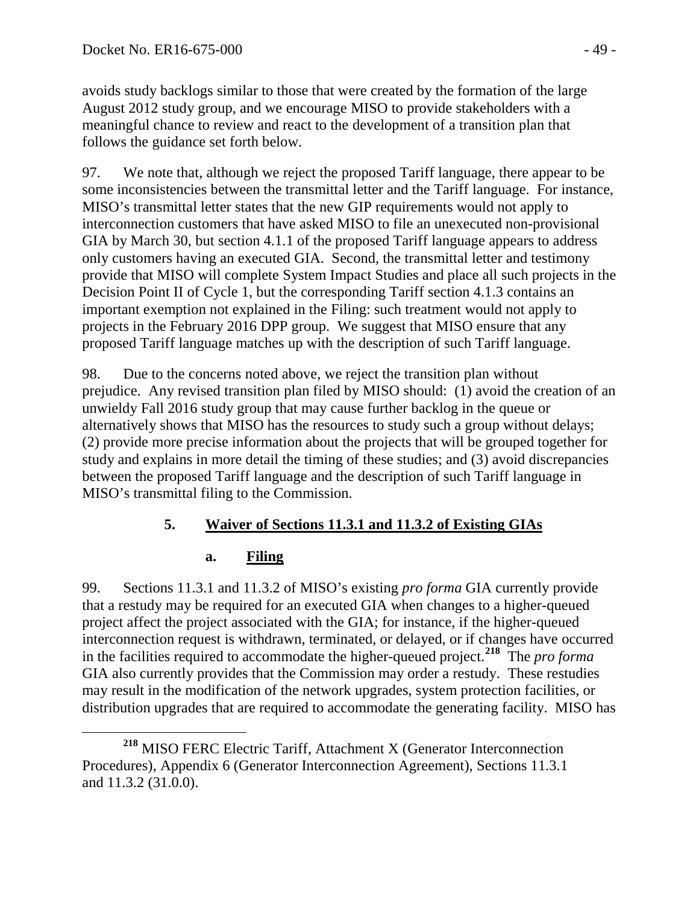avoids study backlogs similar to those that were created by the formation of the large August 2012 study group, and we encourage MISO to provide stakeholders with a meaningful chance to review and react to the development of a transition plan that follows the guidance set forth below.

97. We note that, although we reject the proposed Tariff language, there appear to be some inconsistencies between the transmittal letter and the Tariff language. For instance, MISO's transmittal letter states that the new GIP requirements would not apply to interconnection customers that have asked MISO to file an unexecuted non-provisional GIA by March 30, but section 4.1.1 of the proposed Tariff language appears to address only customers having an executed GIA. Second, the transmittal letter and testimony provide that MISO will complete System Impact Studies and place all such projects in the Decision Point II of Cycle 1, but the corresponding Tariff section 4.1.3 contains an important exemption not explained in the Filing: such treatment would not apply to projects in the February 2016 DPP group. We suggest that MISO ensure that any proposed Tariff language matches up with the description of such Tariff language.

98. Due to the concerns noted above, we reject the transition plan without prejudice. Any revised transition plan filed by MISO should: (1) avoid the creation of an unwieldy Fall 2016 study group that may cause further backlog in the queue or alternatively shows that MISO has the resources to study such a group without delays; (2) provide more precise information about the projects that will be grouped together for study and explains in more detail the timing of these studies; and (3) avoid discrepancies between the proposed Tariff language and the description of such Tariff language in MISO's transmittal filing to the Commission.

### 5. Waiver of Sections 11.3.1 and 11.3.2 of Existing GIAs

#### a. Filing

99. Sections 11.3.1 and 11.3.2 of MISO's existing *pro forma* GIA currently provide that a restudy may be required for an executed GIA when changes to a higher-queued project affect the project associated with the GIA; for instance, if the higher-queued interconnection request is withdrawn, terminated, or delayed, or if changes have occurred in the facilities required to accommodate the higher-queued project.[218] The *pro forma* GIA also currently provides that the Commission may order a restudy. These restudies may result in the modification of the network upgrades, system protection facilities, or distribution upgrades that are required to accommodate the generating facility. MISO has

[218] MISO FERC Electric Tariff, Attachment X (Generator Interconnection Procedures), Appendix 6 (Generator Interconnection Agreement), Sections 11.3.1 and 11.3.2 (31.0.0).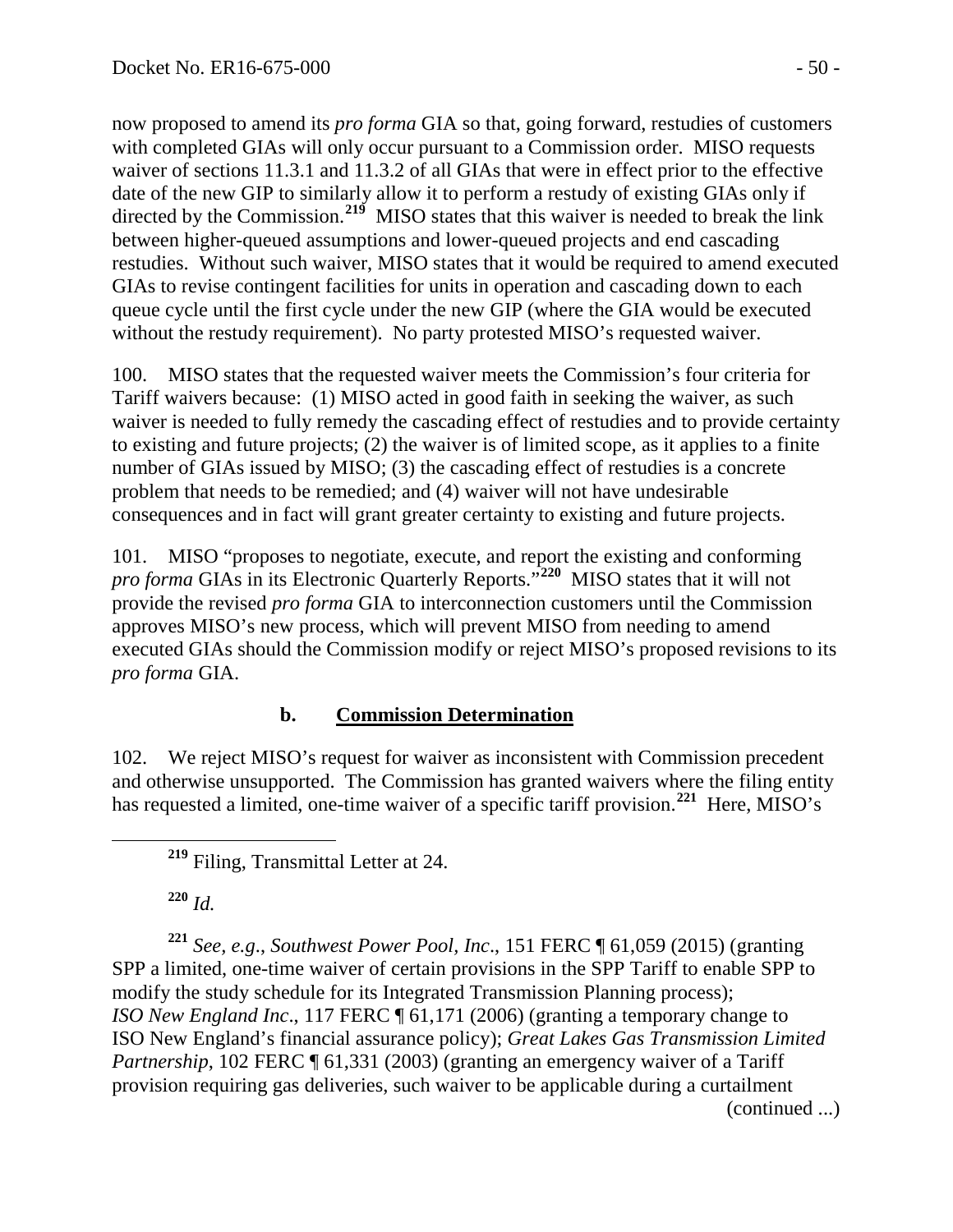now proposed to amend its *pro forma* GIA so that, going forward, restudies of customers with completed GIAs will only occur pursuant to a Commission order. MISO requests waiver of sections 11.3.1 and 11.3.2 of all GIAs that were in effect prior to the effective date of the new GIP to similarly allow it to perform a restudy of existing GIAs only if directed by the Commission.[219] MISO states that this waiver is needed to break the link between higher-queued assumptions and lower-queued projects and end cascading restudies. Without such waiver, MISO states that it would be required to amend executed GIAs to revise contingent facilities for units in operation and cascading down to each queue cycle until the first cycle under the new GIP (where the GIA would be executed without the restudy requirement). No party protested MISO's requested waiver.

100. MISO states that the requested waiver meets the Commission's four criteria for Tariff waivers because: (1) MISO acted in good faith in seeking the waiver, as such waiver is needed to fully remedy the cascading effect of restudies and to provide certainty to existing and future projects; (2) the waiver is of limited scope, as it applies to a finite number of GIAs issued by MISO; (3) the cascading effect of restudies is a concrete problem that needs to be remedied; and (4) waiver will not have undesirable consequences and in fact will grant greater certainty to existing and future projects.

101. MISO "proposes to negotiate, execute, and report the existing and conforming *pro forma* GIAs in its Electronic Quarterly Reports."[220] MISO states that it will not provide the revised *pro forma* GIA to interconnection customers until the Commission approves MISO's new process, which will prevent MISO from needing to amend executed GIAs should the Commission modify or reject MISO's proposed revisions to its *pro forma* GIA.

### b. Commission Determination

102. We reject MISO's request for waiver as inconsistent with Commission precedent and otherwise unsupported. The Commission has granted waivers where the filing entity has requested a limited, one-time waiver of a specific tariff provision.[221] Here, MISO's

---

[219] Filing, Transmittal Letter at 24.

[220] *Id.*

[221] *See, e.g*., *Southwest Power Pool, Inc*., 151 FERC ¶ 61,059 (2015) (granting SPP a limited, one-time waiver of certain provisions in the SPP Tariff to enable SPP to modify the study schedule for its Integrated Transmission Planning process); *ISO New England Inc*., 117 FERC ¶ 61,171 (2006) (granting a temporary change to ISO New England's financial assurance policy); *Great Lakes Gas Transmission Limited Partnership*, 102 FERC ¶ 61,331 (2003) (granting an emergency waiver of a Tariff provision requiring gas deliveries, such waiver to be applicable during a curtailment (continued ...)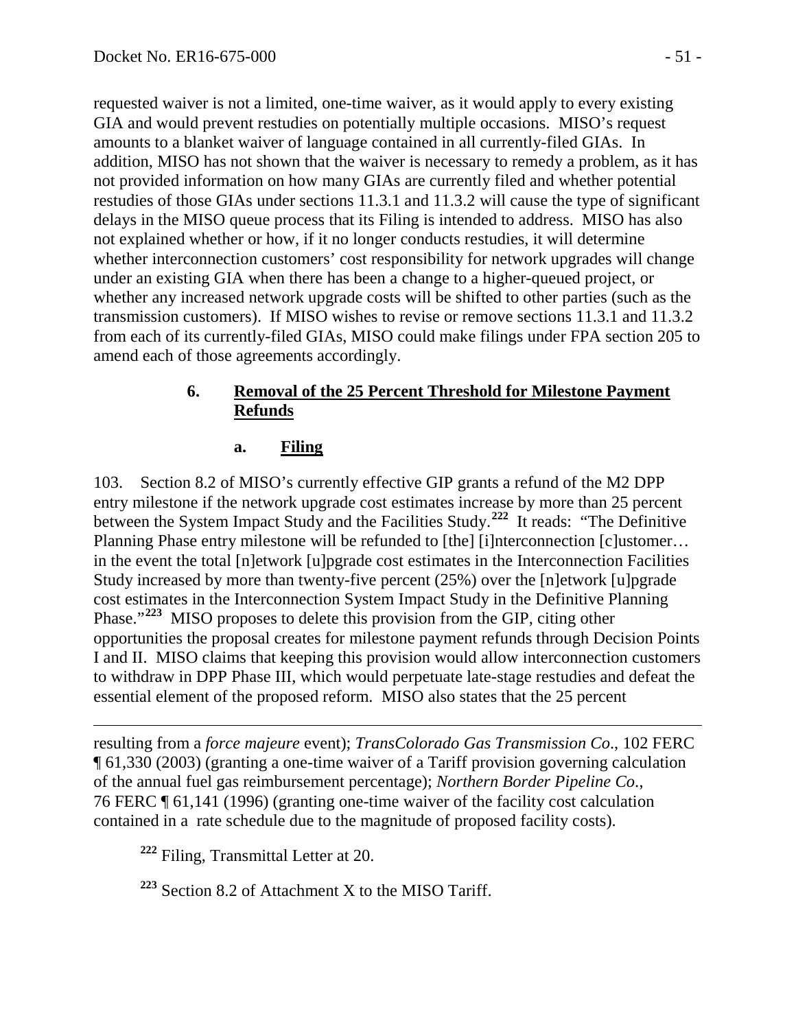requested waiver is not a limited, one-time waiver, as it would apply to every existing GIA and would prevent restudies on potentially multiple occasions. MISO's request amounts to a blanket waiver of language contained in all currently-filed GIAs. In addition, MISO has not shown that the waiver is necessary to remedy a problem, as it has not provided information on how many GIAs are currently filed and whether potential restudies of those GIAs under sections 11.3.1 and 11.3.2 will cause the type of significant delays in the MISO queue process that its Filing is intended to address. MISO has also not explained whether or how, if it no longer conducts restudies, it will determine whether interconnection customers' cost responsibility for network upgrades will change under an existing GIA when there has been a change to a higher-queued project, or whether any increased network upgrade costs will be shifted to other parties (such as the transmission customers). If MISO wishes to revise or remove sections 11.3.1 and 11.3.2 from each of its currently-filed GIAs, MISO could make filings under FPA section 205 to amend each of those agreements accordingly.

### 6. Removal of the 25 Percent Threshold for Milestone Payment Refunds

#### a. Filing

103. Section 8.2 of MISO's currently effective GIP grants a refund of the M2 DPP entry milestone if the network upgrade cost estimates increase by more than 25 percent between the System Impact Study and the Facilities Study.[222] It reads: "The Definitive Planning Phase entry milestone will be refunded to [the] [i]nterconnection [c]ustomer… in the event the total [n]etwork [u]pgrade cost estimates in the Interconnection Facilities Study increased by more than twenty-five percent (25%) over the [n]etwork [u]pgrade cost estimates in the Interconnection System Impact Study in the Definitive Planning Phase."[223] MISO proposes to delete this provision from the GIP, citing other opportunities the proposal creates for milestone payment refunds through Decision Points I and II. MISO claims that keeping this provision would allow interconnection customers to withdraw in DPP Phase III, which would perpetuate late-stage restudies and defeat the essential element of the proposed reform. MISO also states that the 25 percent

---

resulting from a *force majeure* event); *TransColorado Gas Transmission Co*., 102 FERC ¶ 61,330 (2003) (granting a one-time waiver of a Tariff provision governing calculation of the annual fuel gas reimbursement percentage); *Northern Border Pipeline Co.*, 76 FERC ¶ 61,141 (1996) (granting one-time waiver of the facility cost calculation contained in a rate schedule due to the magnitude of proposed facility costs).

[222] Filing, Transmittal Letter at 20.

[223] Section 8.2 of Attachment X to the MISO Tariff.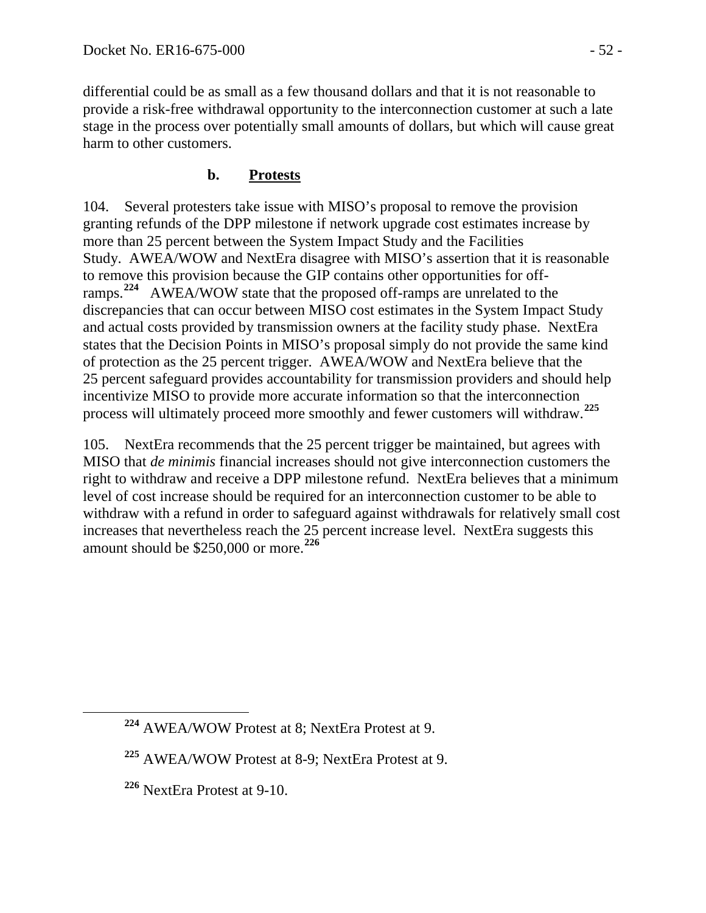differential could be as small as a few thousand dollars and that it is not reasonable to provide a risk-free withdrawal opportunity to the interconnection customer at such a late stage in the process over potentially small amounts of dollars, but which will cause great harm to other customers.

### b. Protests

104. Several protesters take issue with MISO's proposal to remove the provision granting refunds of the DPP milestone if network upgrade cost estimates increase by more than 25 percent between the System Impact Study and the Facilities Study. AWEA/WOW and NextEra disagree with MISO's assertion that it is reasonable to remove this provision because the GIP contains other opportunities for off-ramps.[224] AWEA/WOW state that the proposed off-ramps are unrelated to the discrepancies that can occur between MISO cost estimates in the System Impact Study and actual costs provided by transmission owners at the facility study phase. NextEra states that the Decision Points in MISO's proposal simply do not provide the same kind of protection as the 25 percent trigger. AWEA/WOW and NextEra believe that the 25 percent safeguard provides accountability for transmission providers and should help incentivize MISO to provide more accurate information so that the interconnection process will ultimately proceed more smoothly and fewer customers will withdraw.[225]

105. NextEra recommends that the 25 percent trigger be maintained, but agrees with MISO that *de minimis* financial increases should not give interconnection customers the right to withdraw and receive a DPP milestone refund. NextEra believes that a minimum level of cost increase should be required for an interconnection customer to be able to withdraw with a refund in order to safeguard against withdrawals for relatively small cost increases that nevertheless reach the 25 percent increase level. NextEra suggests this amount should be $250,000 or more.[226]

---

[224] AWEA/WOW Protest at 8; NextEra Protest at 9.

[225] AWEA/WOW Protest at 8-9; NextEra Protest at 9.

[226] NextEra Protest at 9-10.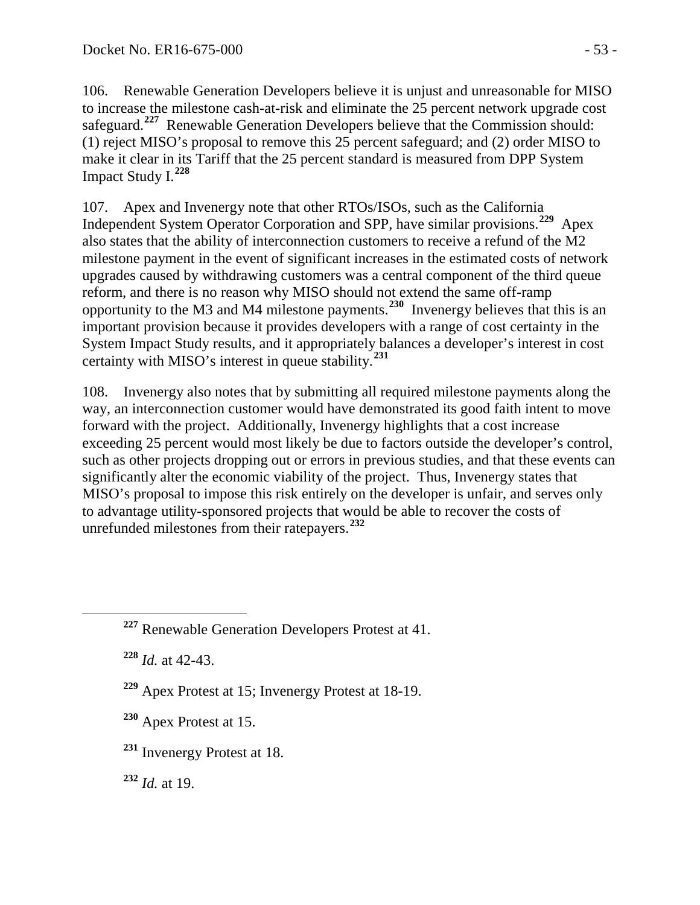106. Renewable Generation Developers believe it is unjust and unreasonable for MISO to increase the milestone cash-at-risk and eliminate the 25 percent network upgrade cost safeguard.[227] Renewable Generation Developers believe that the Commission should: (1) reject MISO's proposal to remove this 25 percent safeguard; and (2) order MISO to make it clear in its Tariff that the 25 percent standard is measured from DPP System Impact Study I.[228]

107. Apex and Invenergy note that other RTOs/ISOs, such as the California Independent System Operator Corporation and SPP, have similar provisions.[229] Apex also states that the ability of interconnection customers to receive a refund of the M2 milestone payment in the event of significant increases in the estimated costs of network upgrades caused by withdrawing customers was a central component of the third queue reform, and there is no reason why MISO should not extend the same off-ramp opportunity to the M3 and M4 milestone payments.[230] Invenergy believes that this is an important provision because it provides developers with a range of cost certainty in the System Impact Study results, and it appropriately balances a developer's interest in cost certainty with MISO's interest in queue stability.[231]

108. Invenergy also notes that by submitting all required milestone payments along the way, an interconnection customer would have demonstrated its good faith intent to move forward with the project. Additionally, Invenergy highlights that a cost increase exceeding 25 percent would most likely be due to factors outside the developer's control, such as other projects dropping out or errors in previous studies, and that these events can significantly alter the economic viability of the project. Thus, Invenergy states that MISO's proposal to impose this risk entirely on the developer is unfair, and serves only to advantage utility-sponsored projects that would be able to recover the costs of unrefunded milestones from their ratepayers.[232]

---

[227] Renewable Generation Developers Protest at 41.

[228] *Id.* at 42-43.

[229] Apex Protest at 15; Invenergy Protest at 18-19.

[230] Apex Protest at 15.

[231] Invenergy Protest at 18.

[232] *Id.* at 19.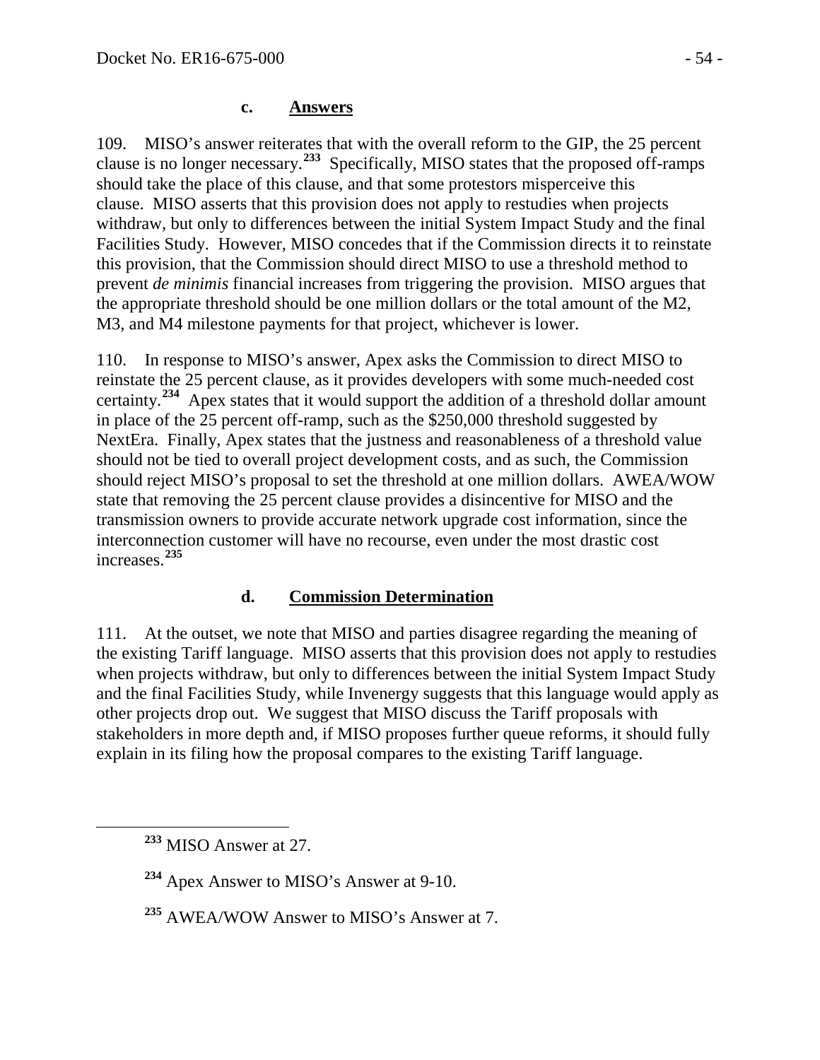#### c. Answers

109. MISO's answer reiterates that with the overall reform to the GIP, the 25 percent clause is no longer necessary.[233] Specifically, MISO states that the proposed off-ramps should take the place of this clause, and that some protestors misperceive this clause. MISO asserts that this provision does not apply to restudies when projects withdraw, but only to differences between the initial System Impact Study and the final Facilities Study. However, MISO concedes that if the Commission directs it to reinstate this provision, that the Commission should direct MISO to use a threshold method to prevent *de minimis* financial increases from triggering the provision. MISO argues that the appropriate threshold should be one million dollars or the total amount of the M2, M3, and M4 milestone payments for that project, whichever is lower.

110. In response to MISO's answer, Apex asks the Commission to direct MISO to reinstate the 25 percent clause, as it provides developers with some much-needed cost certainty.[234] Apex states that it would support the addition of a threshold dollar amount in place of the 25 percent off-ramp, such as the $250,000 threshold suggested by NextEra. Finally, Apex states that the justness and reasonableness of a threshold value should not be tied to overall project development costs, and as such, the Commission should reject MISO's proposal to set the threshold at one million dollars. AWEA/WOW state that removing the 25 percent clause provides a disincentive for MISO and the transmission owners to provide accurate network upgrade cost information, since the interconnection customer will have no recourse, even under the most drastic cost increases.[235]

#### d. Commission Determination

111. At the outset, we note that MISO and parties disagree regarding the meaning of the existing Tariff language. MISO asserts that this provision does not apply to restudies when projects withdraw, but only to differences between the initial System Impact Study and the final Facilities Study, while Invenergy suggests that this language would apply as other projects drop out. We suggest that MISO discuss the Tariff proposals with stakeholders in more depth and, if MISO proposes further queue reforms, it should fully explain in its filing how the proposal compares to the existing Tariff language.

---

[233] MISO Answer at 27.

[234] Apex Answer to MISO's Answer at 9-10.

[235] AWEA/WOW Answer to MISO's Answer at 7.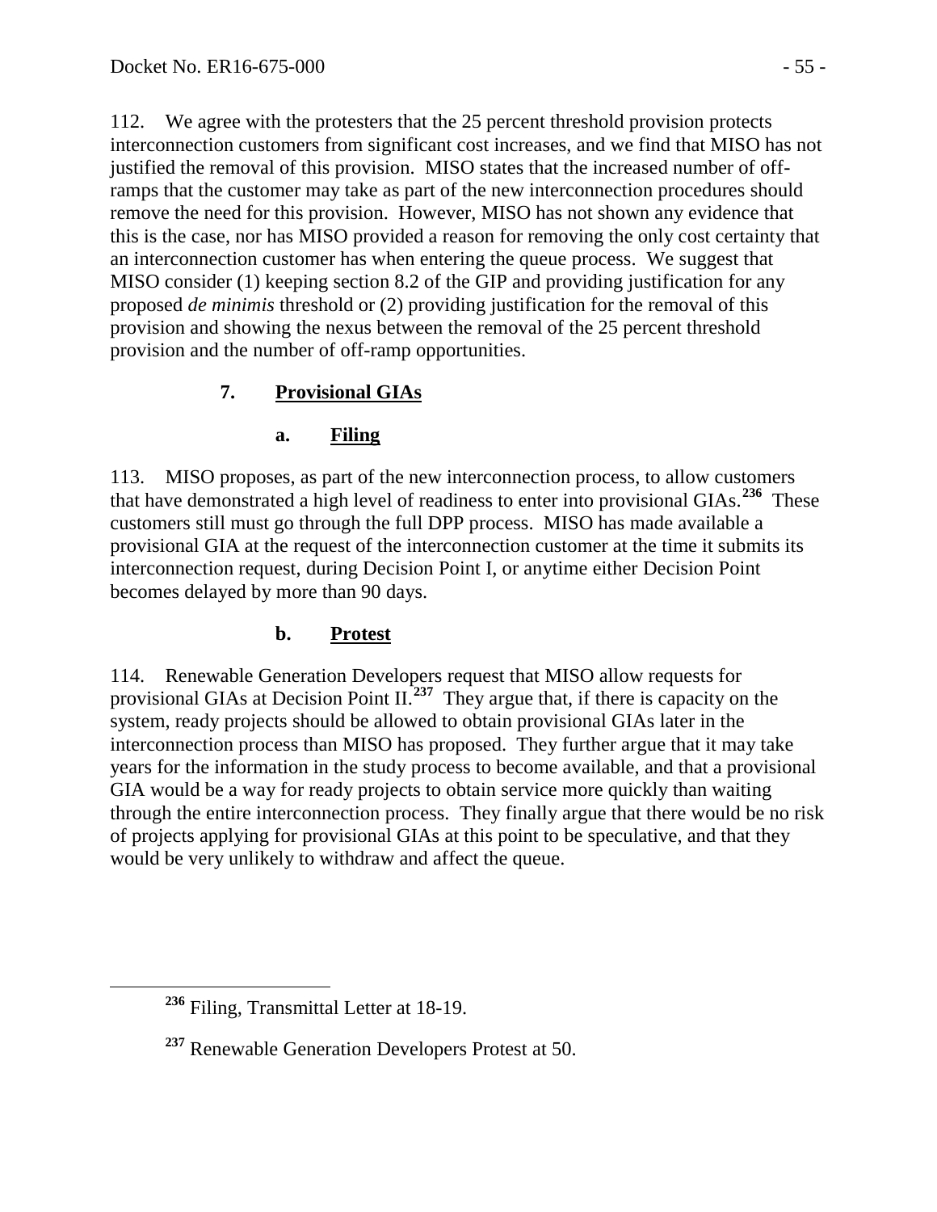112. We agree with the protesters that the 25 percent threshold provision protects interconnection customers from significant cost increases, and we find that MISO has not justified the removal of this provision. MISO states that the increased number of off-ramps that the customer may take as part of the new interconnection procedures should remove the need for this provision. However, MISO has not shown any evidence that this is the case, nor has MISO provided a reason for removing the only cost certainty that an interconnection customer has when entering the queue process. We suggest that MISO consider (1) keeping section 8.2 of the GIP and providing justification for any proposed *de minimis* threshold or (2) providing justification for the removal of this provision and showing the nexus between the removal of the 25 percent threshold provision and the number of off-ramp opportunities.

### 7. Provisional GIAs

#### a. Filing

113. MISO proposes, as part of the new interconnection process, to allow customers that have demonstrated a high level of readiness to enter into provisional GIAs.[236] These customers still must go through the full DPP process. MISO has made available a provisional GIA at the request of the interconnection customer at the time it submits its interconnection request, during Decision Point I, or anytime either Decision Point becomes delayed by more than 90 days.

#### b. Protest

114. Renewable Generation Developers request that MISO allow requests for provisional GIAs at Decision Point II.[237] They argue that, if there is capacity on the system, ready projects should be allowed to obtain provisional GIAs later in the interconnection process than MISO has proposed. They further argue that it may take years for the information in the study process to become available, and that a provisional GIA would be a way for ready projects to obtain service more quickly than waiting through the entire interconnection process. They finally argue that there would be no risk of projects applying for provisional GIAs at this point to be speculative, and that they would be very unlikely to withdraw and affect the queue.

---

[236] Filing, Transmittal Letter at 18-19.

[237] Renewable Generation Developers Protest at 50.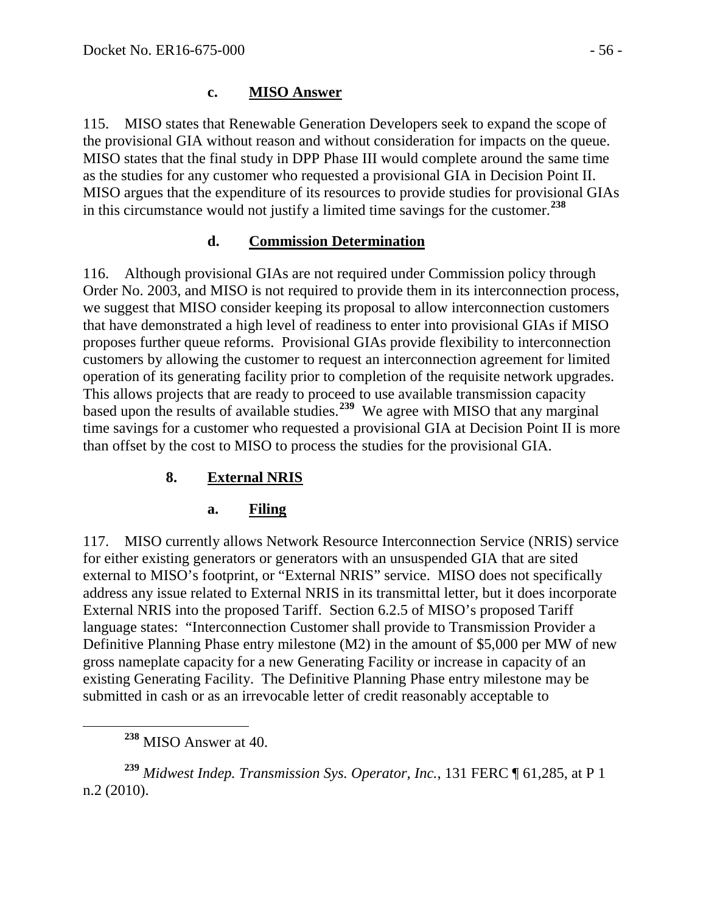#### c. MISO Answer

115. MISO states that Renewable Generation Developers seek to expand the scope of the provisional GIA without reason and without consideration for impacts on the queue. MISO states that the final study in DPP Phase III would complete around the same time as the studies for any customer who requested a provisional GIA in Decision Point II. MISO argues that the expenditure of its resources to provide studies for provisional GIAs in this circumstance would not justify a limited time savings for the customer.[238]

#### d. Commission Determination

116. Although provisional GIAs are not required under Commission policy through Order No. 2003, and MISO is not required to provide them in its interconnection process, we suggest that MISO consider keeping its proposal to allow interconnection customers that have demonstrated a high level of readiness to enter into provisional GIAs if MISO proposes further queue reforms. Provisional GIAs provide flexibility to interconnection customers by allowing the customer to request an interconnection agreement for limited operation of its generating facility prior to completion of the requisite network upgrades. This allows projects that are ready to proceed to use available transmission capacity based upon the results of available studies.[239] We agree with MISO that any marginal time savings for a customer who requested a provisional GIA at Decision Point II is more than offset by the cost to MISO to process the studies for the provisional GIA.

### 8. External NRIS

#### a. Filing

117. MISO currently allows Network Resource Interconnection Service (NRIS) service for either existing generators or generators with an unsuspended GIA that are sited external to MISO's footprint, or "External NRIS" service. MISO does not specifically address any issue related to External NRIS in its transmittal letter, but it does incorporate External NRIS into the proposed Tariff. Section 6.2.5 of MISO's proposed Tariff language states: "Interconnection Customer shall provide to Transmission Provider a Definitive Planning Phase entry milestone (M2) in the amount of $5,000 per MW of new gross nameplate capacity for a new Generating Facility or increase in capacity of an existing Generating Facility. The Definitive Planning Phase entry milestone may be submitted in cash or as an irrevocable letter of credit reasonably acceptable to

---

[238] MISO Answer at 40.

[239] *Midwest Indep. Transmission Sys. Operator, Inc.*, 131 FERC ¶ 61,285, at P 1 n.2 (2010).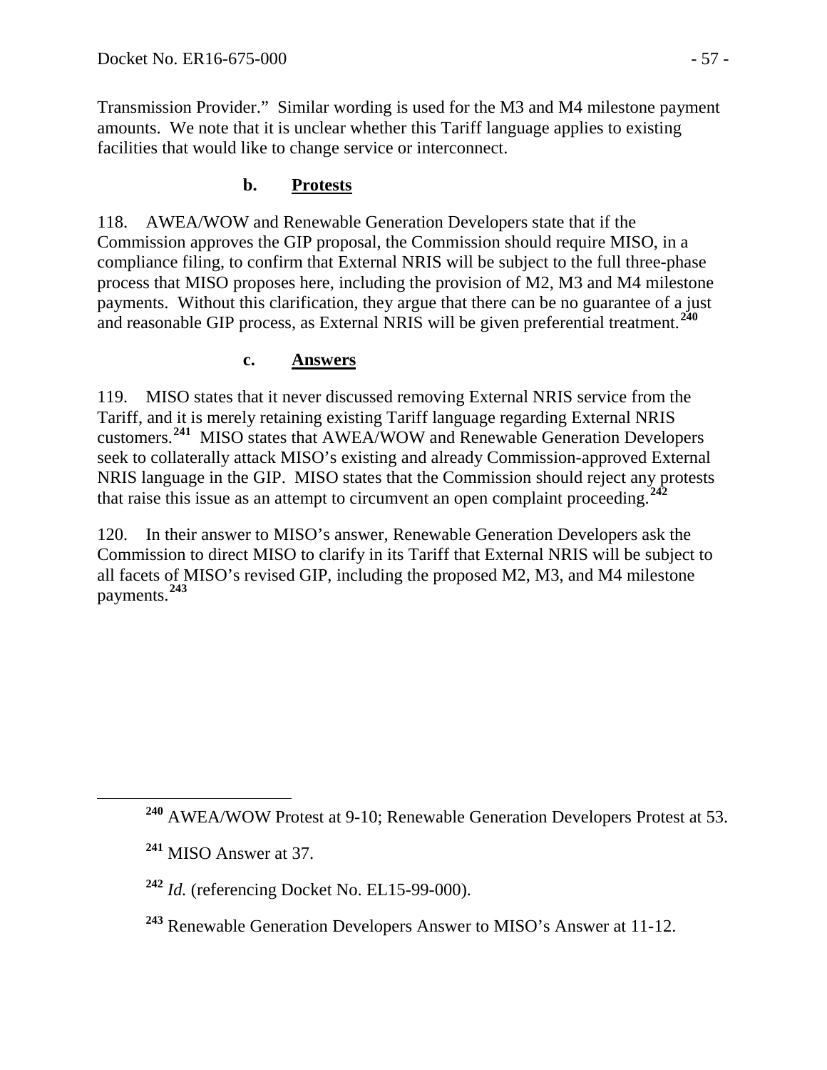Transmission Provider." Similar wording is used for the M3 and M4 milestone payment amounts. We note that it is unclear whether this Tariff language applies to existing facilities that would like to change service or interconnect.

### b. **Protests**

118. AWEA/WOW and Renewable Generation Developers state that if the Commission approves the GIP proposal, the Commission should require MISO, in a compliance filing, to confirm that External NRIS will be subject to the full three-phase process that MISO proposes here, including the provision of M2, M3 and M4 milestone payments. Without this clarification, they argue that there can be no guarantee of a just and reasonable GIP process, as External NRIS will be given preferential treatment.[240]

### c. **Answers**

119. MISO states that it never discussed removing External NRIS service from the Tariff, and it is merely retaining existing Tariff language regarding External NRIS customers.[241] MISO states that AWEA/WOW and Renewable Generation Developers seek to collaterally attack MISO's existing and already Commission-approved External NRIS language in the GIP. MISO states that the Commission should reject any protests that raise this issue as an attempt to circumvent an open complaint proceeding.[242]

120. In their answer to MISO's answer, Renewable Generation Developers ask the Commission to direct MISO to clarify in its Tariff that External NRIS will be subject to all facets of MISO's revised GIP, including the proposed M2, M3, and M4 milestone payments.[243]

---

[240] AWEA/WOW Protest at 9-10; Renewable Generation Developers Protest at 53.

[241] MISO Answer at 37.

[242] *Id.* (referencing Docket No. EL15-99-000).

[243] Renewable Generation Developers Answer to MISO's Answer at 11-12.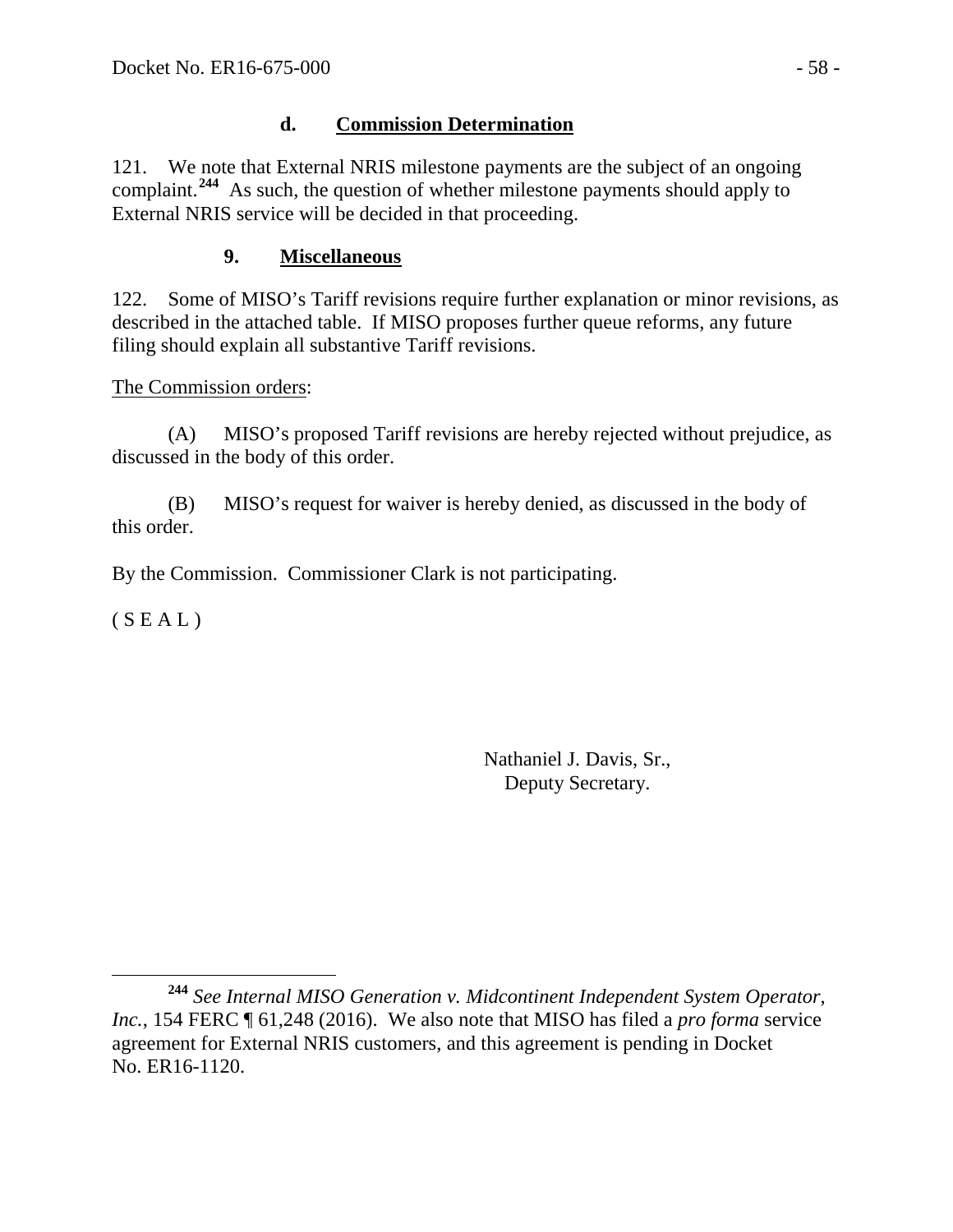#### d. Commission Determination

121. We note that External NRIS milestone payments are the subject of an ongoing complaint.[244] As such, the question of whether milestone payments should apply to External NRIS service will be decided in that proceeding.

### 9. Miscellaneous

122. Some of MISO's Tariff revisions require further explanation or minor revisions, as described in the attached table. If MISO proposes further queue reforms, any future filing should explain all substantive Tariff revisions.

The Commission orders:

(A) MISO's proposed Tariff revisions are hereby rejected without prejudice, as discussed in the body of this order.

(B) MISO's request for waiver is hereby denied, as discussed in the body of this order.

By the Commission. Commissioner Clark is not participating.

( S E A L )

Nathaniel J. Davis, Sr.,
Deputy Secretary.

---

[244] *See Internal MISO Generation v. Midcontinent Independent System Operator, Inc.*, 154 FERC ¶ 61,248 (2016). We also note that MISO has filed a *pro forma* service agreement for External NRIS customers, and this agreement is pending in Docket No. ER16-1120.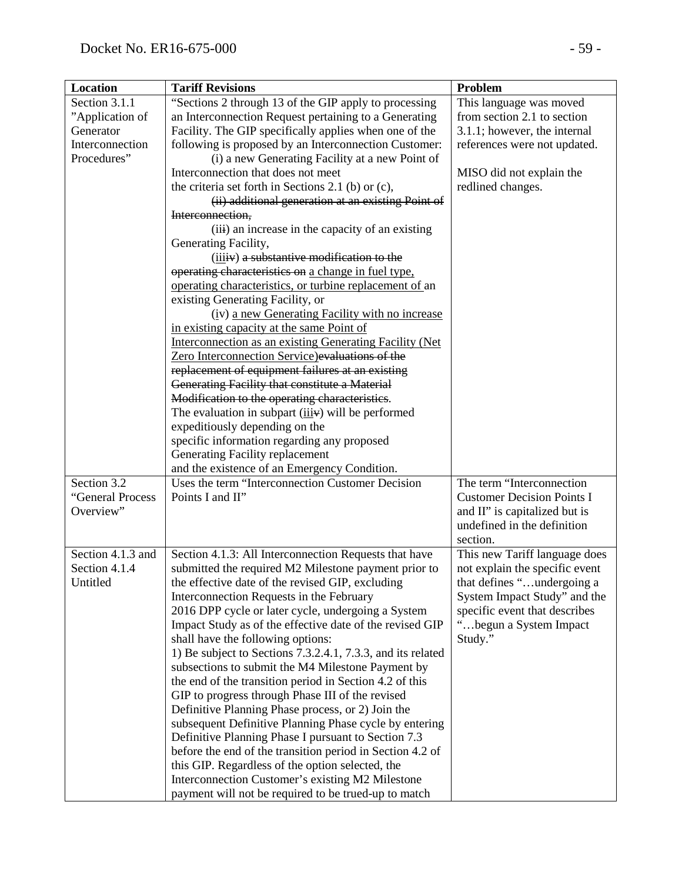| Location | Tariff Revisions | Problem |
|---|---|---|
| Section 3.1.1 "Application of Generator Interconnection Procedures" | "Sections 2 through 13 of the GIP apply to processing an Interconnection Request pertaining to a Generating Facility. The GIP specifically applies when one of the following is proposed by an Interconnection Customer: (i) a new Generating Facility at a new Point of Interconnection that does not meet the criteria set forth in Sections 2.1 (b) or (c), ~~(ii) additional generation at an existing Point of Interconnection,~~ (ii~~i~~) an increase in the capacity of an existing Generating Facility, (iii~~iv~~) ~~a substantive modification to the operating characteristics on~~ a change in fuel type, operating characteristics, or turbine replacement of an existing Generating Facility, or (iv) a new Generating Facility with no increase in existing capacity at the same Point of Interconnection as an existing Generating Facility (Net Zero Interconnection Service)~~evaluations of the replacement of equipment failures at an existing Generating Facility that constitute a Material Modification to the operating characteristics~~. The evaluation in subpart (iii~~v~~) will be performed expeditiously depending on the specific information regarding any proposed Generating Facility replacement and the existence of an Emergency Condition. | This language was moved from section 2.1 to section 3.1.1; however, the internal references were not updated. MISO did not explain the redlined changes. |
| Section 3.2 "General Process Overview" | Uses the term "Interconnection Customer Decision Points I and II" | The term "Interconnection Customer Decision Points I and II" is capitalized but is undefined in the definition section. |
| Section 4.1.3 and Section 4.1.4 Untitled | Section 4.1.3: All Interconnection Requests that have submitted the required M2 Milestone payment prior to the effective date of the revised GIP, excluding Interconnection Requests in the February 2016 DPP cycle or later cycle, undergoing a System Impact Study as of the effective date of the revised GIP shall have the following options: 1) Be subject to Sections 7.3.2.4.1, 7.3.3, and its related subsections to submit the M4 Milestone Payment by the end of the transition period in Section 4.2 of this GIP to progress through Phase III of the revised Definitive Planning Phase process, or 2) Join the subsequent Definitive Planning Phase cycle by entering Definitive Planning Phase I pursuant to Section 7.3 before the end of the transition period in Section 4.2 of this GIP. Regardless of the option selected, the Interconnection Customer's existing M2 Milestone payment will not be required to be trued-up to match | This new Tariff language does not explain the specific event that defines "…undergoing a System Impact Study" and the specific event that describes "…begun a System Impact Study." |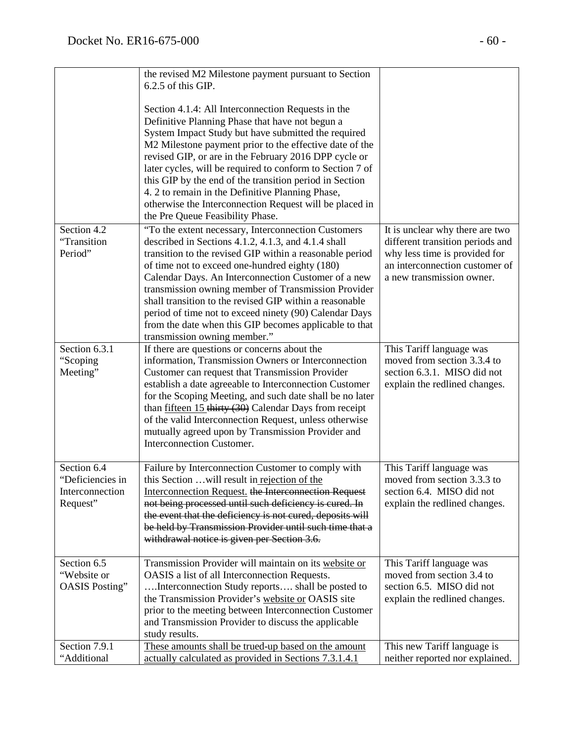| | | |
|---|---|---|
| | the revised M2 Milestone payment pursuant to Section 6.2.5 of this GIP.<br><br>Section 4.1.4: All Interconnection Requests in the Definitive Planning Phase that have not begun a System Impact Study but have submitted the required M2 Milestone payment prior to the effective date of the revised GIP, or are in the February 2016 DPP cycle or later cycles, will be required to conform to Section 7 of this GIP by the end of the transition period in Section 4. 2 to remain in the Definitive Planning Phase, otherwise the Interconnection Request will be placed in the Pre Queue Feasibility Phase. | |
| Section 4.2 "Transition Period" | "To the extent necessary, Interconnection Customers described in Sections 4.1.2, 4.1.3, and 4.1.4 shall transition to the revised GIP within a reasonable period of time not to exceed one-hundred eighty (180) Calendar Days. An Interconnection Customer of a new transmission owning member of Transmission Provider shall transition to the revised GIP within a reasonable period of time not to exceed ninety (90) Calendar Days from the date when this GIP becomes applicable to that transmission owning member." | It is unclear why there are two different transition periods and why less time is provided for an interconnection customer of a new transmission owner. |
| Section 6.3.1 "Scoping Meeting" | If there are questions or concerns about the information, Transmission Owners or Interconnection Customer can request that Transmission Provider establish a date agreeable to Interconnection Customer for the Scoping Meeting, and such date shall be no later than <u>fifteen 15</u> ~~thirty (30)~~ Calendar Days from receipt of the valid Interconnection Request, unless otherwise mutually agreed upon by Transmission Provider and Interconnection Customer. | This Tariff language was moved from section 3.3.4 to section 6.3.1. MISO did not explain the redlined changes. |
| Section 6.4 "Deficiencies in Interconnection Request" | Failure by Interconnection Customer to comply with this Section …will result in <u>rejection of the Interconnection Request.</u> ~~the Interconnection Request not being processed until such deficiency is cured. In the event that the deficiency is not cured, deposits will be held by Transmission Provider until such time that a withdrawal notice is given per Section 3.6.~~ | This Tariff language was moved from section 3.3.3 to section 6.4. MISO did not explain the redlined changes. |
| Section 6.5 "Website or OASIS Posting" | Transmission Provider will maintain on its <u>website or</u> OASIS a list of all Interconnection Requests. ….Interconnection Study reports…. shall be posted to the Transmission Provider's <u>website or</u> OASIS site prior to the meeting between Interconnection Customer and Transmission Provider to discuss the applicable study results. | This Tariff language was moved from section 3.4 to section 6.5. MISO did not explain the redlined changes. |
| Section 7.9.1 "Additional | <u>These amounts shall be trued-up based on the amount actually calculated as provided in Sections 7.3.1.4.1</u> | This new Tariff language is neither reported nor explained. |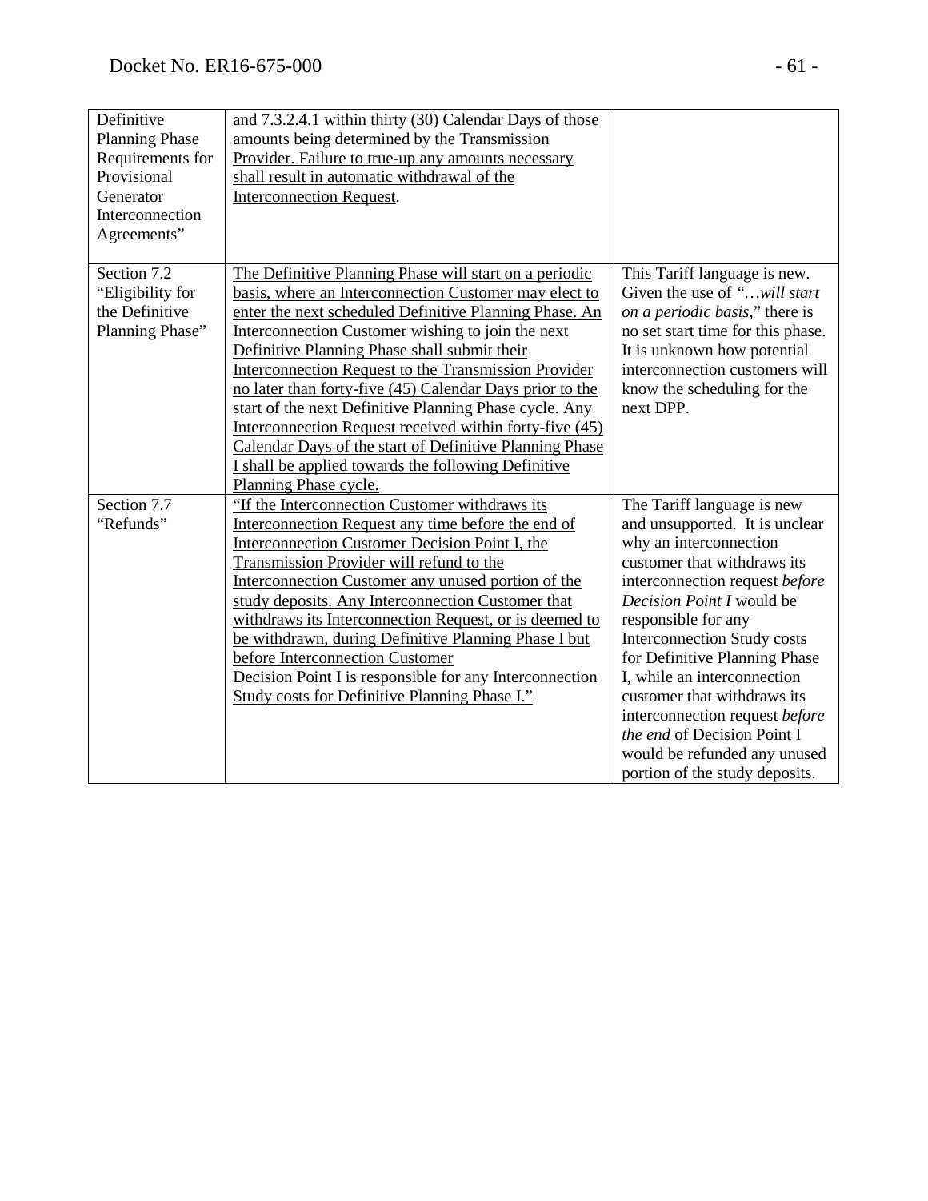| | | |
|---|---|---|
| Definitive Planning Phase Requirements for Provisional Generator Interconnection Agreements" | <u>and 7.3.2.4.1 within thirty (30) Calendar Days of those amounts being determined by the Transmission Provider. Failure to true-up any amounts necessary shall result in automatic withdrawal of the Interconnection Request</u>. | |
| Section 7.2 "Eligibility for the Definitive Planning Phase" | <u>The Definitive Planning Phase will start on a periodic basis, where an Interconnection Customer may elect to enter the next scheduled Definitive Planning Phase. An Interconnection Customer wishing to join the next Definitive Planning Phase shall submit their Interconnection Request to the Transmission Provider no later than forty-five (45) Calendar Days prior to the start of the next Definitive Planning Phase cycle. Any Interconnection Request received within forty-five (45) Calendar Days of the start of Definitive Planning Phase I shall be applied towards the following Definitive Planning Phase cycle.</u> | This Tariff language is new. Given the use of "*…will start on a periodic basis*," there is no set start time for this phase. It is unknown how potential interconnection customers will know the scheduling for the next DPP. |
| Section 7.7 "Refunds" | <u>"If the Interconnection Customer withdraws its Interconnection Request any time before the end of Interconnection Customer Decision Point I, the Transmission Provider will refund to the Interconnection Customer any unused portion of the study deposits. Any Interconnection Customer that withdraws its Interconnection Request, or is deemed to be withdrawn, during Definitive Planning Phase I but before Interconnection Customer Decision Point I is responsible for any Interconnection Study costs for Definitive Planning Phase I."</u> | The Tariff language is new and unsupported. It is unclear why an interconnection customer that withdraws its interconnection request *before Decision Point I* would be responsible for any Interconnection Study costs for Definitive Planning Phase I, while an interconnection customer that withdraws its interconnection request *before the end* of Decision Point I would be refunded any unused portion of the study deposits. |